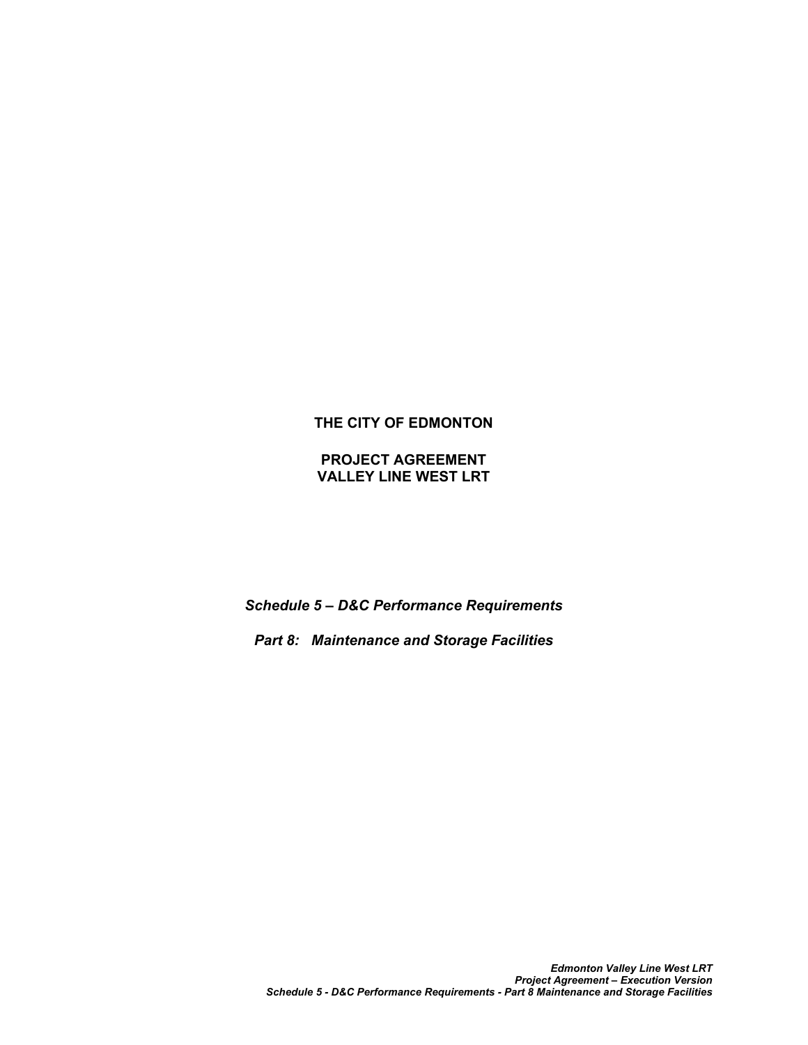**THE CITY OF EDMONTON**

**PROJECT AGREEMENT**
**VALLEY LINE WEST LRT**

***Schedule 5 – D&C Performance Requirements***

***Part 8: Maintenance and Storage Facilities***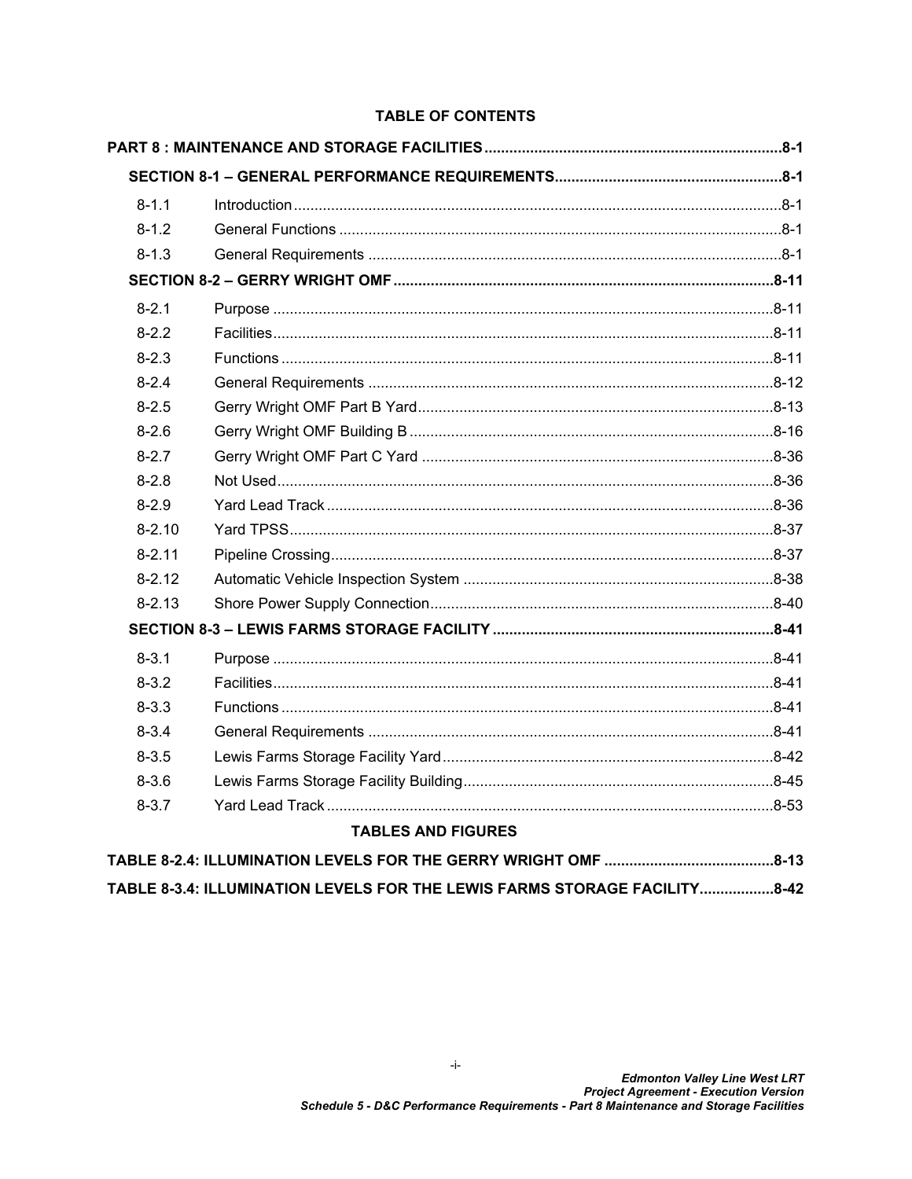## TABLE OF CONTENTS

**PART 8 : MAINTENANCE AND STORAGE FACILITIES** ....... 8-1

**SECTION 8-1 – GENERAL PERFORMANCE REQUIREMENTS** ....... 8-1

| | | |
|---|---|---|
| 8-1.1 | Introduction | 8-1 |
| 8-1.2 | General Functions | 8-1 |
| 8-1.3 | General Requirements | 8-1 |

**SECTION 8-2 – GERRY WRIGHT OMF** ....... 8-11

| | | |
|---|---|---|
| 8-2.1 | Purpose | 8-11 |
| 8-2.2 | Facilities | 8-11 |
| 8-2.3 | Functions | 8-11 |
| 8-2.4 | General Requirements | 8-12 |
| 8-2.5 | Gerry Wright OMF Part B Yard | 8-13 |
| 8-2.6 | Gerry Wright OMF Building B | 8-16 |
| 8-2.7 | Gerry Wright OMF Part C Yard | 8-36 |
| 8-2.8 | Not Used | 8-36 |
| 8-2.9 | Yard Lead Track | 8-36 |
| 8-2.10 | Yard TPSS | 8-37 |
| 8-2.11 | Pipeline Crossing | 8-37 |
| 8-2.12 | Automatic Vehicle Inspection System | 8-38 |
| 8-2.13 | Shore Power Supply Connection | 8-40 |

**SECTION 8-3 – LEWIS FARMS STORAGE FACILITY** ....... 8-41

| | | |
|---|---|---|
| 8-3.1 | Purpose | 8-41 |
| 8-3.2 | Facilities | 8-41 |
| 8-3.3 | Functions | 8-41 |
| 8-3.4 | General Requirements | 8-41 |
| 8-3.5 | Lewis Farms Storage Facility Yard | 8-42 |
| 8-3.6 | Lewis Farms Storage Facility Building | 8-45 |
| 8-3.7 | Yard Lead Track | 8-53 |

## TABLES AND FIGURES

**TABLE 8-2.4: ILLUMINATION LEVELS FOR THE GERRY WRIGHT OMF** ....... 8-13

**TABLE 8-3.4: ILLUMINATION LEVELS FOR THE LEWIS FARMS STORAGE FACILITY** ....... 8-42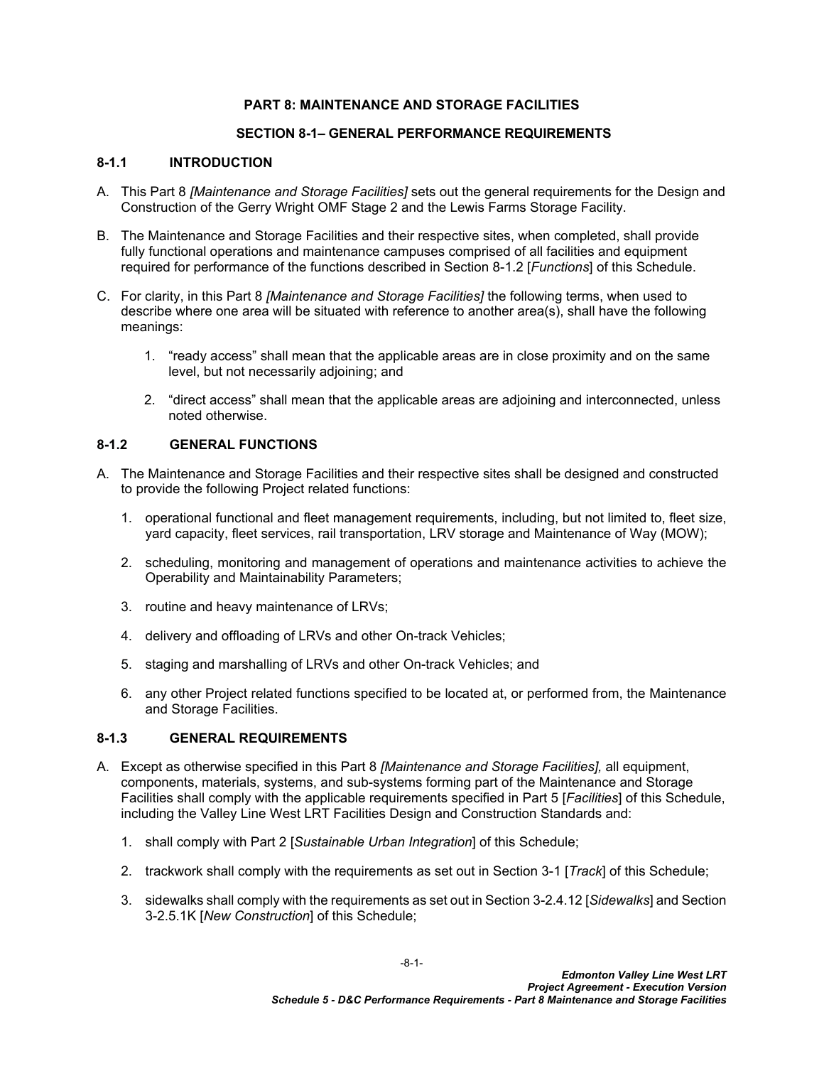# PART 8: MAINTENANCE AND STORAGE FACILITIES

## SECTION 8-1– GENERAL PERFORMANCE REQUIREMENTS

### 8-1.1 INTRODUCTION

A. This Part 8 *[Maintenance and Storage Facilities]* sets out the general requirements for the Design and Construction of the Gerry Wright OMF Stage 2 and the Lewis Farms Storage Facility.

B. The Maintenance and Storage Facilities and their respective sites, when completed, shall provide fully functional operations and maintenance campuses comprised of all facilities and equipment required for performance of the functions described in Section 8-1.2 [*Functions*] of this Schedule.

C. For clarity, in this Part 8 *[Maintenance and Storage Facilities]* the following terms, when used to describe where one area will be situated with reference to another area(s), shall have the following meanings:

   1. "ready access" shall mean that the applicable areas are in close proximity and on the same level, but not necessarily adjoining; and

   2. "direct access" shall mean that the applicable areas are adjoining and interconnected, unless noted otherwise.

### 8-1.2 GENERAL FUNCTIONS

A. The Maintenance and Storage Facilities and their respective sites shall be designed and constructed to provide the following Project related functions:

   1. operational functional and fleet management requirements, including, but not limited to, fleet size, yard capacity, fleet services, rail transportation, LRV storage and Maintenance of Way (MOW);

   2. scheduling, monitoring and management of operations and maintenance activities to achieve the Operability and Maintainability Parameters;

   3. routine and heavy maintenance of LRVs;

   4. delivery and offloading of LRVs and other On-track Vehicles;

   5. staging and marshalling of LRVs and other On-track Vehicles; and

   6. any other Project related functions specified to be located at, or performed from, the Maintenance and Storage Facilities.

### 8-1.3 GENERAL REQUIREMENTS

A. Except as otherwise specified in this Part 8 *[Maintenance and Storage Facilities],* all equipment, components, materials, systems, and sub-systems forming part of the Maintenance and Storage Facilities shall comply with the applicable requirements specified in Part 5 [*Facilities*] of this Schedule, including the Valley Line West LRT Facilities Design and Construction Standards and:

   1. shall comply with Part 2 [*Sustainable Urban Integration*] of this Schedule;

   2. trackwork shall comply with the requirements as set out in Section 3-1 [*Track*] of this Schedule;

   3. sidewalks shall comply with the requirements as set out in Section 3-2.4.12 [*Sidewalks*] and Section 3-2.5.1K [*New Construction*] of this Schedule;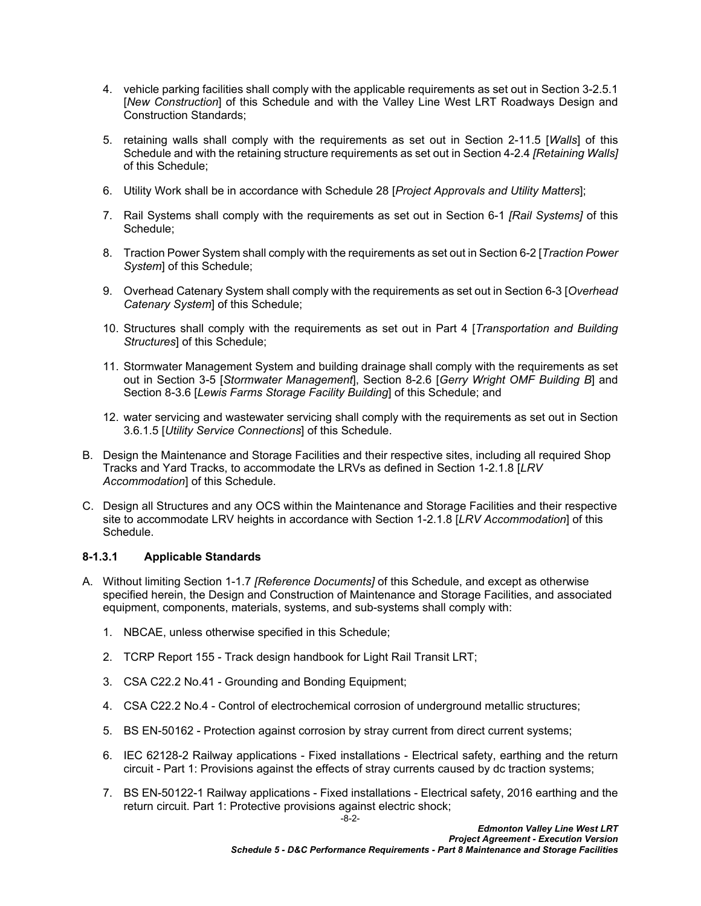4. vehicle parking facilities shall comply with the applicable requirements as set out in Section 3-2.5.1 [*New Construction*] of this Schedule and with the Valley Line West LRT Roadways Design and Construction Standards;

5. retaining walls shall comply with the requirements as set out in Section 2-11.5 [*Walls*] of this Schedule and with the retaining structure requirements as set out in Section 4-2.4 *[Retaining Walls]* of this Schedule;

6. Utility Work shall be in accordance with Schedule 28 [*Project Approvals and Utility Matters*];

7. Rail Systems shall comply with the requirements as set out in Section 6-1 *[Rail Systems]* of this Schedule;

8. Traction Power System shall comply with the requirements as set out in Section 6-2 [*Traction Power System*] of this Schedule;

9. Overhead Catenary System shall comply with the requirements as set out in Section 6-3 [*Overhead Catenary System*] of this Schedule;

10. Structures shall comply with the requirements as set out in Part 4 [*Transportation and Building Structures*] of this Schedule;

11. Stormwater Management System and building drainage shall comply with the requirements as set out in Section 3-5 [*Stormwater Management*], Section 8-2.6 [*Gerry Wright OMF Building B*] and Section 8-3.6 [*Lewis Farms Storage Facility Building*] of this Schedule; and

12. water servicing and wastewater servicing shall comply with the requirements as set out in Section 3.6.1.5 [*Utility Service Connections*] of this Schedule.

B. Design the Maintenance and Storage Facilities and their respective sites, including all required Shop Tracks and Yard Tracks, to accommodate the LRVs as defined in Section 1-2.1.8 [*LRV Accommodation*] of this Schedule.

C. Design all Structures and any OCS within the Maintenance and Storage Facilities and their respective site to accommodate LRV heights in accordance with Section 1-2.1.8 [*LRV Accommodation*] of this Schedule.

#### 8-1.3.1 Applicable Standards

A. Without limiting Section 1-1.7 *[Reference Documents]* of this Schedule, and except as otherwise specified herein, the Design and Construction of Maintenance and Storage Facilities, and associated equipment, components, materials, systems, and sub-systems shall comply with:

1. NBCAE, unless otherwise specified in this Schedule;

2. TCRP Report 155 - Track design handbook for Light Rail Transit LRT;

3. CSA C22.2 No.41 - Grounding and Bonding Equipment;

4. CSA C22.2 No.4 - Control of electrochemical corrosion of underground metallic structures;

5. BS EN-50162 - Protection against corrosion by stray current from direct current systems;

6. IEC 62128-2 Railway applications - Fixed installations - Electrical safety, earthing and the return circuit - Part 1: Provisions against the effects of stray currents caused by dc traction systems;

7. BS EN-50122-1 Railway applications - Fixed installations - Electrical safety, 2016 earthing and the return circuit. Part 1: Protective provisions against electric shock;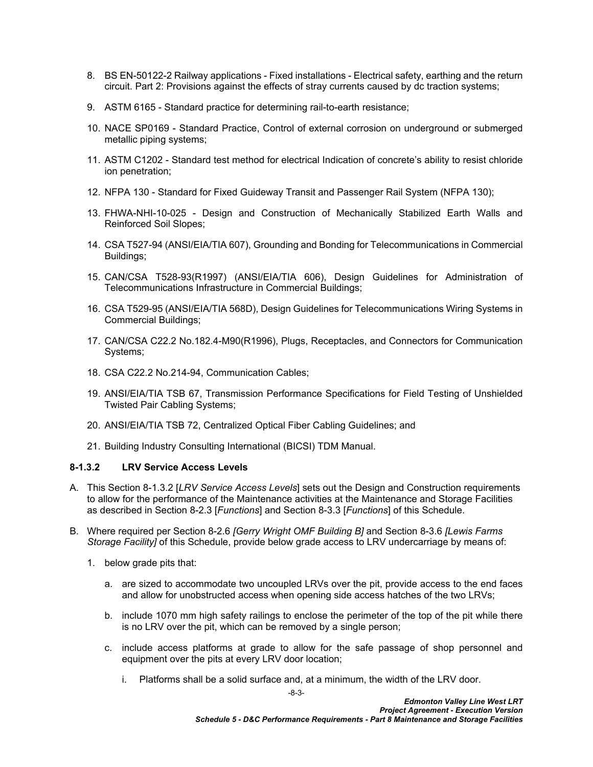8. BS EN-50122-2 Railway applications - Fixed installations - Electrical safety, earthing and the return circuit. Part 2: Provisions against the effects of stray currents caused by dc traction systems;

9. ASTM 6165 - Standard practice for determining rail-to-earth resistance;

10. NACE SP0169 - Standard Practice, Control of external corrosion on underground or submerged metallic piping systems;

11. ASTM C1202 - Standard test method for electrical Indication of concrete's ability to resist chloride ion penetration;

12. NFPA 130 - Standard for Fixed Guideway Transit and Passenger Rail System (NFPA 130);

13. FHWA-NHI-10-025 - Design and Construction of Mechanically Stabilized Earth Walls and Reinforced Soil Slopes;

14. CSA T527-94 (ANSI/EIA/TIA 607), Grounding and Bonding for Telecommunications in Commercial Buildings;

15. CAN/CSA T528-93(R1997) (ANSI/EIA/TIA 606), Design Guidelines for Administration of Telecommunications Infrastructure in Commercial Buildings;

16. CSA T529-95 (ANSI/EIA/TIA 568D), Design Guidelines for Telecommunications Wiring Systems in Commercial Buildings;

17. CAN/CSA C22.2 No.182.4-M90(R1996), Plugs, Receptacles, and Connectors for Communication Systems;

18. CSA C22.2 No.214-94, Communication Cables;

19. ANSI/EIA/TIA TSB 67, Transmission Performance Specifications for Field Testing of Unshielded Twisted Pair Cabling Systems;

20. ANSI/EIA/TIA TSB 72, Centralized Optical Fiber Cabling Guidelines; and

21. Building Industry Consulting International (BICSI) TDM Manual.

#### 8-1.3.2 LRV Service Access Levels

A. This Section 8-1.3.2 [*LRV Service Access Levels*] sets out the Design and Construction requirements to allow for the performance of the Maintenance activities at the Maintenance and Storage Facilities as described in Section 8-2.3 [*Functions*] and Section 8-3.3 [*Functions*] of this Schedule.

B. Where required per Section 8-2.6 *[Gerry Wright OMF Building B]* and Section 8-3.6 *[Lewis Farms Storage Facility]* of this Schedule, provide below grade access to LRV undercarriage by means of:

   1. below grade pits that:

      a. are sized to accommodate two uncoupled LRVs over the pit, provide access to the end faces and allow for unobstructed access when opening side access hatches of the two LRVs;

      b. include 1070 mm high safety railings to enclose the perimeter of the top of the pit while there is no LRV over the pit, which can be removed by a single person;

      c. include access platforms at grade to allow for the safe passage of shop personnel and equipment over the pits at every LRV door location;

         i. Platforms shall be a solid surface and, at a minimum, the width of the LRV door.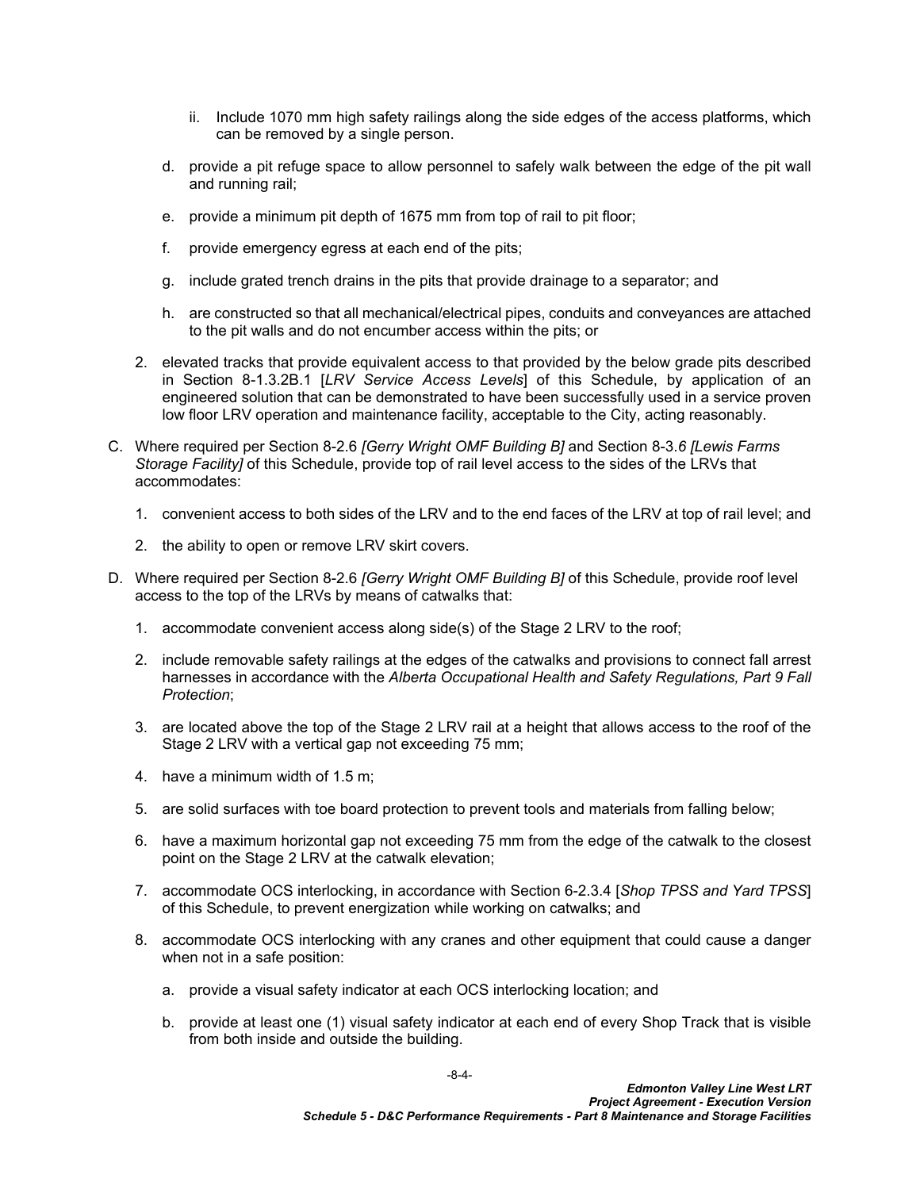ii. Include 1070 mm high safety railings along the side edges of the access platforms, which can be removed by a single person.

d. provide a pit refuge space to allow personnel to safely walk between the edge of the pit wall and running rail;

e. provide a minimum pit depth of 1675 mm from top of rail to pit floor;

f. provide emergency egress at each end of the pits;

g. include grated trench drains in the pits that provide drainage to a separator; and

h. are constructed so that all mechanical/electrical pipes, conduits and conveyances are attached to the pit walls and do not encumber access within the pits; or

2. elevated tracks that provide equivalent access to that provided by the below grade pits described in Section 8-1.3.2B.1 [*LRV Service Access Levels*] of this Schedule, by application of an engineered solution that can be demonstrated to have been successfully used in a service proven low floor LRV operation and maintenance facility, acceptable to the City, acting reasonably.

C. Where required per Section 8-2.6 *[Gerry Wright OMF Building B]* and Section 8-3.6 *[Lewis Farms Storage Facility]* of this Schedule, provide top of rail level access to the sides of the LRVs that accommodates:

1. convenient access to both sides of the LRV and to the end faces of the LRV at top of rail level; and

2. the ability to open or remove LRV skirt covers.

D. Where required per Section 8-2.6 *[Gerry Wright OMF Building B]* of this Schedule, provide roof level access to the top of the LRVs by means of catwalks that:

1. accommodate convenient access along side(s) of the Stage 2 LRV to the roof;

2. include removable safety railings at the edges of the catwalks and provisions to connect fall arrest harnesses in accordance with the *Alberta Occupational Health and Safety Regulations, Part 9 Fall Protection*;

3. are located above the top of the Stage 2 LRV rail at a height that allows access to the roof of the Stage 2 LRV with a vertical gap not exceeding 75 mm;

4. have a minimum width of 1.5 m;

5. are solid surfaces with toe board protection to prevent tools and materials from falling below;

6. have a maximum horizontal gap not exceeding 75 mm from the edge of the catwalk to the closest point on the Stage 2 LRV at the catwalk elevation;

7. accommodate OCS interlocking, in accordance with Section 6-2.3.4 [*Shop TPSS and Yard TPSS*] of this Schedule, to prevent energization while working on catwalks; and

8. accommodate OCS interlocking with any cranes and other equipment that could cause a danger when not in a safe position:

a. provide a visual safety indicator at each OCS interlocking location; and

b. provide at least one (1) visual safety indicator at each end of every Shop Track that is visible from both inside and outside the building.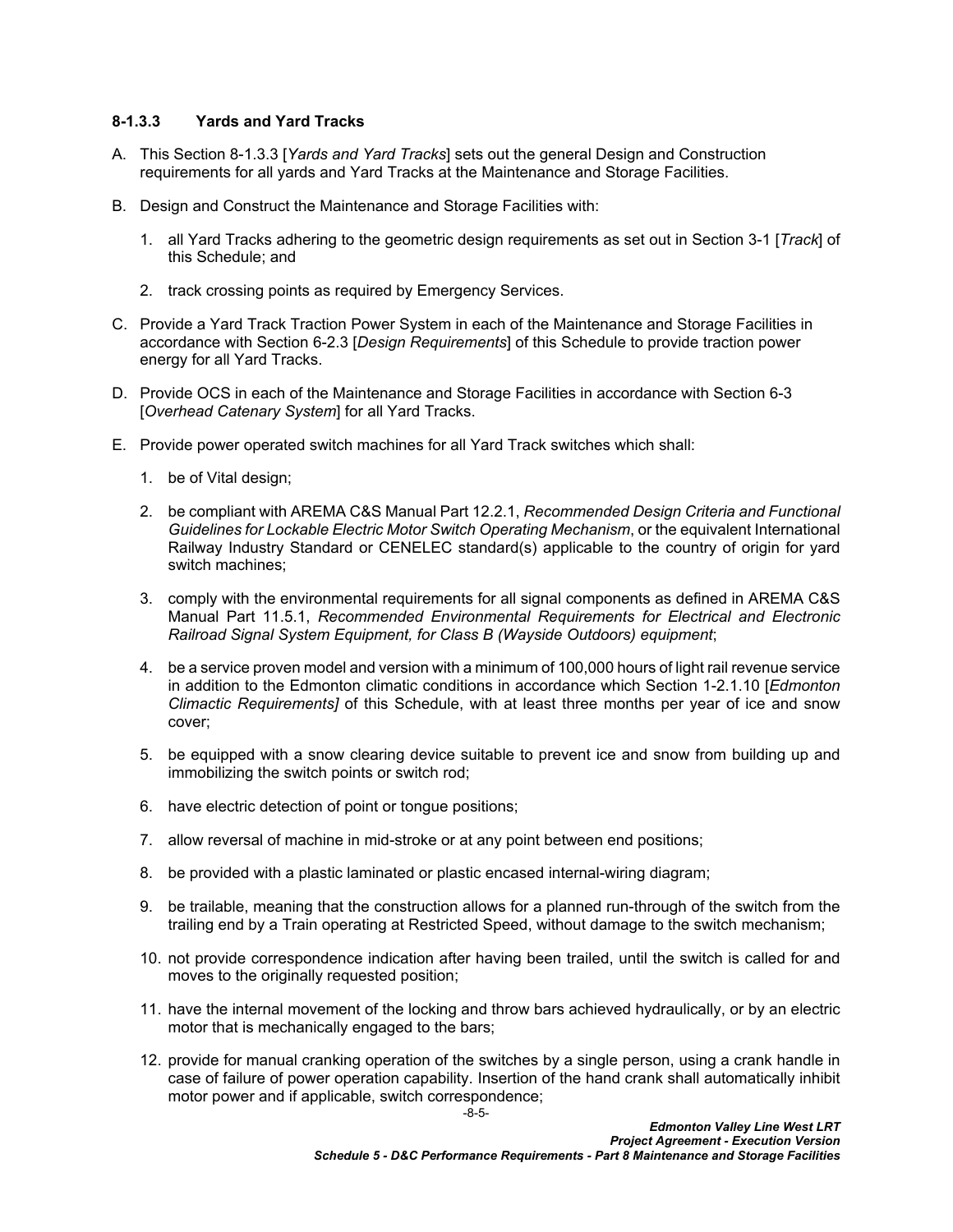### 8-1.3.3 Yards and Yard Tracks

A. This Section 8-1.3.3 [*Yards and Yard Tracks*] sets out the general Design and Construction requirements for all yards and Yard Tracks at the Maintenance and Storage Facilities.

B. Design and Construct the Maintenance and Storage Facilities with:

   1. all Yard Tracks adhering to the geometric design requirements as set out in Section 3-1 [*Track*] of this Schedule; and

   2. track crossing points as required by Emergency Services.

C. Provide a Yard Track Traction Power System in each of the Maintenance and Storage Facilities in accordance with Section 6-2.3 [*Design Requirements*] of this Schedule to provide traction power energy for all Yard Tracks.

D. Provide OCS in each of the Maintenance and Storage Facilities in accordance with Section 6-3 [*Overhead Catenary System*] for all Yard Tracks.

E. Provide power operated switch machines for all Yard Track switches which shall:

   1. be of Vital design;

   2. be compliant with AREMA C&S Manual Part 12.2.1, *Recommended Design Criteria and Functional Guidelines for Lockable Electric Motor Switch Operating Mechanism*, or the equivalent International Railway Industry Standard or CENELEC standard(s) applicable to the country of origin for yard switch machines;

   3. comply with the environmental requirements for all signal components as defined in AREMA C&S Manual Part 11.5.1, *Recommended Environmental Requirements for Electrical and Electronic Railroad Signal System Equipment, for Class B (Wayside Outdoors) equipment*;

   4. be a service proven model and version with a minimum of 100,000 hours of light rail revenue service in addition to the Edmonton climatic conditions in accordance which Section 1-2.1.10 [*Edmonton Climactic Requirements]* of this Schedule, with at least three months per year of ice and snow cover;

   5. be equipped with a snow clearing device suitable to prevent ice and snow from building up and immobilizing the switch points or switch rod;

   6. have electric detection of point or tongue positions;

   7. allow reversal of machine in mid-stroke or at any point between end positions;

   8. be provided with a plastic laminated or plastic encased internal-wiring diagram;

   9. be trailable, meaning that the construction allows for a planned run-through of the switch from the trailing end by a Train operating at Restricted Speed, without damage to the switch mechanism;

   10. not provide correspondence indication after having been trailed, until the switch is called for and moves to the originally requested position;

   11. have the internal movement of the locking and throw bars achieved hydraulically, or by an electric motor that is mechanically engaged to the bars;

   12. provide for manual cranking operation of the switches by a single person, using a crank handle in case of failure of power operation capability. Insertion of the hand crank shall automatically inhibit motor power and if applicable, switch correspondence;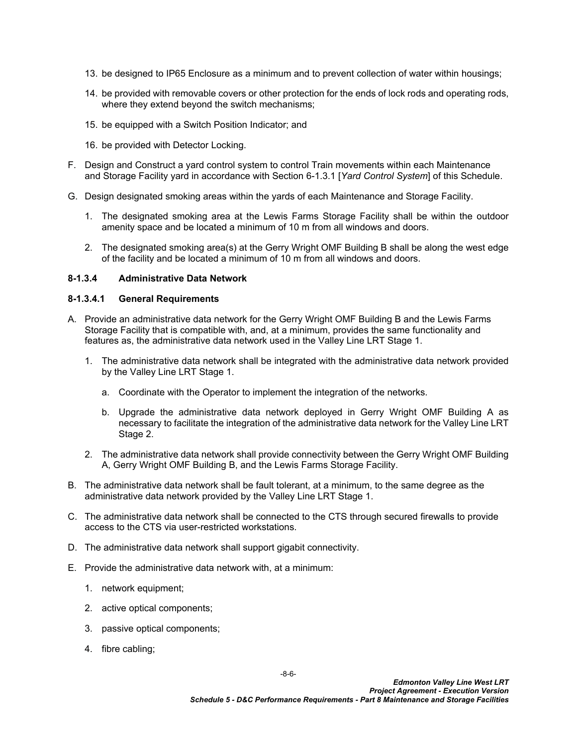13. be designed to IP65 Enclosure as a minimum and to prevent collection of water within housings;

14. be provided with removable covers or other protection for the ends of lock rods and operating rods, where they extend beyond the switch mechanisms;

15. be equipped with a Switch Position Indicator; and

16. be provided with Detector Locking.

F. Design and Construct a yard control system to control Train movements within each Maintenance and Storage Facility yard in accordance with Section 6-1.3.1 [*Yard Control System*] of this Schedule.

G. Design designated smoking areas within the yards of each Maintenance and Storage Facility.

   1. The designated smoking area at the Lewis Farms Storage Facility shall be within the outdoor amenity space and be located a minimum of 10 m from all windows and doors.

   2. The designated smoking area(s) at the Gerry Wright OMF Building B shall be along the west edge of the facility and be located a minimum of 10 m from all windows and doors.

#### 8-1.3.4 Administrative Data Network

##### 8-1.3.4.1 General Requirements

A. Provide an administrative data network for the Gerry Wright OMF Building B and the Lewis Farms Storage Facility that is compatible with, and, at a minimum, provides the same functionality and features as, the administrative data network used in the Valley Line LRT Stage 1.

   1. The administrative data network shall be integrated with the administrative data network provided by the Valley Line LRT Stage 1.

      a. Coordinate with the Operator to implement the integration of the networks.

      b. Upgrade the administrative data network deployed in Gerry Wright OMF Building A as necessary to facilitate the integration of the administrative data network for the Valley Line LRT Stage 2.

   2. The administrative data network shall provide connectivity between the Gerry Wright OMF Building A, Gerry Wright OMF Building B, and the Lewis Farms Storage Facility.

B. The administrative data network shall be fault tolerant, at a minimum, to the same degree as the administrative data network provided by the Valley Line LRT Stage 1.

C. The administrative data network shall be connected to the CTS through secured firewalls to provide access to the CTS via user-restricted workstations.

D. The administrative data network shall support gigabit connectivity.

E. Provide the administrative data network with, at a minimum:

   1. network equipment;

   2. active optical components;

   3. passive optical components;

   4. fibre cabling;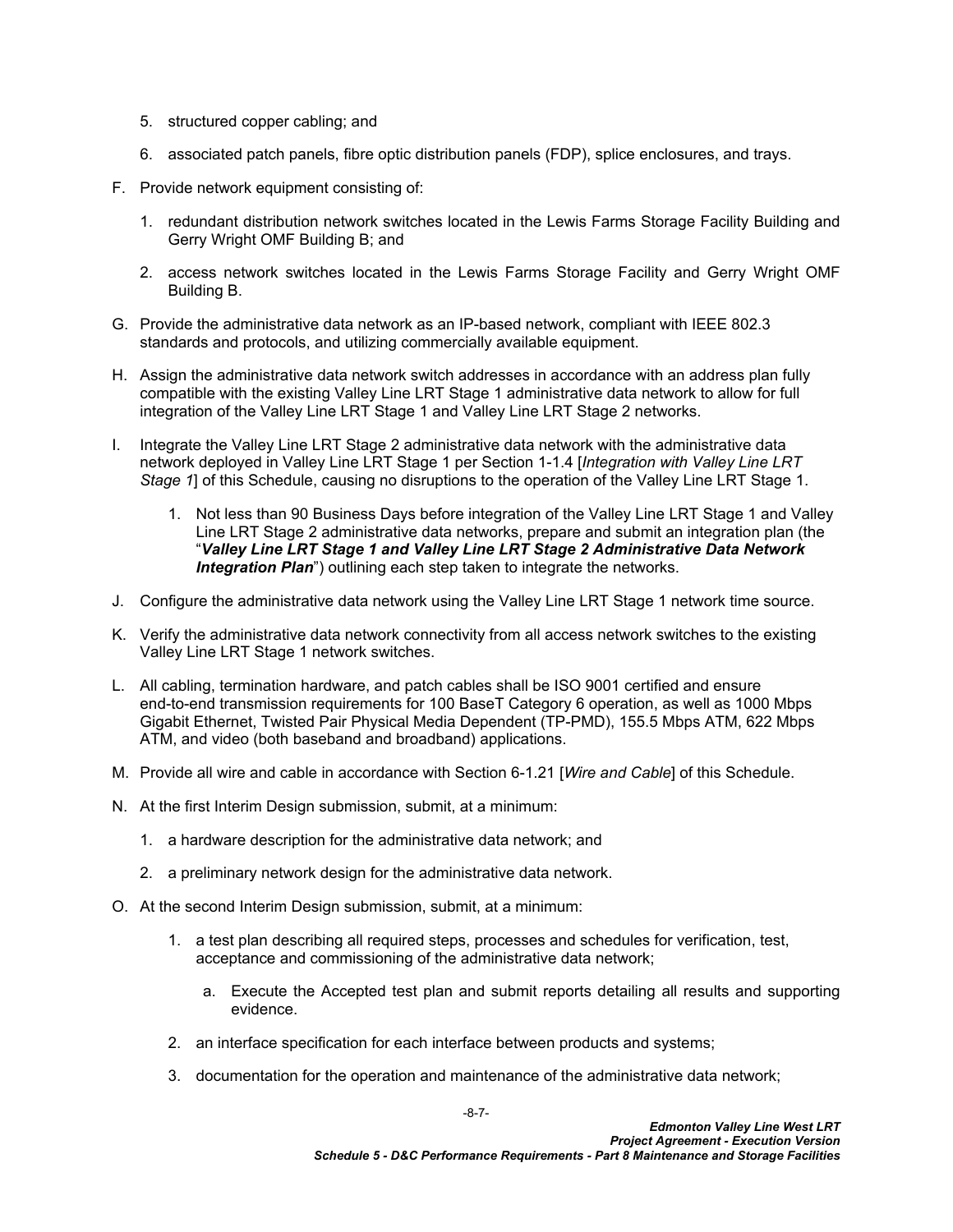5. structured copper cabling; and
6. associated patch panels, fibre optic distribution panels (FDP), splice enclosures, and trays.

F. Provide network equipment consisting of:

1. redundant distribution network switches located in the Lewis Farms Storage Facility Building and Gerry Wright OMF Building B; and
2. access network switches located in the Lewis Farms Storage Facility and Gerry Wright OMF Building B.

G. Provide the administrative data network as an IP-based network, compliant with IEEE 802.3 standards and protocols, and utilizing commercially available equipment.

H. Assign the administrative data network switch addresses in accordance with an address plan fully compatible with the existing Valley Line LRT Stage 1 administrative data network to allow for full integration of the Valley Line LRT Stage 1 and Valley Line LRT Stage 2 networks.

I. Integrate the Valley Line LRT Stage 2 administrative data network with the administrative data network deployed in Valley Line LRT Stage 1 per Section 1-1.4 [*Integration with Valley Line LRT Stage 1*] of this Schedule, causing no disruptions to the operation of the Valley Line LRT Stage 1.

1. Not less than 90 Business Days before integration of the Valley Line LRT Stage 1 and Valley Line LRT Stage 2 administrative data networks, prepare and submit an integration plan (the "***Valley Line LRT Stage 1 and Valley Line LRT Stage 2 Administrative Data Network Integration Plan***") outlining each step taken to integrate the networks.

J. Configure the administrative data network using the Valley Line LRT Stage 1 network time source.

K. Verify the administrative data network connectivity from all access network switches to the existing Valley Line LRT Stage 1 network switches.

L. All cabling, termination hardware, and patch cables shall be ISO 9001 certified and ensure end-to-end transmission requirements for 100 BaseT Category 6 operation, as well as 1000 Mbps Gigabit Ethernet, Twisted Pair Physical Media Dependent (TP-PMD), 155.5 Mbps ATM, 622 Mbps ATM, and video (both baseband and broadband) applications.

M. Provide all wire and cable in accordance with Section 6-1.21 [*Wire and Cable*] of this Schedule.

N. At the first Interim Design submission, submit, at a minimum:

1. a hardware description for the administrative data network; and
2. a preliminary network design for the administrative data network.

O. At the second Interim Design submission, submit, at a minimum:

1. a test plan describing all required steps, processes and schedules for verification, test, acceptance and commissioning of the administrative data network;
   a. Execute the Accepted test plan and submit reports detailing all results and supporting evidence.
2. an interface specification for each interface between products and systems;
3. documentation for the operation and maintenance of the administrative data network;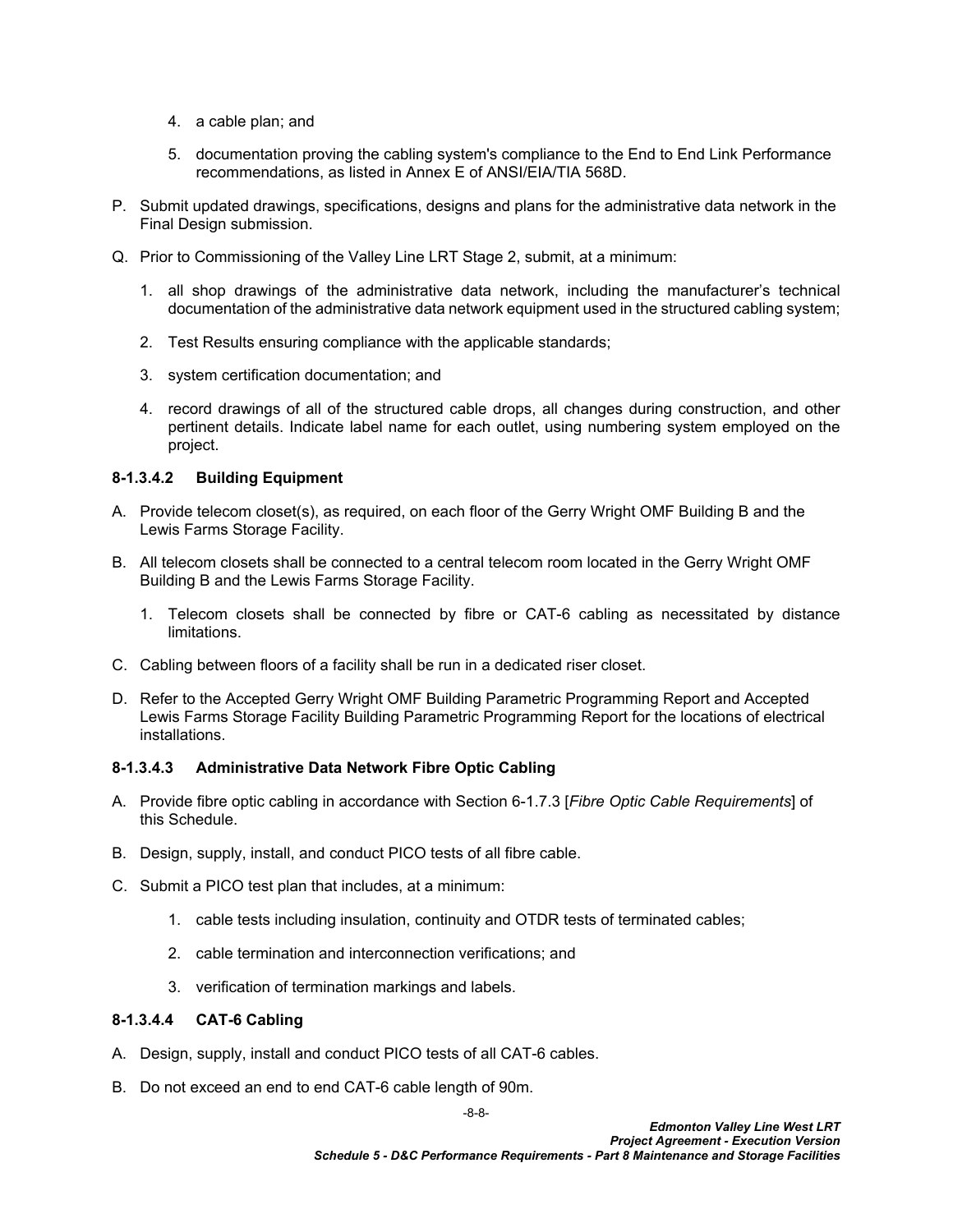4. a cable plan; and

5. documentation proving the cabling system's compliance to the End to End Link Performance recommendations, as listed in Annex E of ANSI/EIA/TIA 568D.

P. Submit updated drawings, specifications, designs and plans for the administrative data network in the Final Design submission.

Q. Prior to Commissioning of the Valley Line LRT Stage 2, submit, at a minimum:

1. all shop drawings of the administrative data network, including the manufacturer's technical documentation of the administrative data network equipment used in the structured cabling system;

2. Test Results ensuring compliance with the applicable standards;

3. system certification documentation; and

4. record drawings of all of the structured cable drops, all changes during construction, and other pertinent details. Indicate label name for each outlet, using numbering system employed on the project.

#### 8-1.3.4.2 Building Equipment

A. Provide telecom closet(s), as required, on each floor of the Gerry Wright OMF Building B and the Lewis Farms Storage Facility.

B. All telecom closets shall be connected to a central telecom room located in the Gerry Wright OMF Building B and the Lewis Farms Storage Facility.

1. Telecom closets shall be connected by fibre or CAT-6 cabling as necessitated by distance limitations.

C. Cabling between floors of a facility shall be run in a dedicated riser closet.

D. Refer to the Accepted Gerry Wright OMF Building Parametric Programming Report and Accepted Lewis Farms Storage Facility Building Parametric Programming Report for the locations of electrical installations.

#### 8-1.3.4.3 Administrative Data Network Fibre Optic Cabling

A. Provide fibre optic cabling in accordance with Section 6-1.7.3 [*Fibre Optic Cable Requirements*] of this Schedule.

B. Design, supply, install, and conduct PICO tests of all fibre cable.

C. Submit a PICO test plan that includes, at a minimum:

1. cable tests including insulation, continuity and OTDR tests of terminated cables;

2. cable termination and interconnection verifications; and

3. verification of termination markings and labels.

#### 8-1.3.4.4 CAT-6 Cabling

A. Design, supply, install and conduct PICO tests of all CAT-6 cables.

B. Do not exceed an end to end CAT-6 cable length of 90m.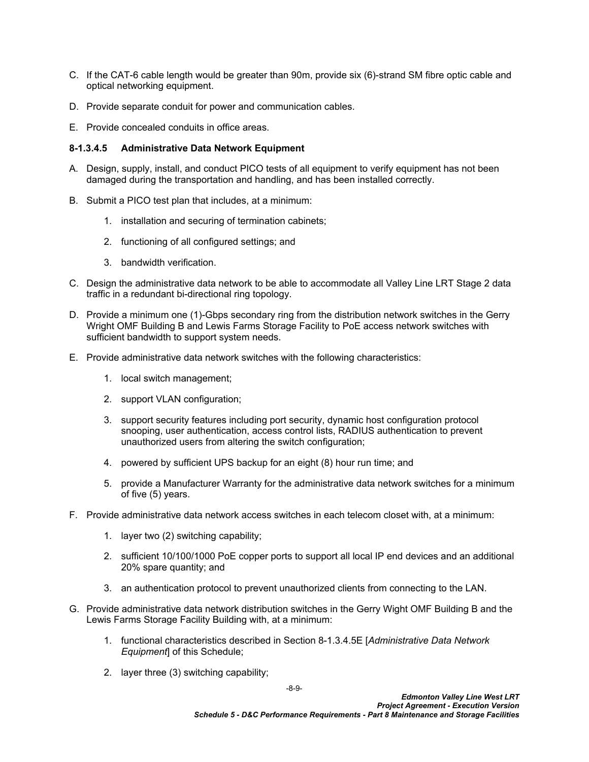C. If the CAT-6 cable length would be greater than 90m, provide six (6)-strand SM fibre optic cable and optical networking equipment.

D. Provide separate conduit for power and communication cables.

E. Provide concealed conduits in office areas.

#### 8-1.3.4.5 Administrative Data Network Equipment

A. Design, supply, install, and conduct PICO tests of all equipment to verify equipment has not been damaged during the transportation and handling, and has been installed correctly.

B. Submit a PICO test plan that includes, at a minimum:

1. installation and securing of termination cabinets;
2. functioning of all configured settings; and
3. bandwidth verification.

C. Design the administrative data network to be able to accommodate all Valley Line LRT Stage 2 data traffic in a redundant bi-directional ring topology.

D. Provide a minimum one (1)-Gbps secondary ring from the distribution network switches in the Gerry Wright OMF Building B and Lewis Farms Storage Facility to PoE access network switches with sufficient bandwidth to support system needs.

E. Provide administrative data network switches with the following characteristics:

1. local switch management;
2. support VLAN configuration;
3. support security features including port security, dynamic host configuration protocol snooping, user authentication, access control lists, RADIUS authentication to prevent unauthorized users from altering the switch configuration;
4. powered by sufficient UPS backup for an eight (8) hour run time; and
5. provide a Manufacturer Warranty for the administrative data network switches for a minimum of five (5) years.

F. Provide administrative data network access switches in each telecom closet with, at a minimum:

1. layer two (2) switching capability;
2. sufficient 10/100/1000 PoE copper ports to support all local IP end devices and an additional 20% spare quantity; and
3. an authentication protocol to prevent unauthorized clients from connecting to the LAN.

G. Provide administrative data network distribution switches in the Gerry Wight OMF Building B and the Lewis Farms Storage Facility Building with, at a minimum:

1. functional characteristics described in Section 8-1.3.4.5E [*Administrative Data Network Equipment*] of this Schedule;
2. layer three (3) switching capability;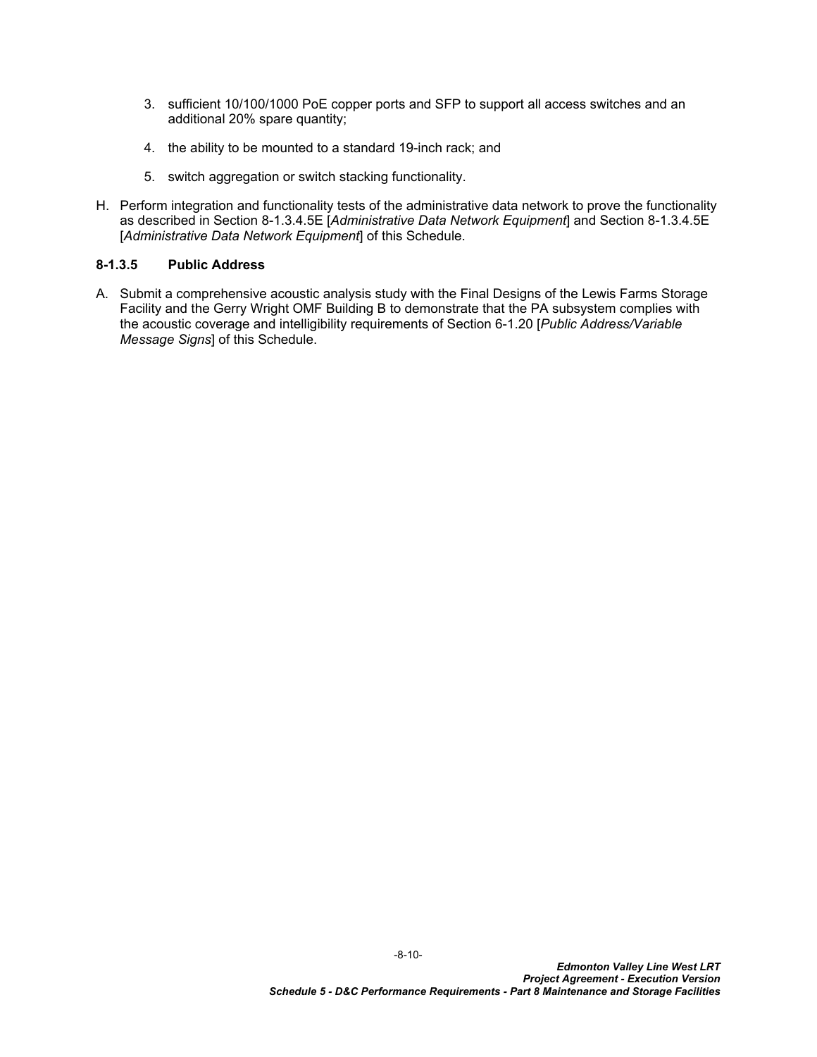3. sufficient 10/100/1000 PoE copper ports and SFP to support all access switches and an additional 20% spare quantity;

4. the ability to be mounted to a standard 19-inch rack; and

5. switch aggregation or switch stacking functionality.

H. Perform integration and functionality tests of the administrative data network to prove the functionality as described in Section 8-1.3.4.5E [*Administrative Data Network Equipment*] and Section 8-1.3.4.5E [*Administrative Data Network Equipment*] of this Schedule.

#### 8-1.3.5 Public Address

A. Submit a comprehensive acoustic analysis study with the Final Designs of the Lewis Farms Storage Facility and the Gerry Wright OMF Building B to demonstrate that the PA subsystem complies with the acoustic coverage and intelligibility requirements of Section 6-1.20 [*Public Address/Variable Message Signs*] of this Schedule.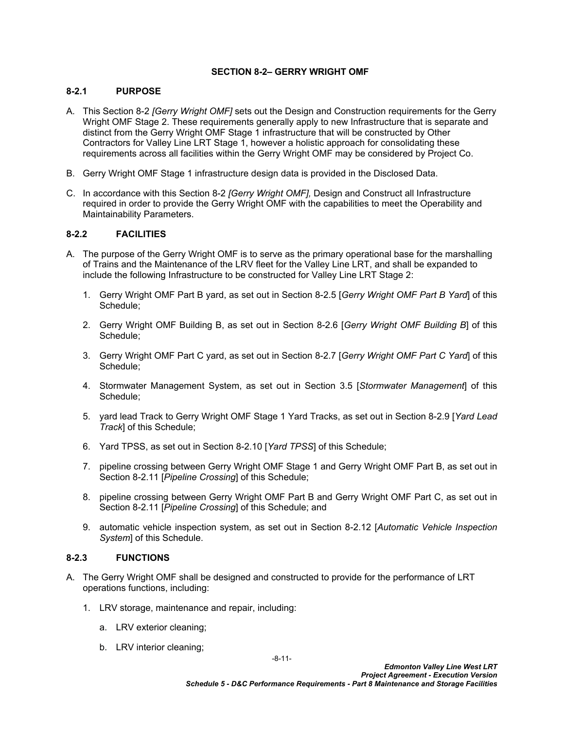## SECTION 8-2– GERRY WRIGHT OMF

### 8-2.1 PURPOSE

A. This Section 8-2 *[Gerry Wright OMF]* sets out the Design and Construction requirements for the Gerry Wright OMF Stage 2. These requirements generally apply to new Infrastructure that is separate and distinct from the Gerry Wright OMF Stage 1 infrastructure that will be constructed by Other Contractors for Valley Line LRT Stage 1, however a holistic approach for consolidating these requirements across all facilities within the Gerry Wright OMF may be considered by Project Co.

B. Gerry Wright OMF Stage 1 infrastructure design data is provided in the Disclosed Data.

C. In accordance with this Section 8-2 *[Gerry Wright OMF],* Design and Construct all Infrastructure required in order to provide the Gerry Wright OMF with the capabilities to meet the Operability and Maintainability Parameters.

### 8-2.2 FACILITIES

A. The purpose of the Gerry Wright OMF is to serve as the primary operational base for the marshalling of Trains and the Maintenance of the LRV fleet for the Valley Line LRT, and shall be expanded to include the following Infrastructure to be constructed for Valley Line LRT Stage 2:

1. Gerry Wright OMF Part B yard, as set out in Section 8-2.5 [*Gerry Wright OMF Part B Yard*] of this Schedule;

2. Gerry Wright OMF Building B, as set out in Section 8-2.6 [*Gerry Wright OMF Building B*] of this Schedule;

3. Gerry Wright OMF Part C yard, as set out in Section 8-2.7 [*Gerry Wright OMF Part C Yard*] of this Schedule;

4. Stormwater Management System, as set out in Section 3.5 [*Stormwater Management*] of this Schedule;

5. yard lead Track to Gerry Wright OMF Stage 1 Yard Tracks, as set out in Section 8-2.9 [*Yard Lead Track*] of this Schedule;

6. Yard TPSS, as set out in Section 8-2.10 [*Yard TPSS*] of this Schedule;

7. pipeline crossing between Gerry Wright OMF Stage 1 and Gerry Wright OMF Part B, as set out in Section 8-2.11 [*Pipeline Crossing*] of this Schedule;

8. pipeline crossing between Gerry Wright OMF Part B and Gerry Wright OMF Part C, as set out in Section 8-2.11 [*Pipeline Crossing*] of this Schedule; and

9. automatic vehicle inspection system, as set out in Section 8-2.12 [*Automatic Vehicle Inspection System*] of this Schedule.

### 8-2.3 FUNCTIONS

A. The Gerry Wright OMF shall be designed and constructed to provide for the performance of LRT operations functions, including:

1. LRV storage, maintenance and repair, including:

   a. LRV exterior cleaning;

   b. LRV interior cleaning;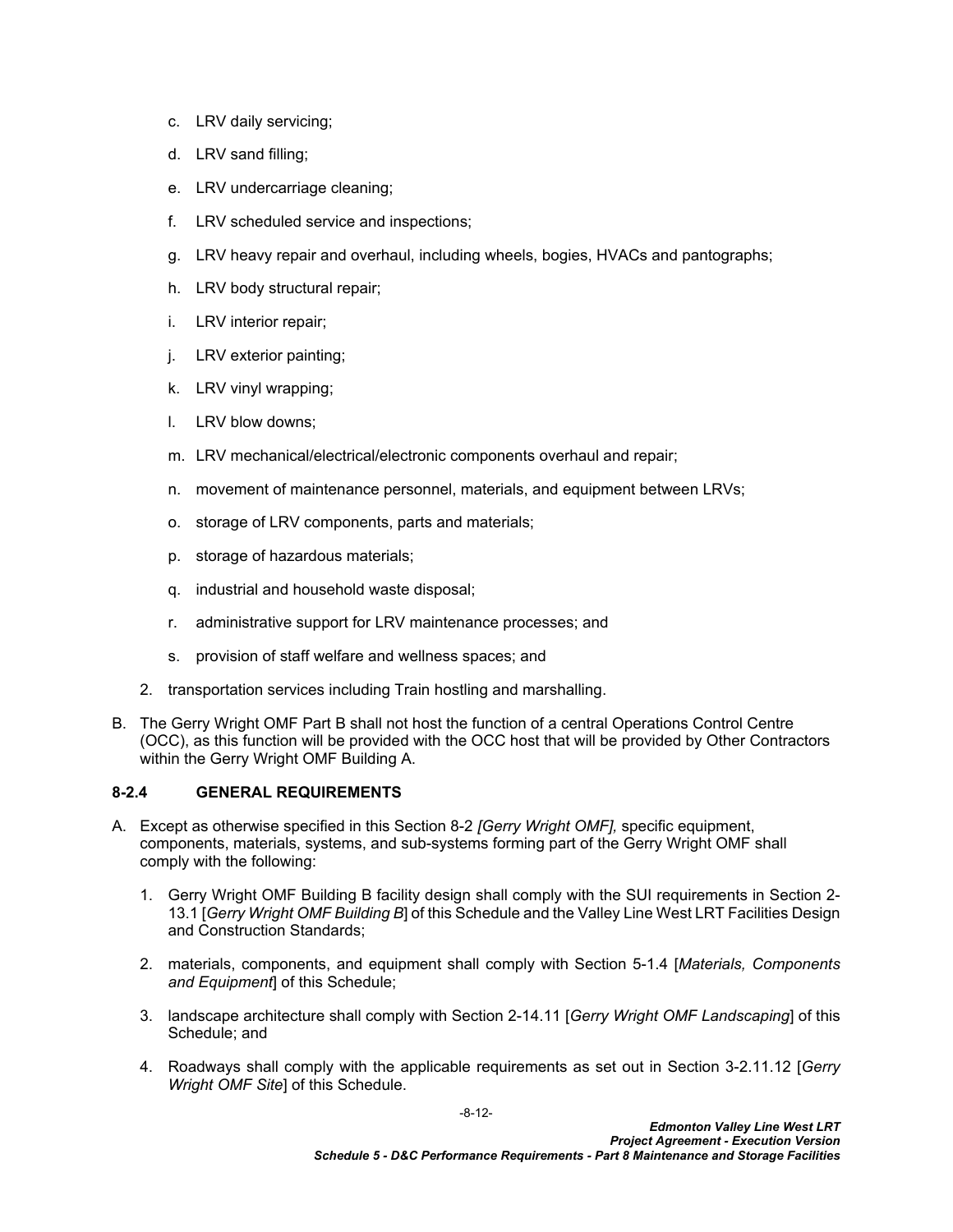c. LRV daily servicing;

d. LRV sand filling;

e. LRV undercarriage cleaning;

f. LRV scheduled service and inspections;

g. LRV heavy repair and overhaul, including wheels, bogies, HVACs and pantographs;

h. LRV body structural repair;

i. LRV interior repair;

j. LRV exterior painting;

k. LRV vinyl wrapping;

l. LRV blow downs;

m. LRV mechanical/electrical/electronic components overhaul and repair;

n. movement of maintenance personnel, materials, and equipment between LRVs;

o. storage of LRV components, parts and materials;

p. storage of hazardous materials;

q. industrial and household waste disposal;

r. administrative support for LRV maintenance processes; and

s. provision of staff welfare and wellness spaces; and

2. transportation services including Train hostling and marshalling.

B. The Gerry Wright OMF Part B shall not host the function of a central Operations Control Centre (OCC), as this function will be provided with the OCC host that will be provided by Other Contractors within the Gerry Wright OMF Building A.

### 8-2.4 GENERAL REQUIREMENTS

A. Except as otherwise specified in this Section 8-2 *[Gerry Wright OMF],* specific equipment, components, materials, systems, and sub-systems forming part of the Gerry Wright OMF shall comply with the following:

1. Gerry Wright OMF Building B facility design shall comply with the SUI requirements in Section 2-13.1 [*Gerry Wright OMF Building B*] of this Schedule and the Valley Line West LRT Facilities Design and Construction Standards;

2. materials, components, and equipment shall comply with Section 5-1.4 [*Materials, Components and Equipment*] of this Schedule;

3. landscape architecture shall comply with Section 2-14.11 [*Gerry Wright OMF Landscaping*] of this Schedule; and

4. Roadways shall comply with the applicable requirements as set out in Section 3-2.11.12 [*Gerry Wright OMF Site*] of this Schedule.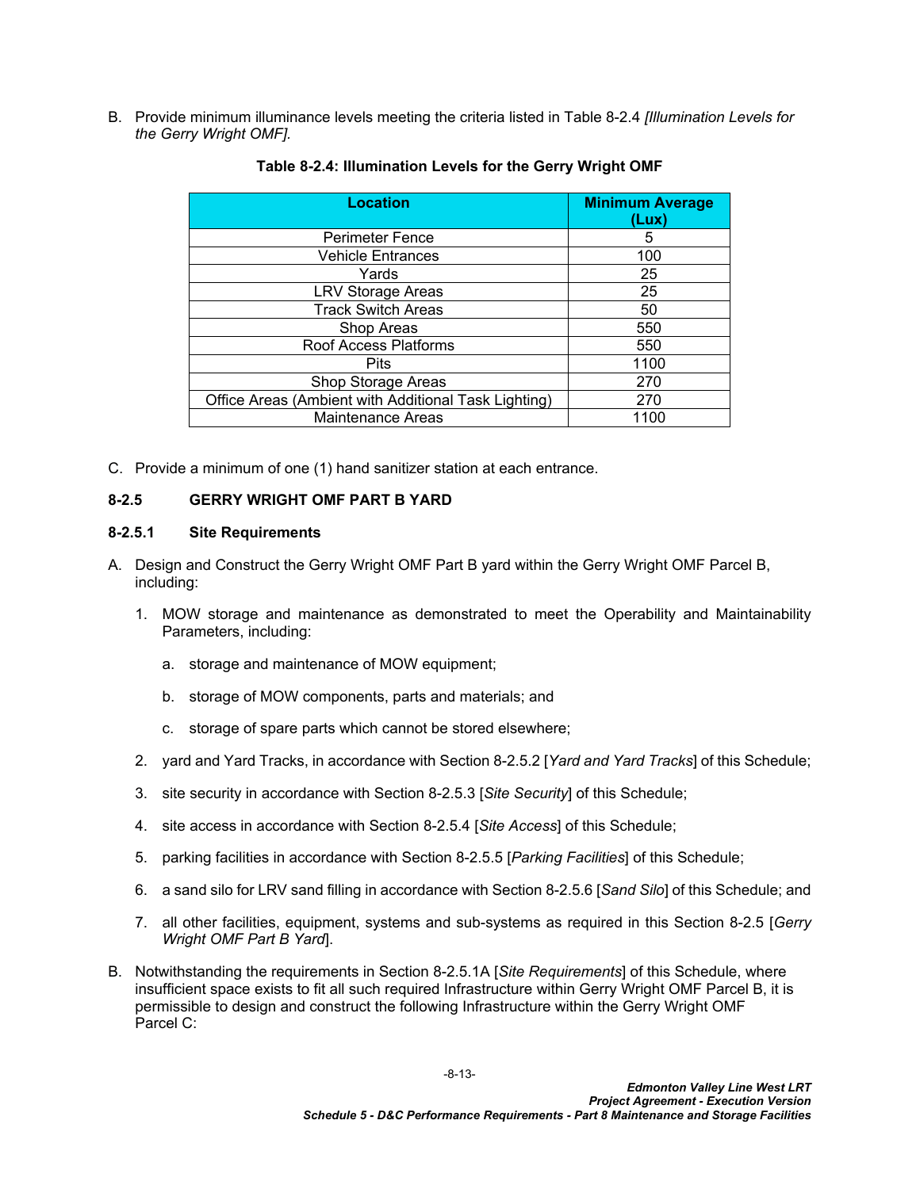B. Provide minimum illuminance levels meeting the criteria listed in Table 8-2.4 *[Illumination Levels for the Gerry Wright OMF].*

**Table 8-2.4: Illumination Levels for the Gerry Wright OMF**

| Location | Minimum Average (Lux) |
|---|---|
| Perimeter Fence | 5 |
| Vehicle Entrances | 100 |
| Yards | 25 |
| LRV Storage Areas | 25 |
| Track Switch Areas | 50 |
| Shop Areas | 550 |
| Roof Access Platforms | 550 |
| Pits | 1100 |
| Shop Storage Areas | 270 |
| Office Areas (Ambient with Additional Task Lighting) | 270 |
| Maintenance Areas | 1100 |

C. Provide a minimum of one (1) hand sanitizer station at each entrance.

### 8-2.5 GERRY WRIGHT OMF PART B YARD

#### 8-2.5.1 Site Requirements

A. Design and Construct the Gerry Wright OMF Part B yard within the Gerry Wright OMF Parcel B, including:

1. MOW storage and maintenance as demonstrated to meet the Operability and Maintainability Parameters, including:

   a. storage and maintenance of MOW equipment;

   b. storage of MOW components, parts and materials; and

   c. storage of spare parts which cannot be stored elsewhere;

2. yard and Yard Tracks, in accordance with Section 8-2.5.2 [*Yard and Yard Tracks*] of this Schedule;

3. site security in accordance with Section 8-2.5.3 [*Site Security*] of this Schedule;

4. site access in accordance with Section 8-2.5.4 [*Site Access*] of this Schedule;

5. parking facilities in accordance with Section 8-2.5.5 [*Parking Facilities*] of this Schedule;

6. a sand silo for LRV sand filling in accordance with Section 8-2.5.6 [*Sand Silo*] of this Schedule; and

7. all other facilities, equipment, systems and sub-systems as required in this Section 8-2.5 [*Gerry Wright OMF Part B Yard*].

B. Notwithstanding the requirements in Section 8-2.5.1A [*Site Requirements*] of this Schedule, where insufficient space exists to fit all such required Infrastructure within Gerry Wright OMF Parcel B, it is permissible to design and construct the following Infrastructure within the Gerry Wright OMF Parcel C: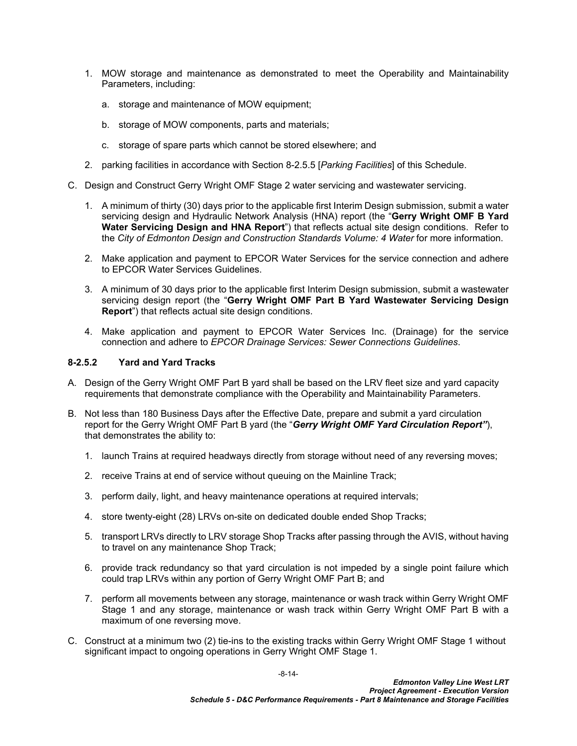1. MOW storage and maintenance as demonstrated to meet the Operability and Maintainability Parameters, including:

   a. storage and maintenance of MOW equipment;

   b. storage of MOW components, parts and materials;

   c. storage of spare parts which cannot be stored elsewhere; and

2. parking facilities in accordance with Section 8-2.5.5 [*Parking Facilities*] of this Schedule.

C. Design and Construct Gerry Wright OMF Stage 2 water servicing and wastewater servicing.

1. A minimum of thirty (30) days prior to the applicable first Interim Design submission, submit a water servicing design and Hydraulic Network Analysis (HNA) report (the "**Gerry Wright OMF B Yard Water Servicing Design and HNA Report**") that reflects actual site design conditions. Refer to the *City of Edmonton Design and Construction Standards Volume: 4 Water* for more information.

2. Make application and payment to EPCOR Water Services for the service connection and adhere to EPCOR Water Services Guidelines.

3. A minimum of 30 days prior to the applicable first Interim Design submission, submit a wastewater servicing design report (the "**Gerry Wright OMF Part B Yard Wastewater Servicing Design Report**") that reflects actual site design conditions.

4. Make application and payment to EPCOR Water Services Inc. (Drainage) for the service connection and adhere to *EPCOR Drainage Services: Sewer Connections Guidelines*.

### 8-2.5.2 Yard and Yard Tracks

A. Design of the Gerry Wright OMF Part B yard shall be based on the LRV fleet size and yard capacity requirements that demonstrate compliance with the Operability and Maintainability Parameters.

B. Not less than 180 Business Days after the Effective Date, prepare and submit a yard circulation report for the Gerry Wright OMF Part B yard (the "***Gerry Wright OMF Yard Circulation Report"***), that demonstrates the ability to:

1. launch Trains at required headways directly from storage without need of any reversing moves;

2. receive Trains at end of service without queuing on the Mainline Track;

3. perform daily, light, and heavy maintenance operations at required intervals;

4. store twenty-eight (28) LRVs on-site on dedicated double ended Shop Tracks;

5. transport LRVs directly to LRV storage Shop Tracks after passing through the AVIS, without having to travel on any maintenance Shop Track;

6. provide track redundancy so that yard circulation is not impeded by a single point failure which could trap LRVs within any portion of Gerry Wright OMF Part B; and

7. perform all movements between any storage, maintenance or wash track within Gerry Wright OMF Stage 1 and any storage, maintenance or wash track within Gerry Wright OMF Part B with a maximum of one reversing move.

C. Construct at a minimum two (2) tie-ins to the existing tracks within Gerry Wright OMF Stage 1 without significant impact to ongoing operations in Gerry Wright OMF Stage 1.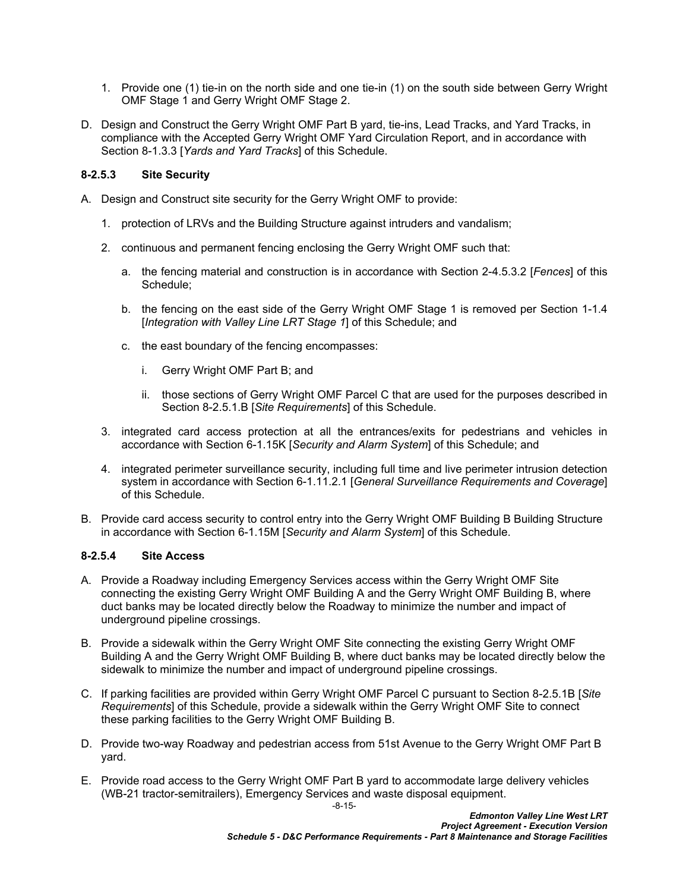1. Provide one (1) tie-in on the north side and one tie-in (1) on the south side between Gerry Wright OMF Stage 1 and Gerry Wright OMF Stage 2.

D. Design and Construct the Gerry Wright OMF Part B yard, tie-ins, Lead Tracks, and Yard Tracks, in compliance with the Accepted Gerry Wright OMF Yard Circulation Report, and in accordance with Section 8-1.3.3 [*Yards and Yard Tracks*] of this Schedule.

### 8-2.5.3 Site Security

A. Design and Construct site security for the Gerry Wright OMF to provide:

1. protection of LRVs and the Building Structure against intruders and vandalism;
2. continuous and permanent fencing enclosing the Gerry Wright OMF such that:
   a. the fencing material and construction is in accordance with Section 2-4.5.3.2 [*Fences*] of this Schedule;
   b. the fencing on the east side of the Gerry Wright OMF Stage 1 is removed per Section 1-1.4 [*Integration with Valley Line LRT Stage 1*] of this Schedule; and
   c. the east boundary of the fencing encompasses:
      i. Gerry Wright OMF Part B; and
      ii. those sections of Gerry Wright OMF Parcel C that are used for the purposes described in Section 8-2.5.1.B [*Site Requirements*] of this Schedule.
3. integrated card access protection at all the entrances/exits for pedestrians and vehicles in accordance with Section 6-1.15K [*Security and Alarm System*] of this Schedule; and
4. integrated perimeter surveillance security, including full time and live perimeter intrusion detection system in accordance with Section 6-1.11.2.1 [*General Surveillance Requirements and Coverage*] of this Schedule.

B. Provide card access security to control entry into the Gerry Wright OMF Building B Building Structure in accordance with Section 6-1.15M [*Security and Alarm System*] of this Schedule.

### 8-2.5.4 Site Access

A. Provide a Roadway including Emergency Services access within the Gerry Wright OMF Site connecting the existing Gerry Wright OMF Building A and the Gerry Wright OMF Building B, where duct banks may be located directly below the Roadway to minimize the number and impact of underground pipeline crossings.

B. Provide a sidewalk within the Gerry Wright OMF Site connecting the existing Gerry Wright OMF Building A and the Gerry Wright OMF Building B, where duct banks may be located directly below the sidewalk to minimize the number and impact of underground pipeline crossings.

C. If parking facilities are provided within Gerry Wright OMF Parcel C pursuant to Section 8-2.5.1B [*Site Requirements*] of this Schedule, provide a sidewalk within the Gerry Wright OMF Site to connect these parking facilities to the Gerry Wright OMF Building B.

D. Provide two-way Roadway and pedestrian access from 51st Avenue to the Gerry Wright OMF Part B yard.

E. Provide road access to the Gerry Wright OMF Part B yard to accommodate large delivery vehicles (WB-21 tractor-semitrailers), Emergency Services and waste disposal equipment.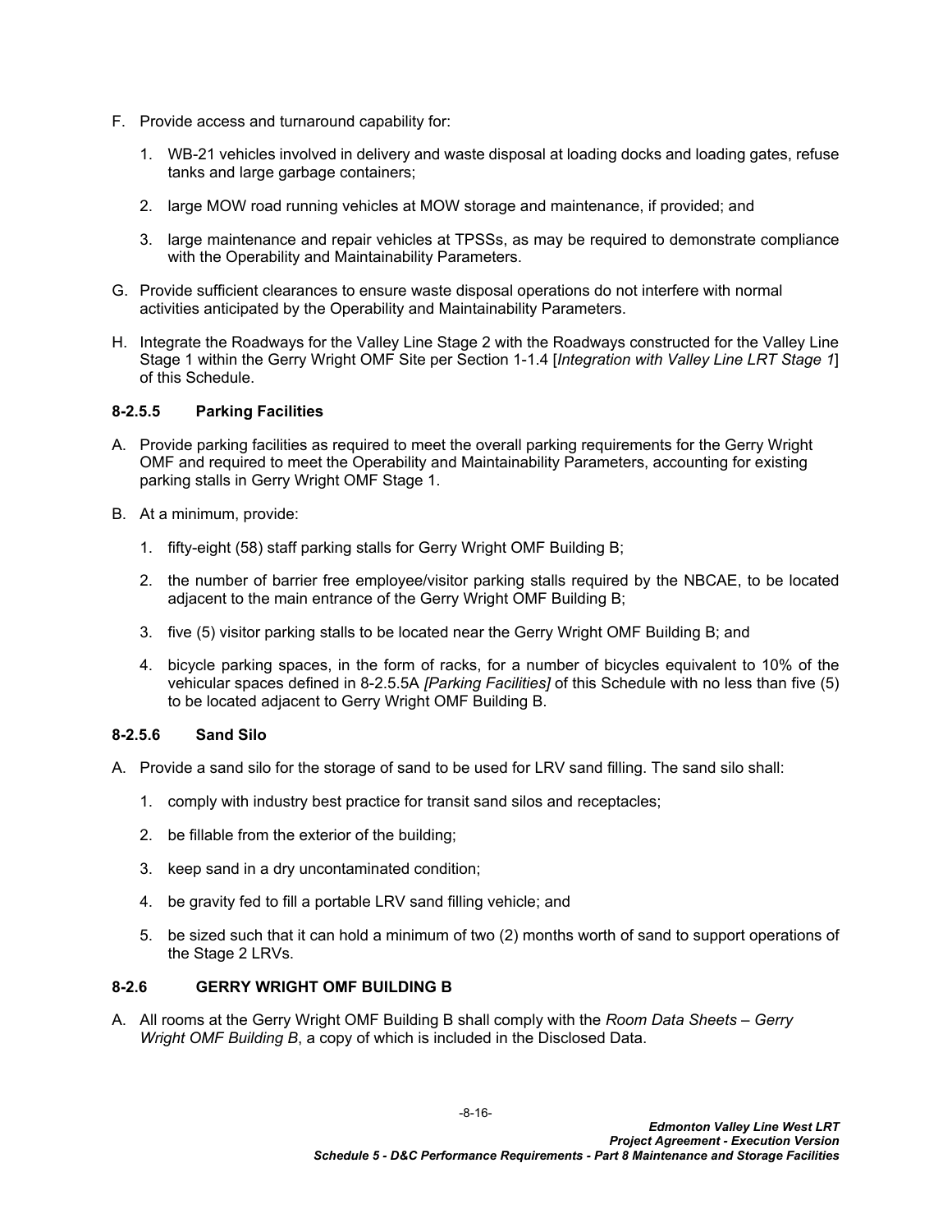F. Provide access and turnaround capability for:

1. WB-21 vehicles involved in delivery and waste disposal at loading docks and loading gates, refuse tanks and large garbage containers;

2. large MOW road running vehicles at MOW storage and maintenance, if provided; and

3. large maintenance and repair vehicles at TPSSs, as may be required to demonstrate compliance with the Operability and Maintainability Parameters.

G. Provide sufficient clearances to ensure waste disposal operations do not interfere with normal activities anticipated by the Operability and Maintainability Parameters.

H. Integrate the Roadways for the Valley Line Stage 2 with the Roadways constructed for the Valley Line Stage 1 within the Gerry Wright OMF Site per Section 1-1.4 [*Integration with Valley Line LRT Stage 1*] of this Schedule.

#### 8-2.5.5 Parking Facilities

A. Provide parking facilities as required to meet the overall parking requirements for the Gerry Wright OMF and required to meet the Operability and Maintainability Parameters, accounting for existing parking stalls in Gerry Wright OMF Stage 1.

B. At a minimum, provide:

1. fifty-eight (58) staff parking stalls for Gerry Wright OMF Building B;

2. the number of barrier free employee/visitor parking stalls required by the NBCAE, to be located adjacent to the main entrance of the Gerry Wright OMF Building B;

3. five (5) visitor parking stalls to be located near the Gerry Wright OMF Building B; and

4. bicycle parking spaces, in the form of racks, for a number of bicycles equivalent to 10% of the vehicular spaces defined in 8-2.5.5A *[Parking Facilities]* of this Schedule with no less than five (5) to be located adjacent to Gerry Wright OMF Building B.

#### 8-2.5.6 Sand Silo

A. Provide a sand silo for the storage of sand to be used for LRV sand filling. The sand silo shall:

1. comply with industry best practice for transit sand silos and receptacles;

2. be fillable from the exterior of the building;

3. keep sand in a dry uncontaminated condition;

4. be gravity fed to fill a portable LRV sand filling vehicle; and

5. be sized such that it can hold a minimum of two (2) months worth of sand to support operations of the Stage 2 LRVs.

### 8-2.6 GERRY WRIGHT OMF BUILDING B

A. All rooms at the Gerry Wright OMF Building B shall comply with the *Room Data Sheets – Gerry Wright OMF Building B*, a copy of which is included in the Disclosed Data.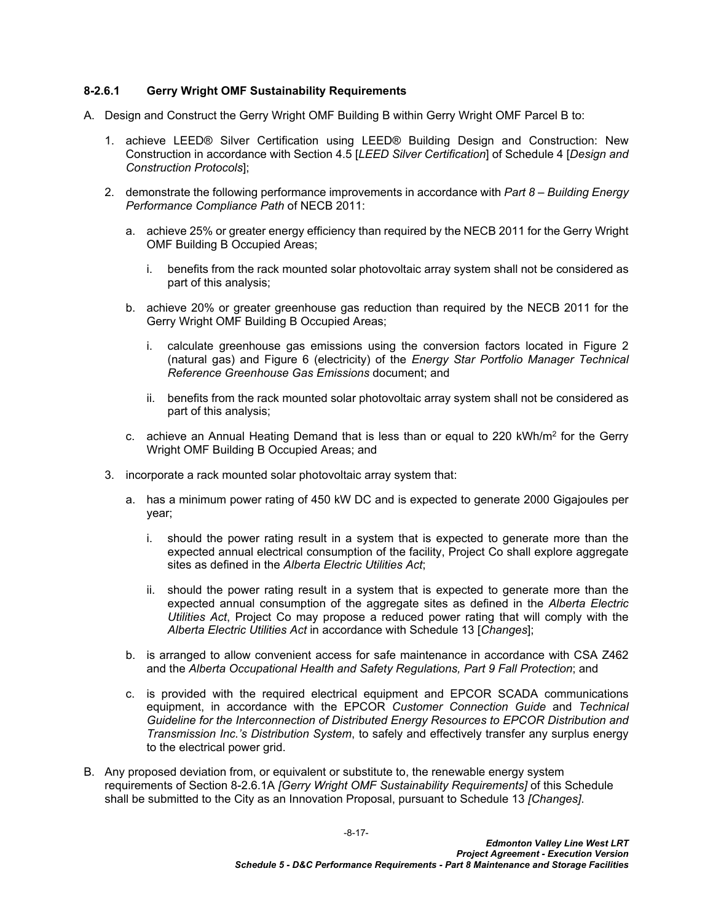#### 8-2.6.1 Gerry Wright OMF Sustainability Requirements

A. Design and Construct the Gerry Wright OMF Building B within Gerry Wright OMF Parcel B to:

   1. achieve LEED® Silver Certification using LEED® Building Design and Construction: New Construction in accordance with Section 4.5 [*LEED Silver Certification*] of Schedule 4 [*Design and Construction Protocols*];

   2. demonstrate the following performance improvements in accordance with *Part 8 – Building Energy Performance Compliance Path* of NECB 2011:

      a. achieve 25% or greater energy efficiency than required by the NECB 2011 for the Gerry Wright OMF Building B Occupied Areas;

         i. benefits from the rack mounted solar photovoltaic array system shall not be considered as part of this analysis;

      b. achieve 20% or greater greenhouse gas reduction than required by the NECB 2011 for the Gerry Wright OMF Building B Occupied Areas;

         i. calculate greenhouse gas emissions using the conversion factors located in Figure 2 (natural gas) and Figure 6 (electricity) of the *Energy Star Portfolio Manager Technical Reference Greenhouse Gas Emissions* document; and

         ii. benefits from the rack mounted solar photovoltaic array system shall not be considered as part of this analysis;

      c. achieve an Annual Heating Demand that is less than or equal to 220 kWh/m$^2$ for the Gerry Wright OMF Building B Occupied Areas; and

   3. incorporate a rack mounted solar photovoltaic array system that:

      a. has a minimum power rating of 450 kW DC and is expected to generate 2000 Gigajoules per year;

         i. should the power rating result in a system that is expected to generate more than the expected annual electrical consumption of the facility, Project Co shall explore aggregate sites as defined in the *Alberta Electric Utilities Act*;

         ii. should the power rating result in a system that is expected to generate more than the expected annual consumption of the aggregate sites as defined in the *Alberta Electric Utilities Act*, Project Co may propose a reduced power rating that will comply with the *Alberta Electric Utilities Act* in accordance with Schedule 13 [*Changes*];

      b. is arranged to allow convenient access for safe maintenance in accordance with CSA Z462 and the *Alberta Occupational Health and Safety Regulations, Part 9 Fall Protection*; and

      c. is provided with the required electrical equipment and EPCOR SCADA communications equipment, in accordance with the EPCOR *Customer Connection Guide* and *Technical Guideline for the Interconnection of Distributed Energy Resources to EPCOR Distribution and Transmission Inc.'s Distribution System*, to safely and effectively transfer any surplus energy to the electrical power grid.

B. Any proposed deviation from, or equivalent or substitute to, the renewable energy system requirements of Section 8-2.6.1A *[Gerry Wright OMF Sustainability Requirements]* of this Schedule shall be submitted to the City as an Innovation Proposal, pursuant to Schedule 13 *[Changes]*.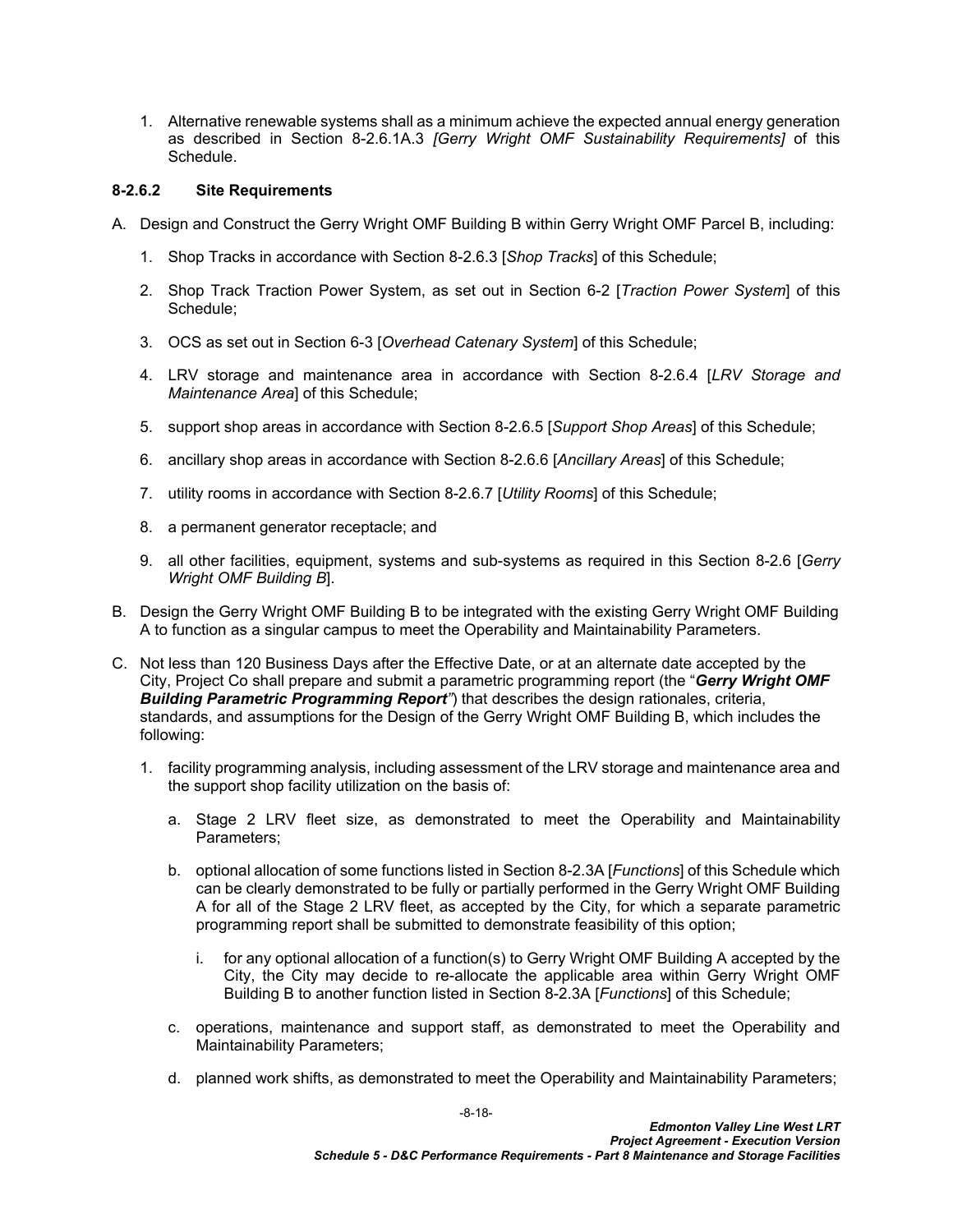1. Alternative renewable systems shall as a minimum achieve the expected annual energy generation as described in Section 8-2.6.1A.3 *[Gerry Wright OMF Sustainability Requirements]* of this Schedule.

### 8-2.6.2 Site Requirements

A. Design and Construct the Gerry Wright OMF Building B within Gerry Wright OMF Parcel B, including:

   1. Shop Tracks in accordance with Section 8-2.6.3 [*Shop Tracks*] of this Schedule;

   2. Shop Track Traction Power System, as set out in Section 6-2 [*Traction Power System*] of this Schedule;

   3. OCS as set out in Section 6-3 [*Overhead Catenary System*] of this Schedule;

   4. LRV storage and maintenance area in accordance with Section 8-2.6.4 [*LRV Storage and Maintenance Area*] of this Schedule;

   5. support shop areas in accordance with Section 8-2.6.5 [*Support Shop Areas*] of this Schedule;

   6. ancillary shop areas in accordance with Section 8-2.6.6 [*Ancillary Areas*] of this Schedule;

   7. utility rooms in accordance with Section 8-2.6.7 [*Utility Rooms*] of this Schedule;

   8. a permanent generator receptacle; and

   9. all other facilities, equipment, systems and sub-systems as required in this Section 8-2.6 [*Gerry Wright OMF Building B*].

B. Design the Gerry Wright OMF Building B to be integrated with the existing Gerry Wright OMF Building A to function as a singular campus to meet the Operability and Maintainability Parameters.

C. Not less than 120 Business Days after the Effective Date, or at an alternate date accepted by the City, Project Co shall prepare and submit a parametric programming report (the "***Gerry Wright OMF Building Parametric Programming Report***") that describes the design rationales, criteria, standards, and assumptions for the Design of the Gerry Wright OMF Building B, which includes the following:

   1. facility programming analysis, including assessment of the LRV storage and maintenance area and the support shop facility utilization on the basis of:

      a. Stage 2 LRV fleet size, as demonstrated to meet the Operability and Maintainability Parameters;

      b. optional allocation of some functions listed in Section 8-2.3A [*Functions*] of this Schedule which can be clearly demonstrated to be fully or partially performed in the Gerry Wright OMF Building A for all of the Stage 2 LRV fleet, as accepted by the City, for which a separate parametric programming report shall be submitted to demonstrate feasibility of this option;

         i. for any optional allocation of a function(s) to Gerry Wright OMF Building A accepted by the City, the City may decide to re-allocate the applicable area within Gerry Wright OMF Building B to another function listed in Section 8-2.3A [*Functions*] of this Schedule;

      c. operations, maintenance and support staff, as demonstrated to meet the Operability and Maintainability Parameters;

      d. planned work shifts, as demonstrated to meet the Operability and Maintainability Parameters;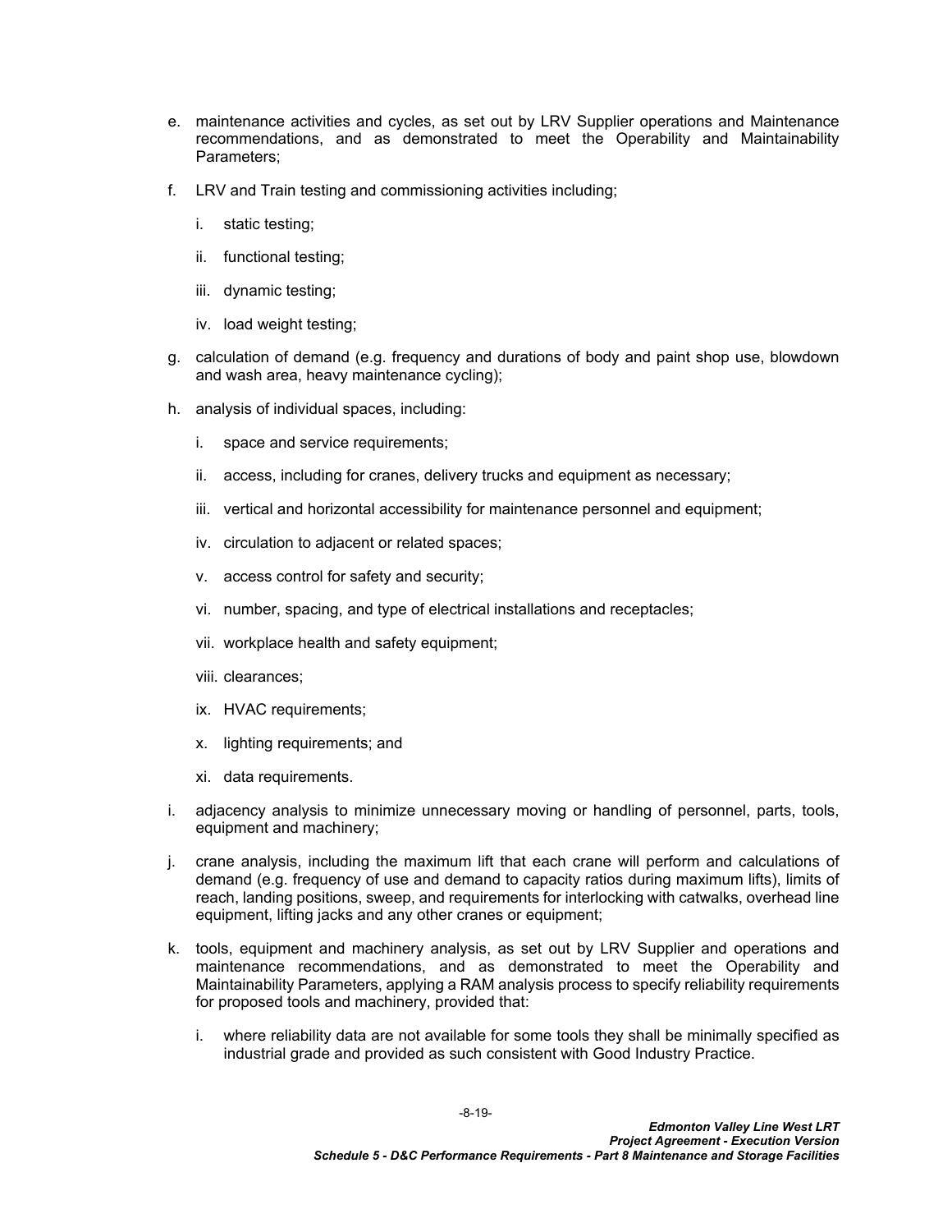e. maintenance activities and cycles, as set out by LRV Supplier operations and Maintenance recommendations, and as demonstrated to meet the Operability and Maintainability Parameters;

f. LRV and Train testing and commissioning activities including;

   i. static testing;

   ii. functional testing;

   iii. dynamic testing;

   iv. load weight testing;

g. calculation of demand (e.g. frequency and durations of body and paint shop use, blowdown and wash area, heavy maintenance cycling);

h. analysis of individual spaces, including:

   i. space and service requirements;

   ii. access, including for cranes, delivery trucks and equipment as necessary;

   iii. vertical and horizontal accessibility for maintenance personnel and equipment;

   iv. circulation to adjacent or related spaces;

   v. access control for safety and security;

   vi. number, spacing, and type of electrical installations and receptacles;

   vii. workplace health and safety equipment;

   viii. clearances;

   ix. HVAC requirements;

   x. lighting requirements; and

   xi. data requirements.

i. adjacency analysis to minimize unnecessary moving or handling of personnel, parts, tools, equipment and machinery;

j. crane analysis, including the maximum lift that each crane will perform and calculations of demand (e.g. frequency of use and demand to capacity ratios during maximum lifts), limits of reach, landing positions, sweep, and requirements for interlocking with catwalks, overhead line equipment, lifting jacks and any other cranes or equipment;

k. tools, equipment and machinery analysis, as set out by LRV Supplier and operations and maintenance recommendations, and as demonstrated to meet the Operability and Maintainability Parameters, applying a RAM analysis process to specify reliability requirements for proposed tools and machinery, provided that:

   i. where reliability data are not available for some tools they shall be minimally specified as industrial grade and provided as such consistent with Good Industry Practice.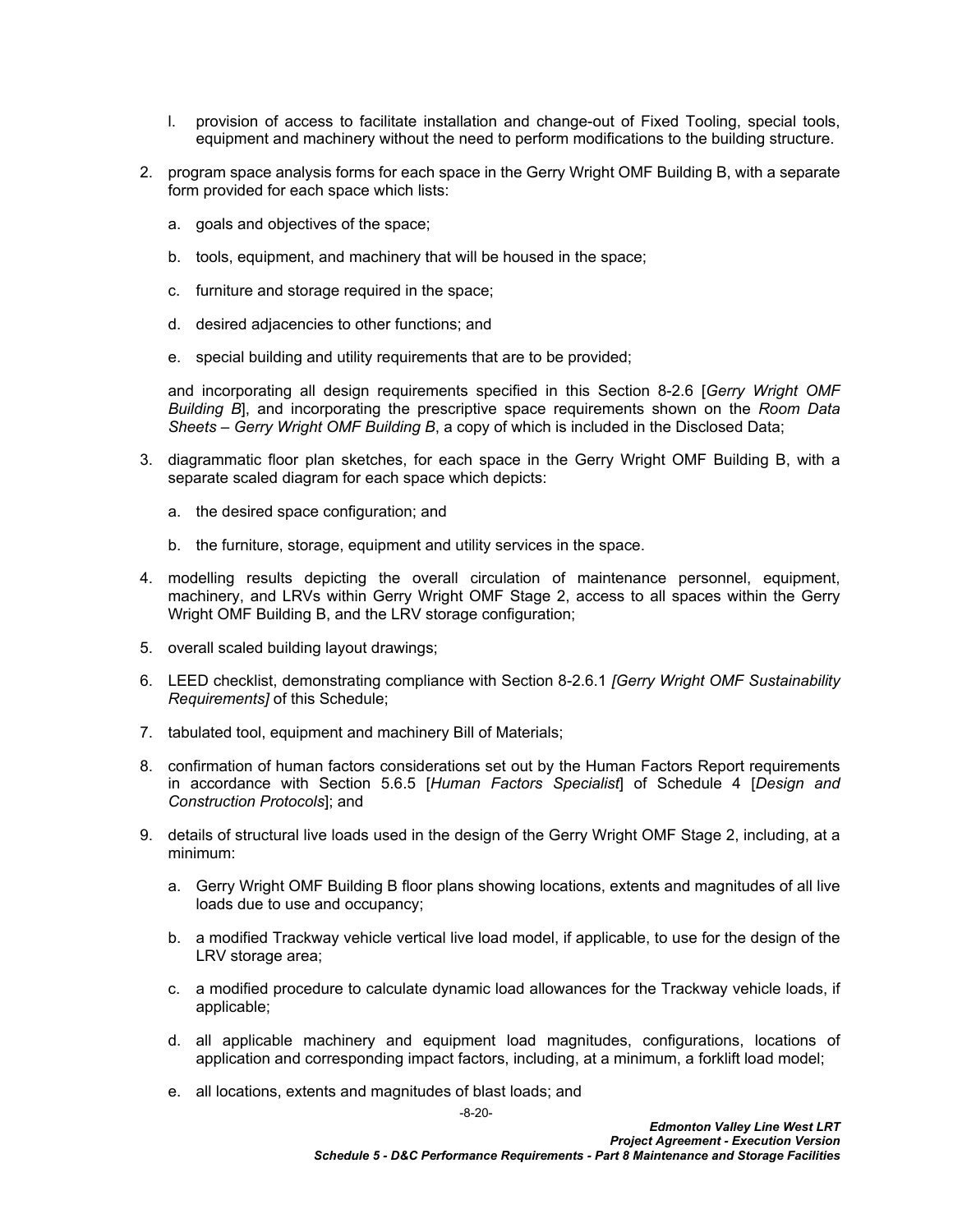l. provision of access to facilitate installation and change-out of Fixed Tooling, special tools, equipment and machinery without the need to perform modifications to the building structure.

2. program space analysis forms for each space in the Gerry Wright OMF Building B, with a separate form provided for each space which lists:

   a. goals and objectives of the space;

   b. tools, equipment, and machinery that will be housed in the space;

   c. furniture and storage required in the space;

   d. desired adjacencies to other functions; and

   e. special building and utility requirements that are to be provided;

   and incorporating all design requirements specified in this Section 8-2.6 [*Gerry Wright OMF Building B*], and incorporating the prescriptive space requirements shown on the *Room Data Sheets – Gerry Wright OMF Building B*, a copy of which is included in the Disclosed Data;

3. diagrammatic floor plan sketches, for each space in the Gerry Wright OMF Building B, with a separate scaled diagram for each space which depicts:

   a. the desired space configuration; and

   b. the furniture, storage, equipment and utility services in the space.

4. modelling results depicting the overall circulation of maintenance personnel, equipment, machinery, and LRVs within Gerry Wright OMF Stage 2, access to all spaces within the Gerry Wright OMF Building B, and the LRV storage configuration;

5. overall scaled building layout drawings;

6. LEED checklist, demonstrating compliance with Section 8-2.6.1 *[Gerry Wright OMF Sustainability Requirements]* of this Schedule;

7. tabulated tool, equipment and machinery Bill of Materials;

8. confirmation of human factors considerations set out by the Human Factors Report requirements in accordance with Section 5.6.5 [*Human Factors Specialist*] of Schedule 4 [*Design and Construction Protocols*]; and

9. details of structural live loads used in the design of the Gerry Wright OMF Stage 2, including, at a minimum:

   a. Gerry Wright OMF Building B floor plans showing locations, extents and magnitudes of all live loads due to use and occupancy;

   b. a modified Trackway vehicle vertical live load model, if applicable, to use for the design of the LRV storage area;

   c. a modified procedure to calculate dynamic load allowances for the Trackway vehicle loads, if applicable;

   d. all applicable machinery and equipment load magnitudes, configurations, locations of application and corresponding impact factors, including, at a minimum, a forklift load model;

   e. all locations, extents and magnitudes of blast loads; and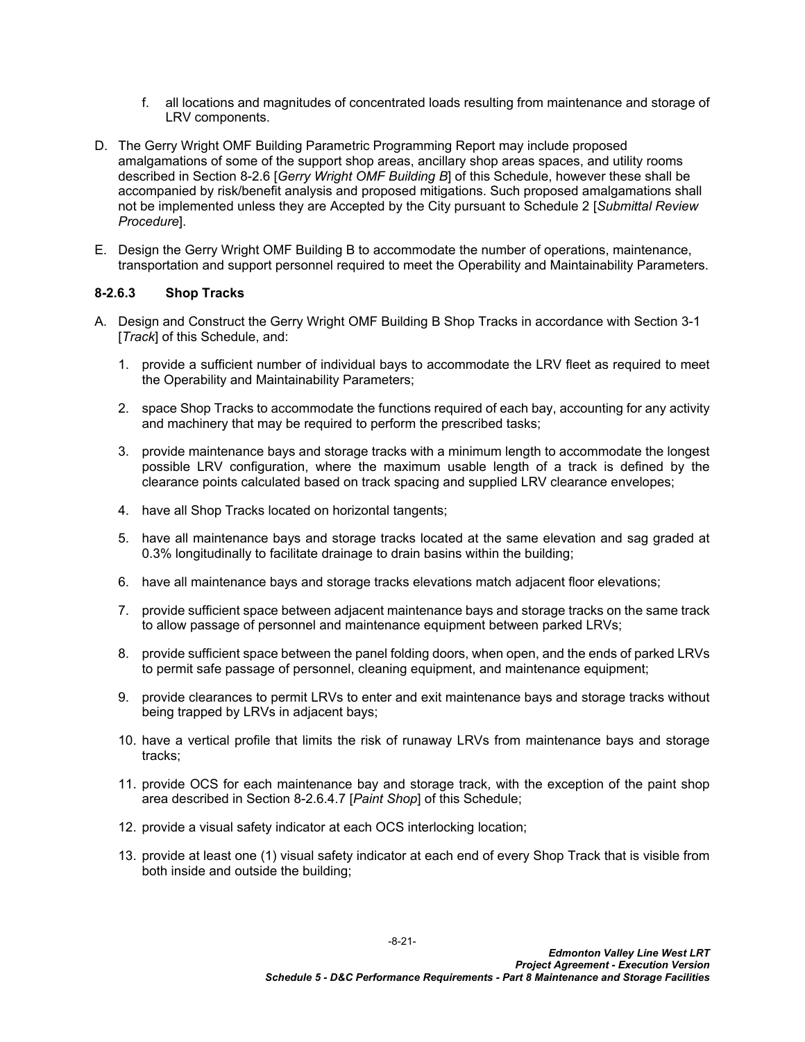f. all locations and magnitudes of concentrated loads resulting from maintenance and storage of LRV components.

D. The Gerry Wright OMF Building Parametric Programming Report may include proposed amalgamations of some of the support shop areas, ancillary shop areas spaces, and utility rooms described in Section 8-2.6 [*Gerry Wright OMF Building B*] of this Schedule, however these shall be accompanied by risk/benefit analysis and proposed mitigations. Such proposed amalgamations shall not be implemented unless they are Accepted by the City pursuant to Schedule 2 [*Submittal Review Procedure*].

E. Design the Gerry Wright OMF Building B to accommodate the number of operations, maintenance, transportation and support personnel required to meet the Operability and Maintainability Parameters.

### 8-2.6.3 Shop Tracks

A. Design and Construct the Gerry Wright OMF Building B Shop Tracks in accordance with Section 3-1 [*Track*] of this Schedule, and:

1. provide a sufficient number of individual bays to accommodate the LRV fleet as required to meet the Operability and Maintainability Parameters;
2. space Shop Tracks to accommodate the functions required of each bay, accounting for any activity and machinery that may be required to perform the prescribed tasks;
3. provide maintenance bays and storage tracks with a minimum length to accommodate the longest possible LRV configuration, where the maximum usable length of a track is defined by the clearance points calculated based on track spacing and supplied LRV clearance envelopes;
4. have all Shop Tracks located on horizontal tangents;
5. have all maintenance bays and storage tracks located at the same elevation and sag graded at 0.3% longitudinally to facilitate drainage to drain basins within the building;
6. have all maintenance bays and storage tracks elevations match adjacent floor elevations;
7. provide sufficient space between adjacent maintenance bays and storage tracks on the same track to allow passage of personnel and maintenance equipment between parked LRVs;
8. provide sufficient space between the panel folding doors, when open, and the ends of parked LRVs to permit safe passage of personnel, cleaning equipment, and maintenance equipment;
9. provide clearances to permit LRVs to enter and exit maintenance bays and storage tracks without being trapped by LRVs in adjacent bays;
10. have a vertical profile that limits the risk of runaway LRVs from maintenance bays and storage tracks;
11. provide OCS for each maintenance bay and storage track, with the exception of the paint shop area described in Section 8-2.6.4.7 [*Paint Shop*] of this Schedule;
12. provide a visual safety indicator at each OCS interlocking location;
13. provide at least one (1) visual safety indicator at each end of every Shop Track that is visible from both inside and outside the building;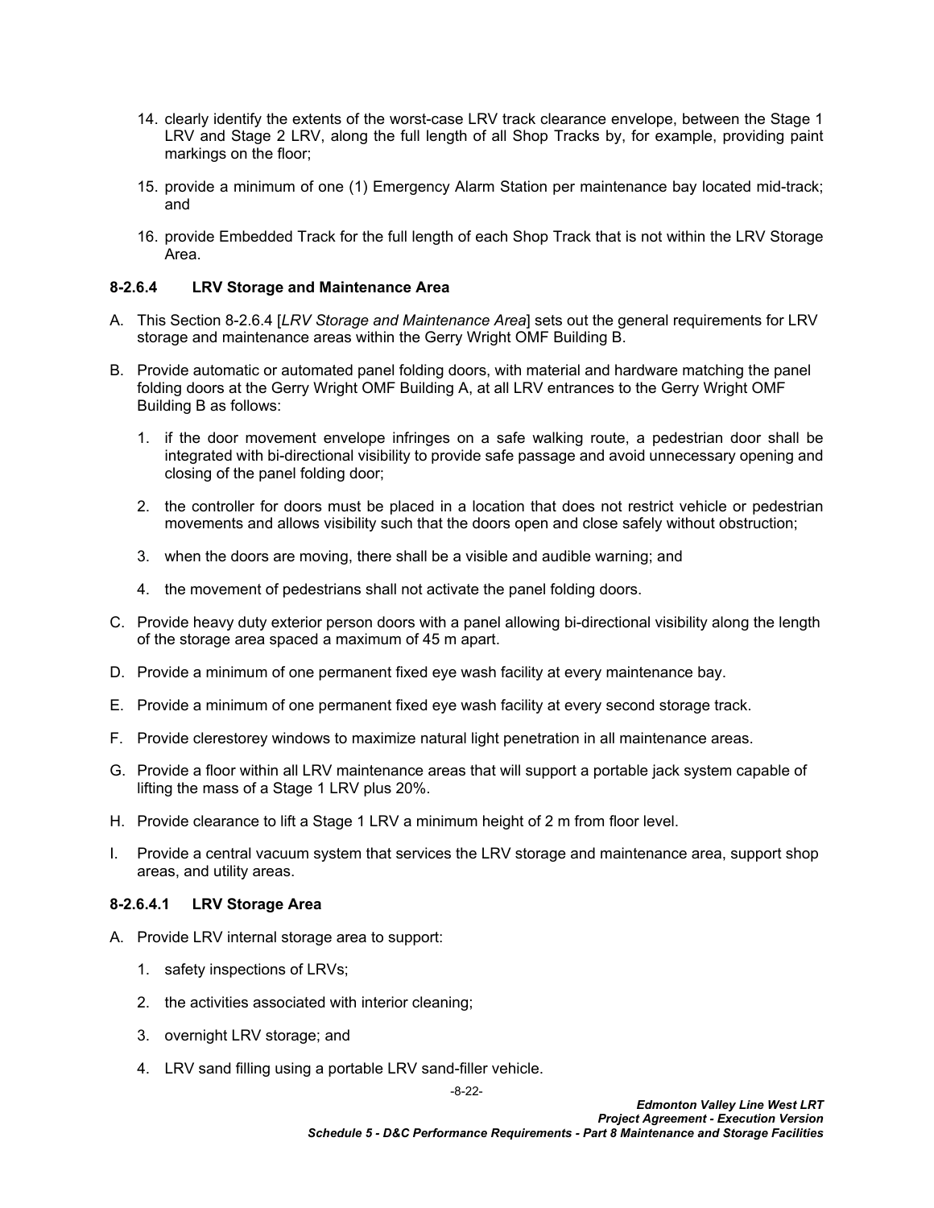14. clearly identify the extents of the worst-case LRV track clearance envelope, between the Stage 1 LRV and Stage 2 LRV, along the full length of all Shop Tracks by, for example, providing paint markings on the floor;

15. provide a minimum of one (1) Emergency Alarm Station per maintenance bay located mid-track; and

16. provide Embedded Track for the full length of each Shop Track that is not within the LRV Storage Area.

#### 8-2.6.4 LRV Storage and Maintenance Area

A. This Section 8-2.6.4 [*LRV Storage and Maintenance Area*] sets out the general requirements for LRV storage and maintenance areas within the Gerry Wright OMF Building B.

B. Provide automatic or automated panel folding doors, with material and hardware matching the panel folding doors at the Gerry Wright OMF Building A, at all LRV entrances to the Gerry Wright OMF Building B as follows:

   1. if the door movement envelope infringes on a safe walking route, a pedestrian door shall be integrated with bi-directional visibility to provide safe passage and avoid unnecessary opening and closing of the panel folding door;

   2. the controller for doors must be placed in a location that does not restrict vehicle or pedestrian movements and allows visibility such that the doors open and close safely without obstruction;

   3. when the doors are moving, there shall be a visible and audible warning; and

   4. the movement of pedestrians shall not activate the panel folding doors.

C. Provide heavy duty exterior person doors with a panel allowing bi-directional visibility along the length of the storage area spaced a maximum of 45 m apart.

D. Provide a minimum of one permanent fixed eye wash facility at every maintenance bay.

E. Provide a minimum of one permanent fixed eye wash facility at every second storage track.

F. Provide clerestorey windows to maximize natural light penetration in all maintenance areas.

G. Provide a floor within all LRV maintenance areas that will support a portable jack system capable of lifting the mass of a Stage 1 LRV plus 20%.

H. Provide clearance to lift a Stage 1 LRV a minimum height of 2 m from floor level.

I. Provide a central vacuum system that services the LRV storage and maintenance area, support shop areas, and utility areas.

##### 8-2.6.4.1 LRV Storage Area

A. Provide LRV internal storage area to support:

   1. safety inspections of LRVs;

   2. the activities associated with interior cleaning;

   3. overnight LRV storage; and

   4. LRV sand filling using a portable LRV sand-filler vehicle.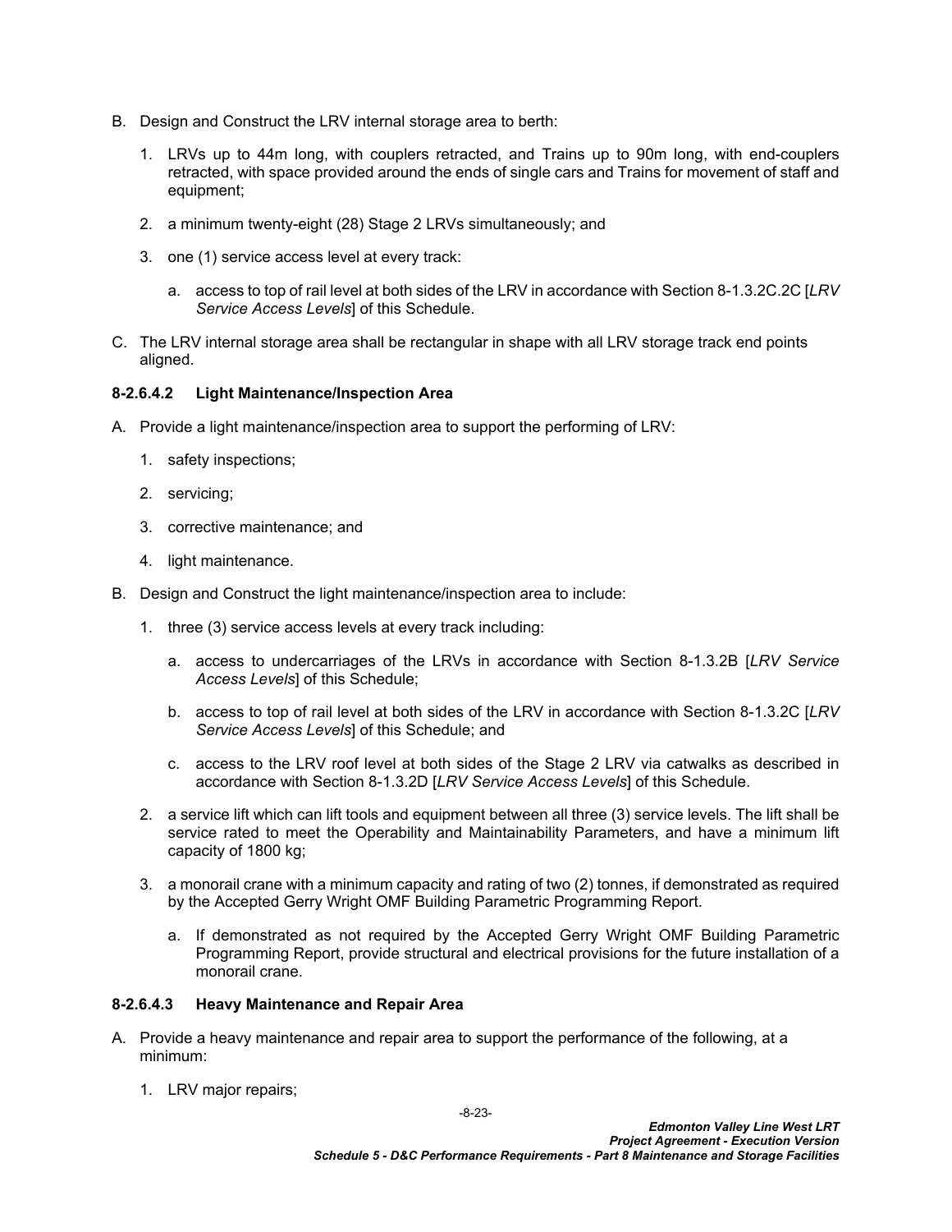B. Design and Construct the LRV internal storage area to berth:

   1. LRVs up to 44m long, with couplers retracted, and Trains up to 90m long, with end-couplers retracted, with space provided around the ends of single cars and Trains for movement of staff and equipment;

   2. a minimum twenty-eight (28) Stage 2 LRVs simultaneously; and

   3. one (1) service access level at every track:

      a. access to top of rail level at both sides of the LRV in accordance with Section 8-1.3.2C.2C [*LRV Service Access Levels*] of this Schedule.

C. The LRV internal storage area shall be rectangular in shape with all LRV storage track end points aligned.

#### 8-2.6.4.2 Light Maintenance/Inspection Area

A. Provide a light maintenance/inspection area to support the performing of LRV:

   1. safety inspections;

   2. servicing;

   3. corrective maintenance; and

   4. light maintenance.

B. Design and Construct the light maintenance/inspection area to include:

   1. three (3) service access levels at every track including:

      a. access to undercarriages of the LRVs in accordance with Section 8-1.3.2B [*LRV Service Access Levels*] of this Schedule;

      b. access to top of rail level at both sides of the LRV in accordance with Section 8-1.3.2C [*LRV Service Access Levels*] of this Schedule; and

      c. access to the LRV roof level at both sides of the Stage 2 LRV via catwalks as described in accordance with Section 8-1.3.2D [*LRV Service Access Levels*] of this Schedule.

   2. a service lift which can lift tools and equipment between all three (3) service levels. The lift shall be service rated to meet the Operability and Maintainability Parameters, and have a minimum lift capacity of 1800 kg;

   3. a monorail crane with a minimum capacity and rating of two (2) tonnes, if demonstrated as required by the Accepted Gerry Wright OMF Building Parametric Programming Report.

      a. If demonstrated as not required by the Accepted Gerry Wright OMF Building Parametric Programming Report, provide structural and electrical provisions for the future installation of a monorail crane.

#### 8-2.6.4.3 Heavy Maintenance and Repair Area

A. Provide a heavy maintenance and repair area to support the performance of the following, at a minimum:

   1. LRV major repairs;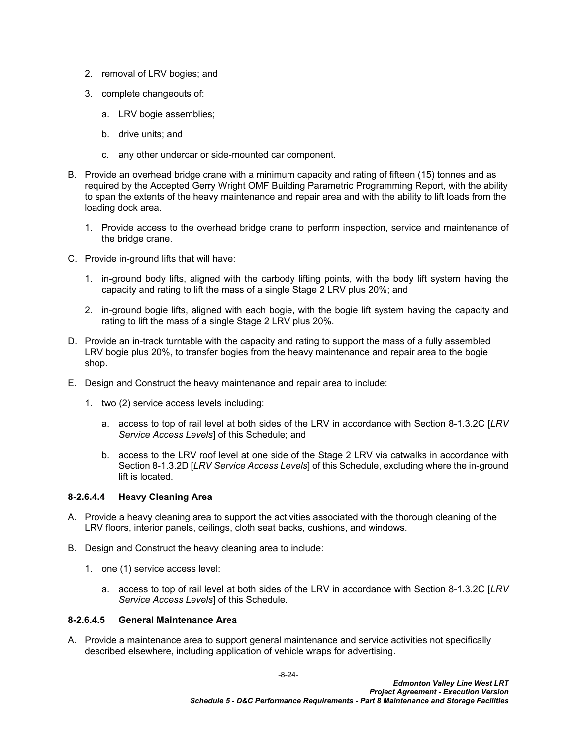2. removal of LRV bogies; and

3. complete changeouts of:

    a. LRV bogie assemblies;

    b. drive units; and

    c. any other undercar or side-mounted car component.

B. Provide an overhead bridge crane with a minimum capacity and rating of fifteen (15) tonnes and as required by the Accepted Gerry Wright OMF Building Parametric Programming Report, with the ability to span the extents of the heavy maintenance and repair area and with the ability to lift loads from the loading dock area.

    1. Provide access to the overhead bridge crane to perform inspection, service and maintenance of the bridge crane.

C. Provide in-ground lifts that will have:

    1. in-ground body lifts, aligned with the carbody lifting points, with the body lift system having the capacity and rating to lift the mass of a single Stage 2 LRV plus 20%; and

    2. in-ground bogie lifts, aligned with each bogie, with the bogie lift system having the capacity and rating to lift the mass of a single Stage 2 LRV plus 20%.

D. Provide an in-track turntable with the capacity and rating to support the mass of a fully assembled LRV bogie plus 20%, to transfer bogies from the heavy maintenance and repair area to the bogie shop.

E. Design and Construct the heavy maintenance and repair area to include:

    1. two (2) service access levels including:

        a. access to top of rail level at both sides of the LRV in accordance with Section 8-1.3.2C [*LRV Service Access Levels*] of this Schedule; and

        b. access to the LRV roof level at one side of the Stage 2 LRV via catwalks in accordance with Section 8-1.3.2D [*LRV Service Access Levels*] of this Schedule, excluding where the in-ground lift is located.

#### 8-2.6.4.4 Heavy Cleaning Area

A. Provide a heavy cleaning area to support the activities associated with the thorough cleaning of the LRV floors, interior panels, ceilings, cloth seat backs, cushions, and windows.

B. Design and Construct the heavy cleaning area to include:

    1. one (1) service access level:

        a. access to top of rail level at both sides of the LRV in accordance with Section 8-1.3.2C [*LRV Service Access Levels*] of this Schedule.

#### 8-2.6.4.5 General Maintenance Area

A. Provide a maintenance area to support general maintenance and service activities not specifically described elsewhere, including application of vehicle wraps for advertising.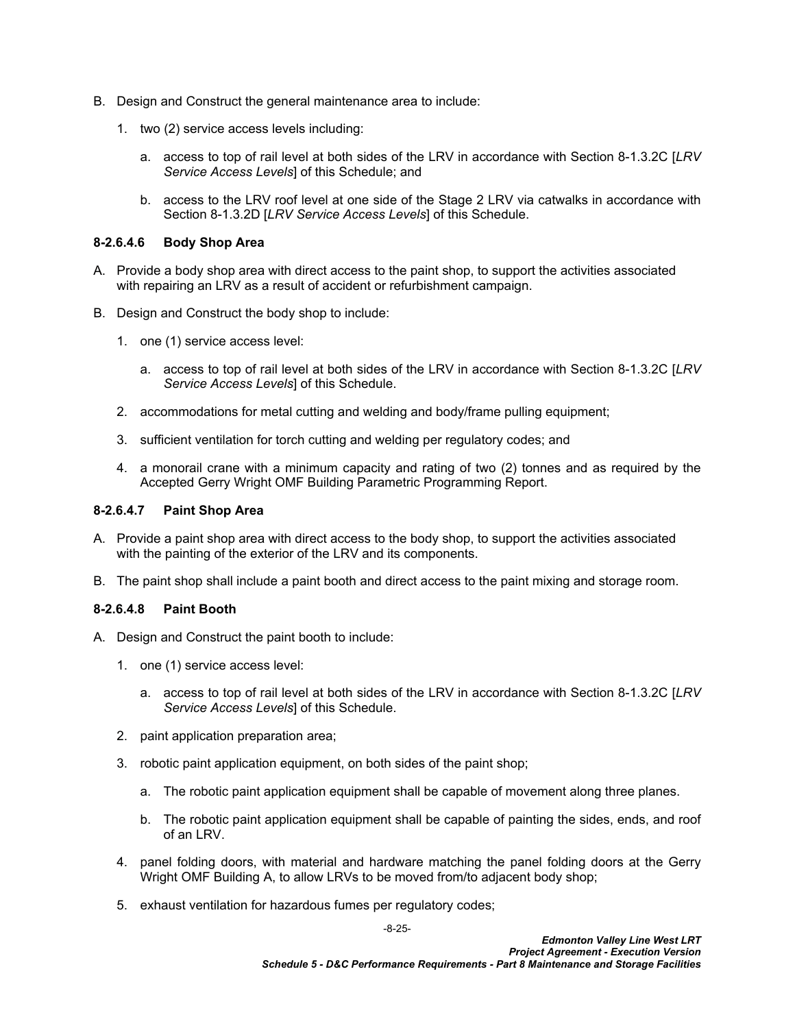B. Design and Construct the general maintenance area to include:

1. two (2) service access levels including:

   a. access to top of rail level at both sides of the LRV in accordance with Section 8-1.3.2C [*LRV Service Access Levels*] of this Schedule; and

   b. access to the LRV roof level at one side of the Stage 2 LRV via catwalks in accordance with Section 8-1.3.2D [*LRV Service Access Levels*] of this Schedule.

#### 8-2.6.4.6 Body Shop Area

A. Provide a body shop area with direct access to the paint shop, to support the activities associated with repairing an LRV as a result of accident or refurbishment campaign.

B. Design and Construct the body shop to include:

1. one (1) service access level:

   a. access to top of rail level at both sides of the LRV in accordance with Section 8-1.3.2C [*LRV Service Access Levels*] of this Schedule.

2. accommodations for metal cutting and welding and body/frame pulling equipment;

3. sufficient ventilation for torch cutting and welding per regulatory codes; and

4. a monorail crane with a minimum capacity and rating of two (2) tonnes and as required by the Accepted Gerry Wright OMF Building Parametric Programming Report.

#### 8-2.6.4.7 Paint Shop Area

A. Provide a paint shop area with direct access to the body shop, to support the activities associated with the painting of the exterior of the LRV and its components.

B. The paint shop shall include a paint booth and direct access to the paint mixing and storage room.

#### 8-2.6.4.8 Paint Booth

A. Design and Construct the paint booth to include:

1. one (1) service access level:

   a. access to top of rail level at both sides of the LRV in accordance with Section 8-1.3.2C [*LRV Service Access Levels*] of this Schedule.

2. paint application preparation area;

3. robotic paint application equipment, on both sides of the paint shop;

   a. The robotic paint application equipment shall be capable of movement along three planes.

   b. The robotic paint application equipment shall be capable of painting the sides, ends, and roof of an LRV.

4. panel folding doors, with material and hardware matching the panel folding doors at the Gerry Wright OMF Building A, to allow LRVs to be moved from/to adjacent body shop;

5. exhaust ventilation for hazardous fumes per regulatory codes;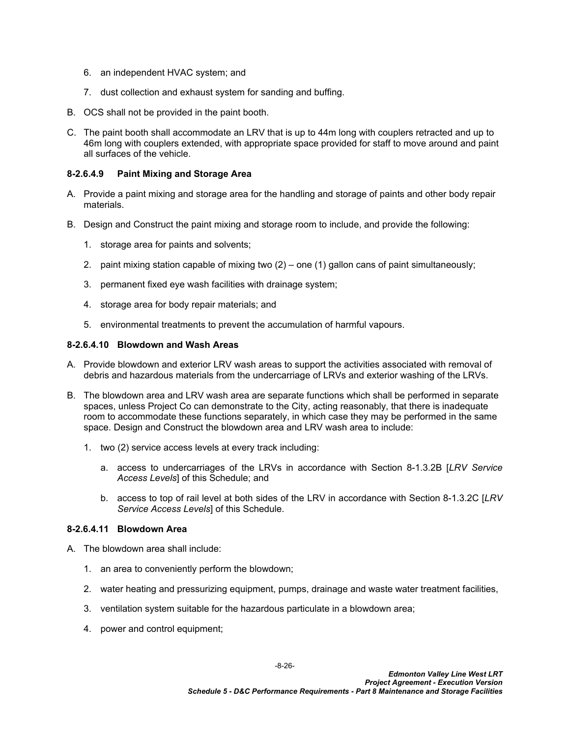6. an independent HVAC system; and

7. dust collection and exhaust system for sanding and buffing.

B. OCS shall not be provided in the paint booth.

C. The paint booth shall accommodate an LRV that is up to 44m long with couplers retracted and up to 46m long with couplers extended, with appropriate space provided for staff to move around and paint all surfaces of the vehicle.

#### 8-2.6.4.9 Paint Mixing and Storage Area

A. Provide a paint mixing and storage area for the handling and storage of paints and other body repair materials.

B. Design and Construct the paint mixing and storage room to include, and provide the following:

1. storage area for paints and solvents;

2. paint mixing station capable of mixing two (2) – one (1) gallon cans of paint simultaneously;

3. permanent fixed eye wash facilities with drainage system;

4. storage area for body repair materials; and

5. environmental treatments to prevent the accumulation of harmful vapours.

#### 8-2.6.4.10 Blowdown and Wash Areas

A. Provide blowdown and exterior LRV wash areas to support the activities associated with removal of debris and hazardous materials from the undercarriage of LRVs and exterior washing of the LRVs.

B. The blowdown area and LRV wash area are separate functions which shall be performed in separate spaces, unless Project Co can demonstrate to the City, acting reasonably, that there is inadequate room to accommodate these functions separately, in which case they may be performed in the same space. Design and Construct the blowdown area and LRV wash area to include:

1. two (2) service access levels at every track including:

   a. access to undercarriages of the LRVs in accordance with Section 8-1.3.2B [*LRV Service Access Levels*] of this Schedule; and

   b. access to top of rail level at both sides of the LRV in accordance with Section 8-1.3.2C [*LRV Service Access Levels*] of this Schedule.

#### 8-2.6.4.11 Blowdown Area

A. The blowdown area shall include:

1. an area to conveniently perform the blowdown;

2. water heating and pressurizing equipment, pumps, drainage and waste water treatment facilities,

3. ventilation system suitable for the hazardous particulate in a blowdown area;

4. power and control equipment;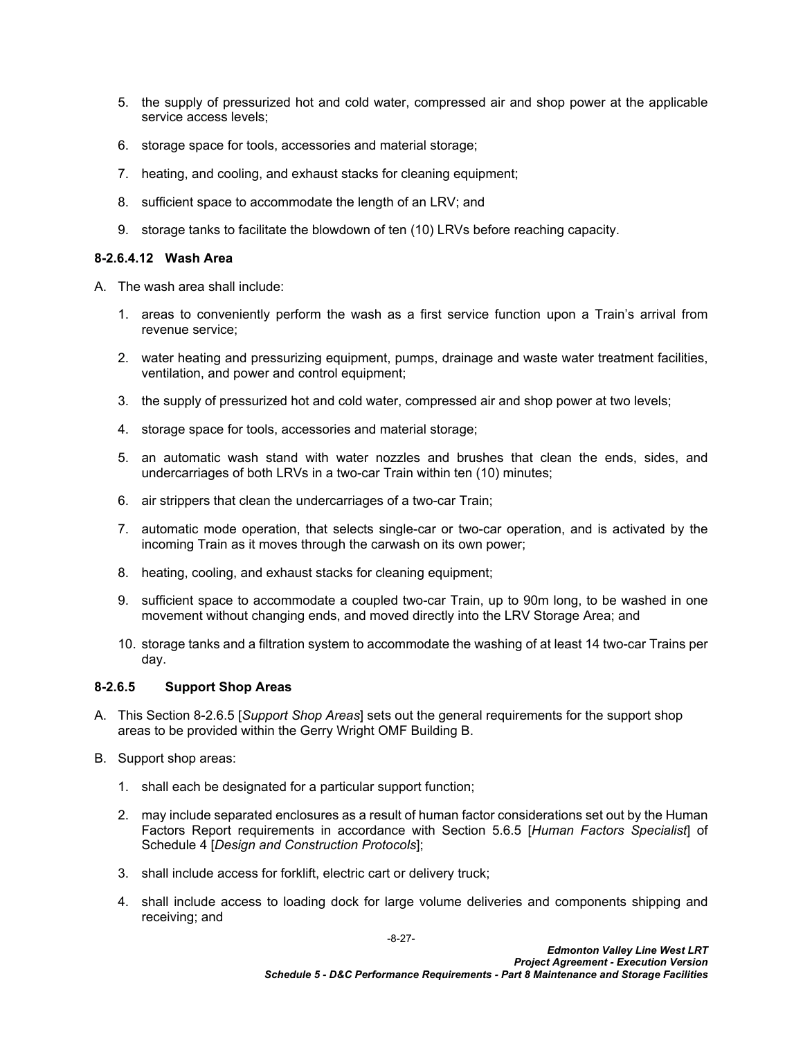5. the supply of pressurized hot and cold water, compressed air and shop power at the applicable service access levels;

6. storage space for tools, accessories and material storage;

7. heating, and cooling, and exhaust stacks for cleaning equipment;

8. sufficient space to accommodate the length of an LRV; and

9. storage tanks to facilitate the blowdown of ten (10) LRVs before reaching capacity.

#### 8-2.6.4.12 Wash Area

A. The wash area shall include:

1. areas to conveniently perform the wash as a first service function upon a Train's arrival from revenue service;

2. water heating and pressurizing equipment, pumps, drainage and waste water treatment facilities, ventilation, and power and control equipment;

3. the supply of pressurized hot and cold water, compressed air and shop power at two levels;

4. storage space for tools, accessories and material storage;

5. an automatic wash stand with water nozzles and brushes that clean the ends, sides, and undercarriages of both LRVs in a two-car Train within ten (10) minutes;

6. air strippers that clean the undercarriages of a two-car Train;

7. automatic mode operation, that selects single-car or two-car operation, and is activated by the incoming Train as it moves through the carwash on its own power;

8. heating, cooling, and exhaust stacks for cleaning equipment;

9. sufficient space to accommodate a coupled two-car Train, up to 90m long, to be washed in one movement without changing ends, and moved directly into the LRV Storage Area; and

10. storage tanks and a filtration system to accommodate the washing of at least 14 two-car Trains per day.

### 8-2.6.5 Support Shop Areas

A. This Section 8-2.6.5 [*Support Shop Areas*] sets out the general requirements for the support shop areas to be provided within the Gerry Wright OMF Building B.

B. Support shop areas:

1. shall each be designated for a particular support function;

2. may include separated enclosures as a result of human factor considerations set out by the Human Factors Report requirements in accordance with Section 5.6.5 [*Human Factors Specialist*] of Schedule 4 [*Design and Construction Protocols*];

3. shall include access for forklift, electric cart or delivery truck;

4. shall include access to loading dock for large volume deliveries and components shipping and receiving; and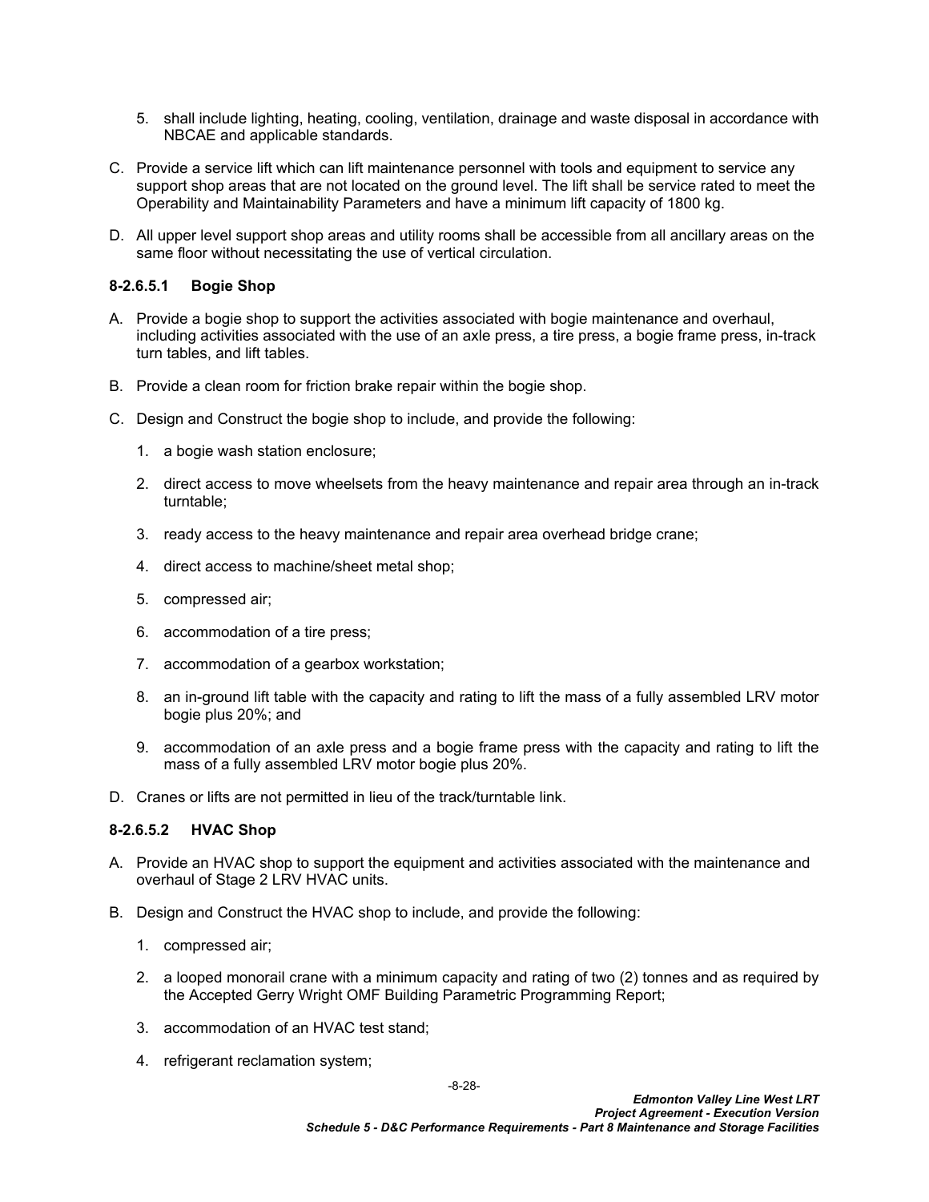5. shall include lighting, heating, cooling, ventilation, drainage and waste disposal in accordance with NBCAE and applicable standards.

C. Provide a service lift which can lift maintenance personnel with tools and equipment to service any support shop areas that are not located on the ground level. The lift shall be service rated to meet the Operability and Maintainability Parameters and have a minimum lift capacity of 1800 kg.

D. All upper level support shop areas and utility rooms shall be accessible from all ancillary areas on the same floor without necessitating the use of vertical circulation.

#### 8-2.6.5.1 Bogie Shop

A. Provide a bogie shop to support the activities associated with bogie maintenance and overhaul, including activities associated with the use of an axle press, a tire press, a bogie frame press, in-track turn tables, and lift tables.

B. Provide a clean room for friction brake repair within the bogie shop.

C. Design and Construct the bogie shop to include, and provide the following:

1. a bogie wash station enclosure;
2. direct access to move wheelsets from the heavy maintenance and repair area through an in-track turntable;
3. ready access to the heavy maintenance and repair area overhead bridge crane;
4. direct access to machine/sheet metal shop;
5. compressed air;
6. accommodation of a tire press;
7. accommodation of a gearbox workstation;
8. an in-ground lift table with the capacity and rating to lift the mass of a fully assembled LRV motor bogie plus 20%; and
9. accommodation of an axle press and a bogie frame press with the capacity and rating to lift the mass of a fully assembled LRV motor bogie plus 20%.

D. Cranes or lifts are not permitted in lieu of the track/turntable link.

#### 8-2.6.5.2 HVAC Shop

A. Provide an HVAC shop to support the equipment and activities associated with the maintenance and overhaul of Stage 2 LRV HVAC units.

B. Design and Construct the HVAC shop to include, and provide the following:

1. compressed air;
2. a looped monorail crane with a minimum capacity and rating of two (2) tonnes and as required by the Accepted Gerry Wright OMF Building Parametric Programming Report;
3. accommodation of an HVAC test stand;
4. refrigerant reclamation system;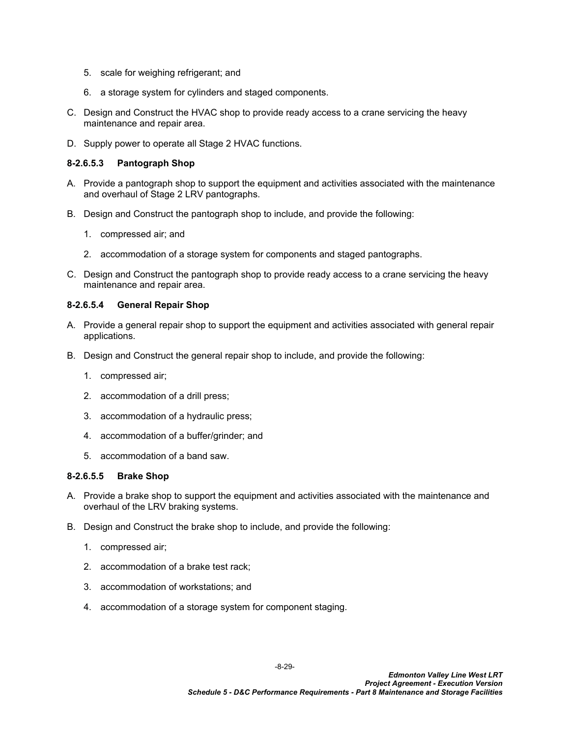5. scale for weighing refrigerant; and

6. a storage system for cylinders and staged components.

C. Design and Construct the HVAC shop to provide ready access to a crane servicing the heavy maintenance and repair area.

D. Supply power to operate all Stage 2 HVAC functions.

#### 8-2.6.5.3 Pantograph Shop

A. Provide a pantograph shop to support the equipment and activities associated with the maintenance and overhaul of Stage 2 LRV pantographs.

B. Design and Construct the pantograph shop to include, and provide the following:

1. compressed air; and

2. accommodation of a storage system for components and staged pantographs.

C. Design and Construct the pantograph shop to provide ready access to a crane servicing the heavy maintenance and repair area.

#### 8-2.6.5.4 General Repair Shop

A. Provide a general repair shop to support the equipment and activities associated with general repair applications.

B. Design and Construct the general repair shop to include, and provide the following:

1. compressed air;

2. accommodation of a drill press;

3. accommodation of a hydraulic press;

4. accommodation of a buffer/grinder; and

5. accommodation of a band saw.

#### 8-2.6.5.5 Brake Shop

A. Provide a brake shop to support the equipment and activities associated with the maintenance and overhaul of the LRV braking systems.

B. Design and Construct the brake shop to include, and provide the following:

1. compressed air;

2. accommodation of a brake test rack;

3. accommodation of workstations; and

4. accommodation of a storage system for component staging.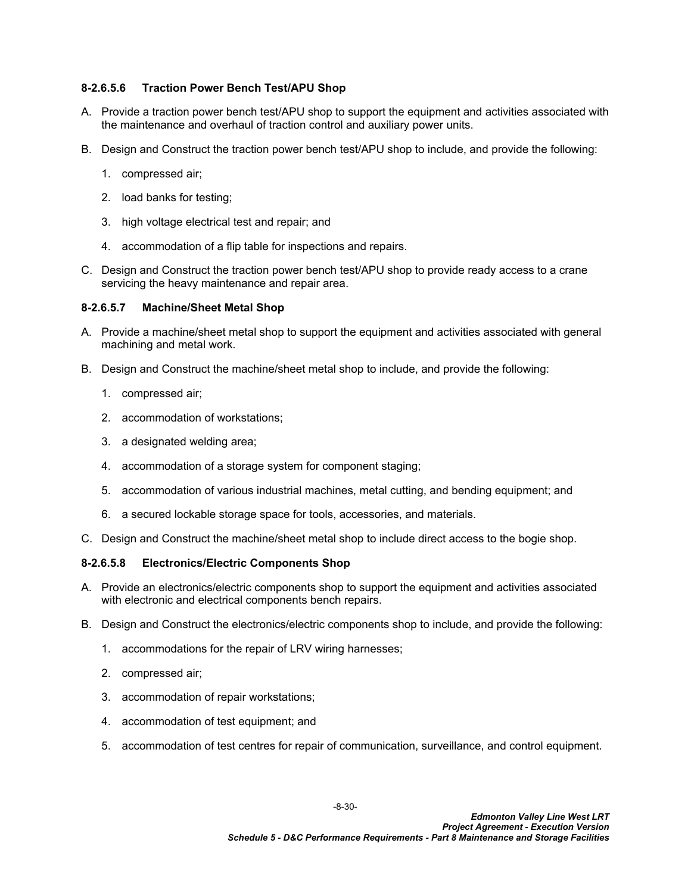#### 8-2.6.5.6 Traction Power Bench Test/APU Shop

A. Provide a traction power bench test/APU shop to support the equipment and activities associated with the maintenance and overhaul of traction control and auxiliary power units.

B. Design and Construct the traction power bench test/APU shop to include, and provide the following:

   1. compressed air;

   2. load banks for testing;

   3. high voltage electrical test and repair; and

   4. accommodation of a flip table for inspections and repairs.

C. Design and Construct the traction power bench test/APU shop to provide ready access to a crane servicing the heavy maintenance and repair area.

#### 8-2.6.5.7 Machine/Sheet Metal Shop

A. Provide a machine/sheet metal shop to support the equipment and activities associated with general machining and metal work.

B. Design and Construct the machine/sheet metal shop to include, and provide the following:

   1. compressed air;

   2. accommodation of workstations;

   3. a designated welding area;

   4. accommodation of a storage system for component staging;

   5. accommodation of various industrial machines, metal cutting, and bending equipment; and

   6. a secured lockable storage space for tools, accessories, and materials.

C. Design and Construct the machine/sheet metal shop to include direct access to the bogie shop.

#### 8-2.6.5.8 Electronics/Electric Components Shop

A. Provide an electronics/electric components shop to support the equipment and activities associated with electronic and electrical components bench repairs.

B. Design and Construct the electronics/electric components shop to include, and provide the following:

   1. accommodations for the repair of LRV wiring harnesses;

   2. compressed air;

   3. accommodation of repair workstations;

   4. accommodation of test equipment; and

   5. accommodation of test centres for repair of communication, surveillance, and control equipment.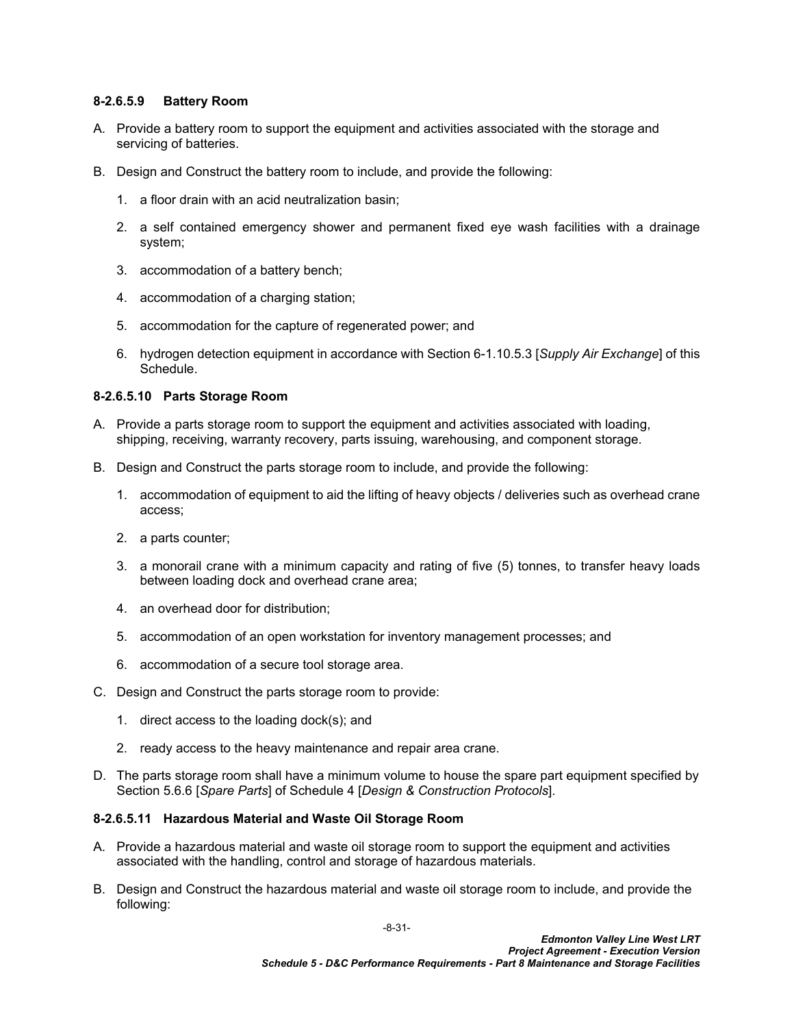#### 8-2.6.5.9 Battery Room

A. Provide a battery room to support the equipment and activities associated with the storage and servicing of batteries.

B. Design and Construct the battery room to include, and provide the following:

1. a floor drain with an acid neutralization basin;
2. a self contained emergency shower and permanent fixed eye wash facilities with a drainage system;
3. accommodation of a battery bench;
4. accommodation of a charging station;
5. accommodation for the capture of regenerated power; and
6. hydrogen detection equipment in accordance with Section 6-1.10.5.3 [*Supply Air Exchange*] of this Schedule.

#### 8-2.6.5.10 Parts Storage Room

A. Provide a parts storage room to support the equipment and activities associated with loading, shipping, receiving, warranty recovery, parts issuing, warehousing, and component storage.

B. Design and Construct the parts storage room to include, and provide the following:

1. accommodation of equipment to aid the lifting of heavy objects / deliveries such as overhead crane access;
2. a parts counter;
3. a monorail crane with a minimum capacity and rating of five (5) tonnes, to transfer heavy loads between loading dock and overhead crane area;
4. an overhead door for distribution;
5. accommodation of an open workstation for inventory management processes; and
6. accommodation of a secure tool storage area.

C. Design and Construct the parts storage room to provide:

1. direct access to the loading dock(s); and
2. ready access to the heavy maintenance and repair area crane.

D. The parts storage room shall have a minimum volume to house the spare part equipment specified by Section 5.6.6 [*Spare Parts*] of Schedule 4 [*Design & Construction Protocols*].

#### 8-2.6.5.11 Hazardous Material and Waste Oil Storage Room

A. Provide a hazardous material and waste oil storage room to support the equipment and activities associated with the handling, control and storage of hazardous materials.

B. Design and Construct the hazardous material and waste oil storage room to include, and provide the following: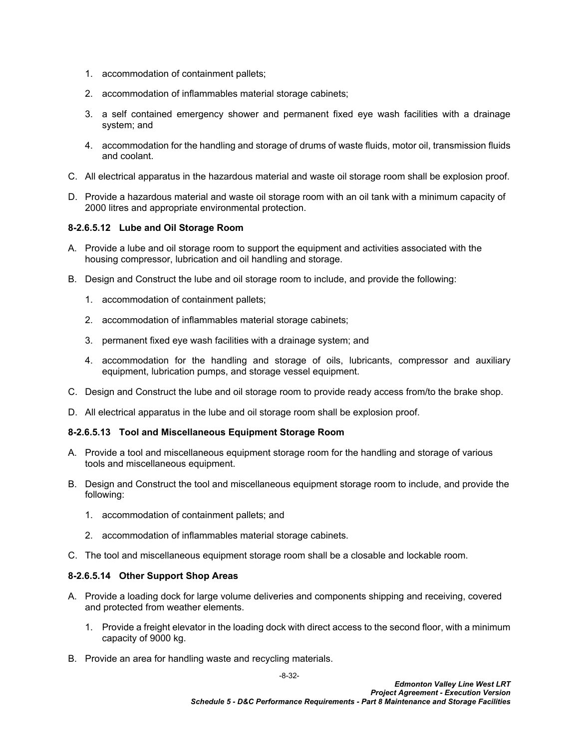1. accommodation of containment pallets;

2. accommodation of inflammables material storage cabinets;

3. a self contained emergency shower and permanent fixed eye wash facilities with a drainage system; and

4. accommodation for the handling and storage of drums of waste fluids, motor oil, transmission fluids and coolant.

C. All electrical apparatus in the hazardous material and waste oil storage room shall be explosion proof.

D. Provide a hazardous material and waste oil storage room with an oil tank with a minimum capacity of 2000 litres and appropriate environmental protection.

#### 8-2.6.5.12 Lube and Oil Storage Room

A. Provide a lube and oil storage room to support the equipment and activities associated with the housing compressor, lubrication and oil handling and storage.

B. Design and Construct the lube and oil storage room to include, and provide the following:

1. accommodation of containment pallets;

2. accommodation of inflammables material storage cabinets;

3. permanent fixed eye wash facilities with a drainage system; and

4. accommodation for the handling and storage of oils, lubricants, compressor and auxiliary equipment, lubrication pumps, and storage vessel equipment.

C. Design and Construct the lube and oil storage room to provide ready access from/to the brake shop.

D. All electrical apparatus in the lube and oil storage room shall be explosion proof.

#### 8-2.6.5.13 Tool and Miscellaneous Equipment Storage Room

A. Provide a tool and miscellaneous equipment storage room for the handling and storage of various tools and miscellaneous equipment.

B. Design and Construct the tool and miscellaneous equipment storage room to include, and provide the following:

1. accommodation of containment pallets; and

2. accommodation of inflammables material storage cabinets.

C. The tool and miscellaneous equipment storage room shall be a closable and lockable room.

#### 8-2.6.5.14 Other Support Shop Areas

A. Provide a loading dock for large volume deliveries and components shipping and receiving, covered and protected from weather elements.

1. Provide a freight elevator in the loading dock with direct access to the second floor, with a minimum capacity of 9000 kg.

B. Provide an area for handling waste and recycling materials.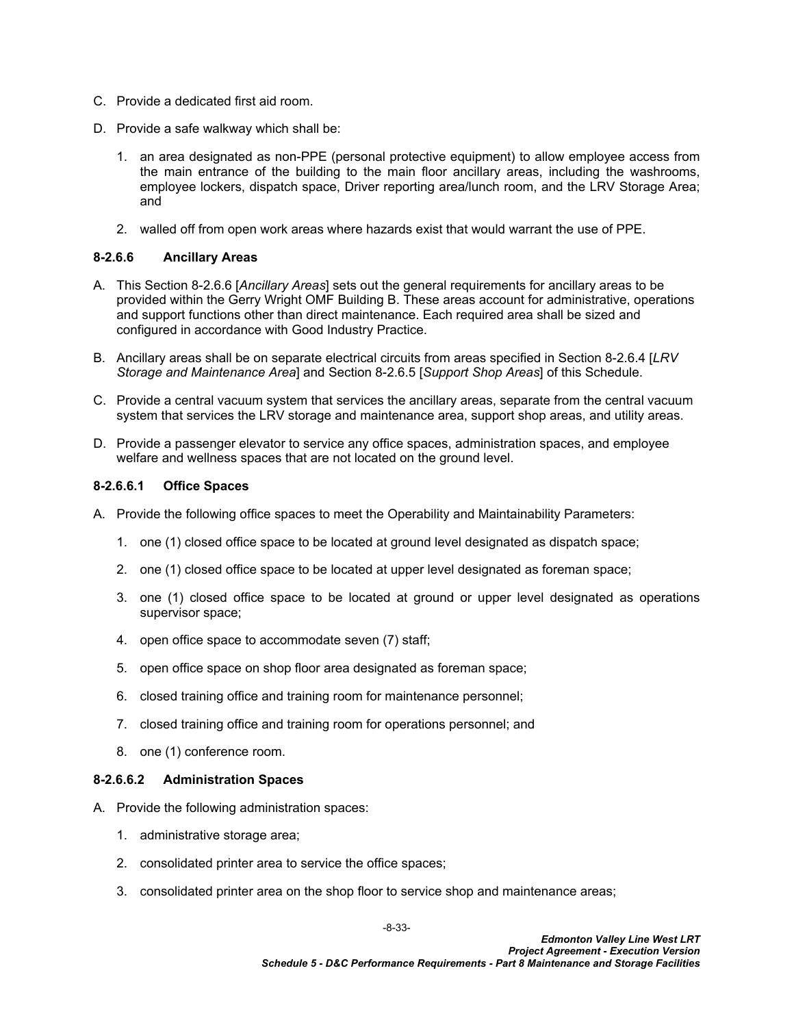C. Provide a dedicated first aid room.

D. Provide a safe walkway which shall be:

1. an area designated as non-PPE (personal protective equipment) to allow employee access from the main entrance of the building to the main floor ancillary areas, including the washrooms, employee lockers, dispatch space, Driver reporting area/lunch room, and the LRV Storage Area; and

2. walled off from open work areas where hazards exist that would warrant the use of PPE.

#### 8-2.6.6 Ancillary Areas

A. This Section 8-2.6.6 [*Ancillary Areas*] sets out the general requirements for ancillary areas to be provided within the Gerry Wright OMF Building B. These areas account for administrative, operations and support functions other than direct maintenance. Each required area shall be sized and configured in accordance with Good Industry Practice.

B. Ancillary areas shall be on separate electrical circuits from areas specified in Section 8-2.6.4 [*LRV Storage and Maintenance Area*] and Section 8-2.6.5 [*Support Shop Areas*] of this Schedule.

C. Provide a central vacuum system that services the ancillary areas, separate from the central vacuum system that services the LRV storage and maintenance area, support shop areas, and utility areas.

D. Provide a passenger elevator to service any office spaces, administration spaces, and employee welfare and wellness spaces that are not located on the ground level.

#### 8-2.6.6.1 Office Spaces

A. Provide the following office spaces to meet the Operability and Maintainability Parameters:

1. one (1) closed office space to be located at ground level designated as dispatch space;

2. one (1) closed office space to be located at upper level designated as foreman space;

3. one (1) closed office space to be located at ground or upper level designated as operations supervisor space;

4. open office space to accommodate seven (7) staff;

5. open office space on shop floor area designated as foreman space;

6. closed training office and training room for maintenance personnel;

7. closed training office and training room for operations personnel; and

8. one (1) conference room.

#### 8-2.6.6.2 Administration Spaces

A. Provide the following administration spaces:

1. administrative storage area;

2. consolidated printer area to service the office spaces;

3. consolidated printer area on the shop floor to service shop and maintenance areas;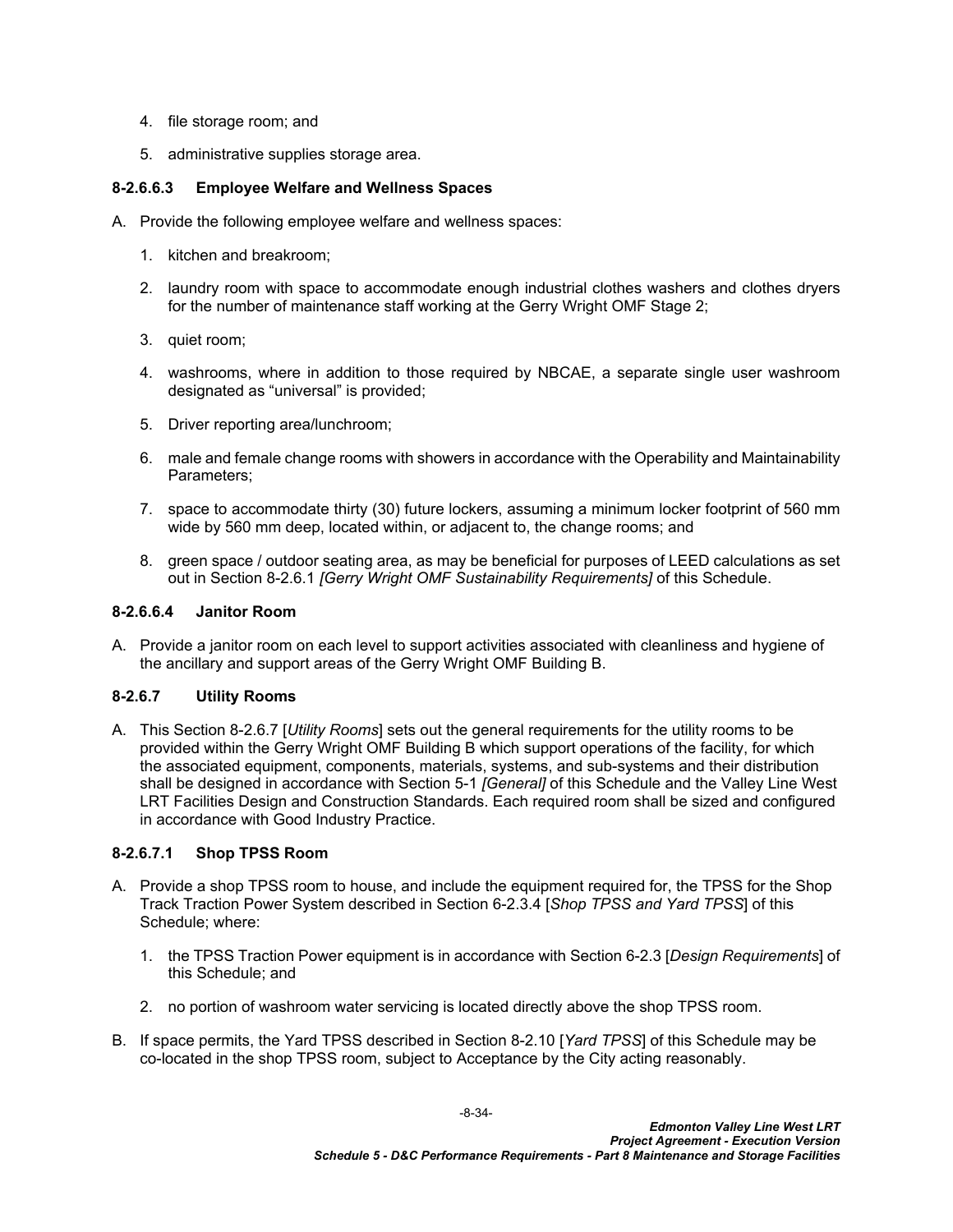4. file storage room; and
5. administrative supplies storage area.

#### 8-2.6.6.3 Employee Welfare and Wellness Spaces

A. Provide the following employee welfare and wellness spaces:

1. kitchen and breakroom;
2. laundry room with space to accommodate enough industrial clothes washers and clothes dryers for the number of maintenance staff working at the Gerry Wright OMF Stage 2;
3. quiet room;
4. washrooms, where in addition to those required by NBCAE, a separate single user washroom designated as "universal" is provided;
5. Driver reporting area/lunchroom;
6. male and female change rooms with showers in accordance with the Operability and Maintainability Parameters;
7. space to accommodate thirty (30) future lockers, assuming a minimum locker footprint of 560 mm wide by 560 mm deep, located within, or adjacent to, the change rooms; and
8. green space / outdoor seating area, as may be beneficial for purposes of LEED calculations as set out in Section 8-2.6.1 *[Gerry Wright OMF Sustainability Requirements]* of this Schedule.

#### 8-2.6.6.4 Janitor Room

A. Provide a janitor room on each level to support activities associated with cleanliness and hygiene of the ancillary and support areas of the Gerry Wright OMF Building B.

### 8-2.6.7 Utility Rooms

A. This Section 8-2.6.7 [*Utility Rooms*] sets out the general requirements for the utility rooms to be provided within the Gerry Wright OMF Building B which support operations of the facility, for which the associated equipment, components, materials, systems, and sub-systems and their distribution shall be designed in accordance with Section 5-1 *[General]* of this Schedule and the Valley Line West LRT Facilities Design and Construction Standards. Each required room shall be sized and configured in accordance with Good Industry Practice.

#### 8-2.6.7.1 Shop TPSS Room

A. Provide a shop TPSS room to house, and include the equipment required for, the TPSS for the Shop Track Traction Power System described in Section 6-2.3.4 [*Shop TPSS and Yard TPSS*] of this Schedule; where:

1. the TPSS Traction Power equipment is in accordance with Section 6-2.3 [*Design Requirements*] of this Schedule; and
2. no portion of washroom water servicing is located directly above the shop TPSS room.

B. If space permits, the Yard TPSS described in Section 8-2.10 [*Yard TPSS*] of this Schedule may be co-located in the shop TPSS room, subject to Acceptance by the City acting reasonably.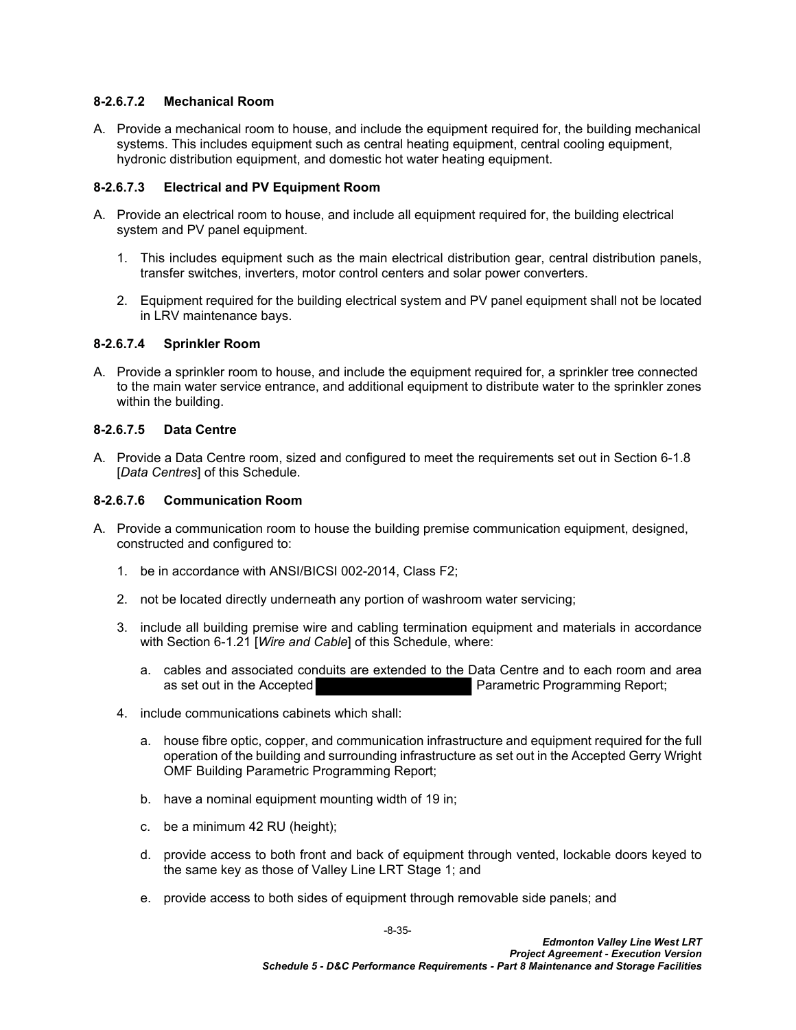#### 8-2.6.7.2 Mechanical Room

A. Provide a mechanical room to house, and include the equipment required for, the building mechanical systems. This includes equipment such as central heating equipment, central cooling equipment, hydronic distribution equipment, and domestic hot water heating equipment.

#### 8-2.6.7.3 Electrical and PV Equipment Room

A. Provide an electrical room to house, and include all equipment required for, the building electrical system and PV panel equipment.

   1. This includes equipment such as the main electrical distribution gear, central distribution panels, transfer switches, inverters, motor control centers and solar power converters.

   2. Equipment required for the building electrical system and PV panel equipment shall not be located in LRV maintenance bays.

#### 8-2.6.7.4 Sprinkler Room

A. Provide a sprinkler room to house, and include the equipment required for, a sprinkler tree connected to the main water service entrance, and additional equipment to distribute water to the sprinkler zones within the building.

#### 8-2.6.7.5 Data Centre

A. Provide a Data Centre room, sized and configured to meet the requirements set out in Section 6-1.8 [*Data Centres*] of this Schedule.

#### 8-2.6.7.6 Communication Room

A. Provide a communication room to house the building premise communication equipment, designed, constructed and configured to:

   1. be in accordance with ANSI/BICSI 002-2014, Class F2;

   2. not be located directly underneath any portion of washroom water servicing;

   3. include all building premise wire and cabling termination equipment and materials in accordance with Section 6-1.21 [*Wire and Cable*] of this Schedule, where:

      a. cables and associated conduits are extended to the Data Centre and to each room and area as set out in the Accepted [REDACTED] Parametric Programming Report;

   4. include communications cabinets which shall:

      a. house fibre optic, copper, and communication infrastructure and equipment required for the full operation of the building and surrounding infrastructure as set out in the Accepted Gerry Wright OMF Building Parametric Programming Report;

      b. have a nominal equipment mounting width of 19 in;

      c. be a minimum 42 RU (height);

      d. provide access to both front and back of equipment through vented, lockable doors keyed to the same key as those of Valley Line LRT Stage 1; and

      e. provide access to both sides of equipment through removable side panels; and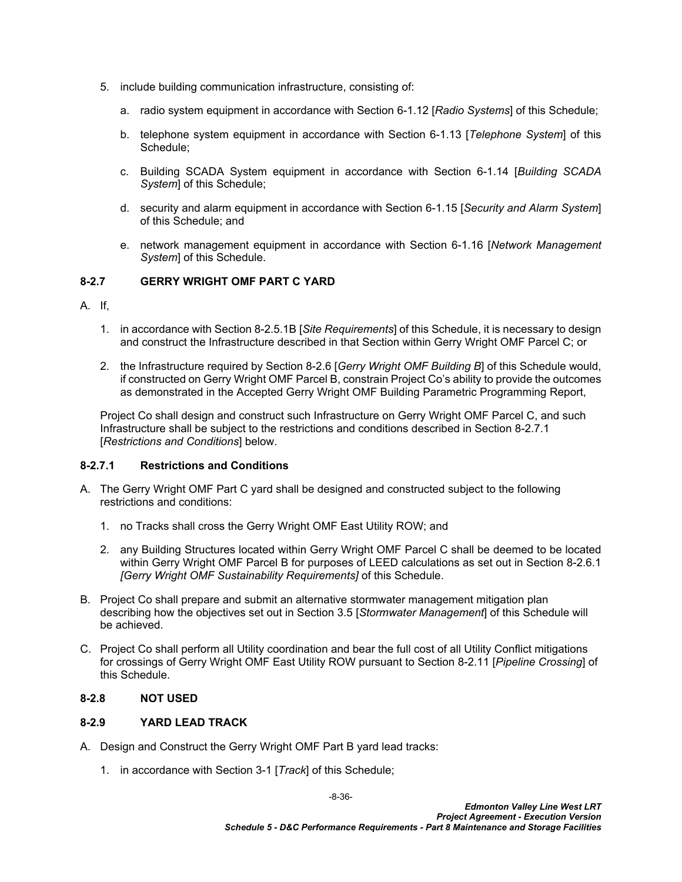5. include building communication infrastructure, consisting of:

   a. radio system equipment in accordance with Section 6-1.12 [*Radio Systems*] of this Schedule;

   b. telephone system equipment in accordance with Section 6-1.13 [*Telephone System*] of this Schedule;

   c. Building SCADA System equipment in accordance with Section 6-1.14 [*Building SCADA System*] of this Schedule;

   d. security and alarm equipment in accordance with Section 6-1.15 [*Security and Alarm System*] of this Schedule; and

   e. network management equipment in accordance with Section 6-1.16 [*Network Management System*] of this Schedule.

### 8-2.7 GERRY WRIGHT OMF PART C YARD

A. If,

1. in accordance with Section 8-2.5.1B [*Site Requirements*] of this Schedule, it is necessary to design and construct the Infrastructure described in that Section within Gerry Wright OMF Parcel C; or

2. the Infrastructure required by Section 8-2.6 [*Gerry Wright OMF Building B*] of this Schedule would, if constructed on Gerry Wright OMF Parcel B, constrain Project Co's ability to provide the outcomes as demonstrated in the Accepted Gerry Wright OMF Building Parametric Programming Report,

Project Co shall design and construct such Infrastructure on Gerry Wright OMF Parcel C, and such Infrastructure shall be subject to the restrictions and conditions described in Section 8-2.7.1 [*Restrictions and Conditions*] below.

#### 8-2.7.1 Restrictions and Conditions

A. The Gerry Wright OMF Part C yard shall be designed and constructed subject to the following restrictions and conditions:

1. no Tracks shall cross the Gerry Wright OMF East Utility ROW; and

2. any Building Structures located within Gerry Wright OMF Parcel C shall be deemed to be located within Gerry Wright OMF Parcel B for purposes of LEED calculations as set out in Section 8-2.6.1 *[Gerry Wright OMF Sustainability Requirements]* of this Schedule.

B. Project Co shall prepare and submit an alternative stormwater management mitigation plan describing how the objectives set out in Section 3.5 [*Stormwater Management*] of this Schedule will be achieved.

C. Project Co shall perform all Utility coordination and bear the full cost of all Utility Conflict mitigations for crossings of Gerry Wright OMF East Utility ROW pursuant to Section 8-2.11 [*Pipeline Crossing*] of this Schedule.

### 8-2.8 NOT USED

### 8-2.9 YARD LEAD TRACK

A. Design and Construct the Gerry Wright OMF Part B yard lead tracks:

1. in accordance with Section 3-1 [*Track*] of this Schedule;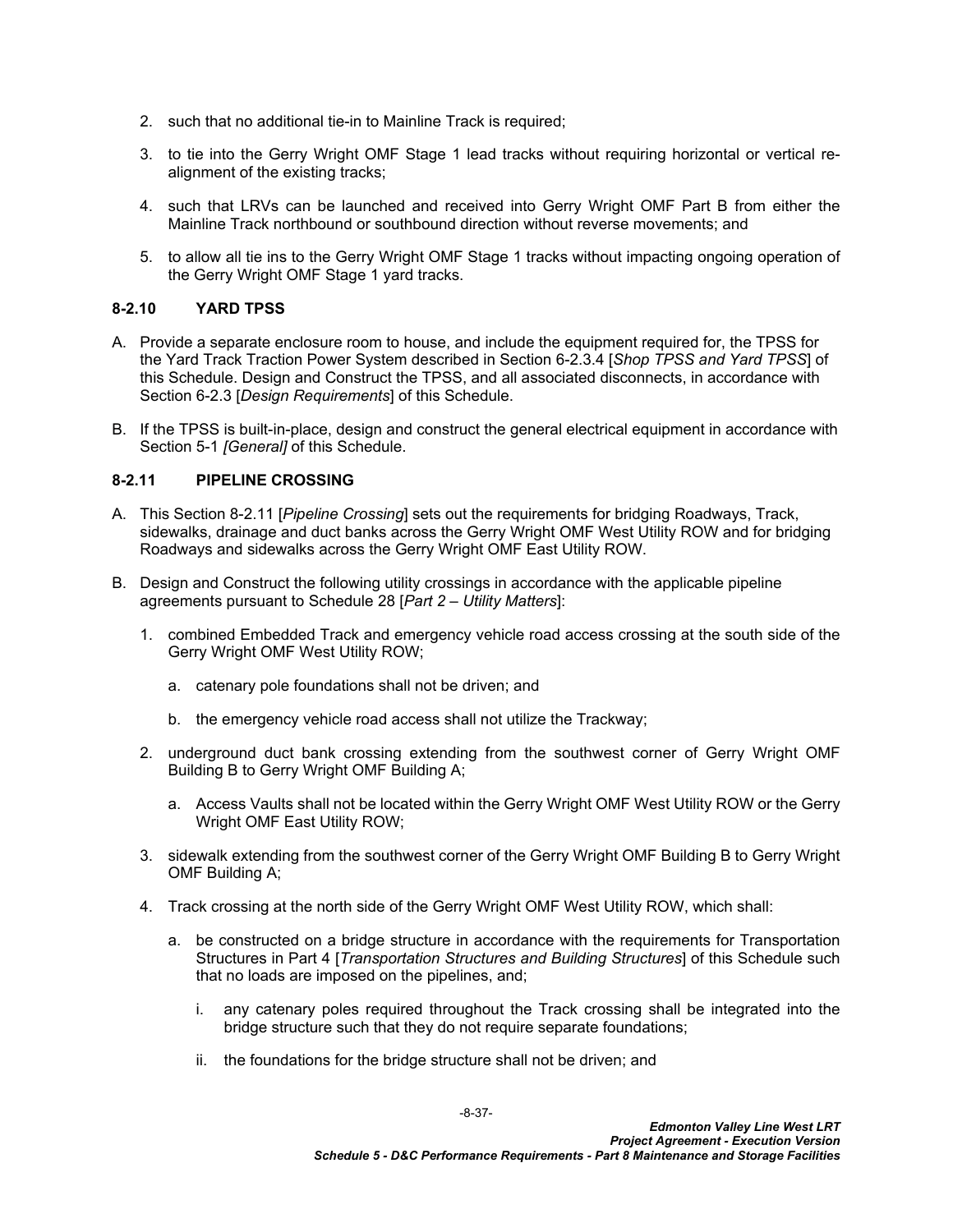2. such that no additional tie-in to Mainline Track is required;

3. to tie into the Gerry Wright OMF Stage 1 lead tracks without requiring horizontal or vertical re-alignment of the existing tracks;

4. such that LRVs can be launched and received into Gerry Wright OMF Part B from either the Mainline Track northbound or southbound direction without reverse movements; and

5. to allow all tie ins to the Gerry Wright OMF Stage 1 tracks without impacting ongoing operation of the Gerry Wright OMF Stage 1 yard tracks.

### 8-2.10 YARD TPSS

A. Provide a separate enclosure room to house, and include the equipment required for, the TPSS for the Yard Track Traction Power System described in Section 6-2.3.4 [*Shop TPSS and Yard TPSS*] of this Schedule. Design and Construct the TPSS, and all associated disconnects, in accordance with Section 6-2.3 [*Design Requirements*] of this Schedule.

B. If the TPSS is built-in-place, design and construct the general electrical equipment in accordance with Section 5-1 *[General]* of this Schedule.

### 8-2.11 PIPELINE CROSSING

A. This Section 8-2.11 [*Pipeline Crossing*] sets out the requirements for bridging Roadways, Track, sidewalks, drainage and duct banks across the Gerry Wright OMF West Utility ROW and for bridging Roadways and sidewalks across the Gerry Wright OMF East Utility ROW.

B. Design and Construct the following utility crossings in accordance with the applicable pipeline agreements pursuant to Schedule 28 [*Part 2 – Utility Matters*]:

   1. combined Embedded Track and emergency vehicle road access crossing at the south side of the Gerry Wright OMF West Utility ROW;

      a. catenary pole foundations shall not be driven; and

      b. the emergency vehicle road access shall not utilize the Trackway;

   2. underground duct bank crossing extending from the southwest corner of Gerry Wright OMF Building B to Gerry Wright OMF Building A;

      a. Access Vaults shall not be located within the Gerry Wright OMF West Utility ROW or the Gerry Wright OMF East Utility ROW;

   3. sidewalk extending from the southwest corner of the Gerry Wright OMF Building B to Gerry Wright OMF Building A;

   4. Track crossing at the north side of the Gerry Wright OMF West Utility ROW, which shall:

      a. be constructed on a bridge structure in accordance with the requirements for Transportation Structures in Part 4 [*Transportation Structures and Building Structures*] of this Schedule such that no loads are imposed on the pipelines, and;

         i. any catenary poles required throughout the Track crossing shall be integrated into the bridge structure such that they do not require separate foundations;

         ii. the foundations for the bridge structure shall not be driven; and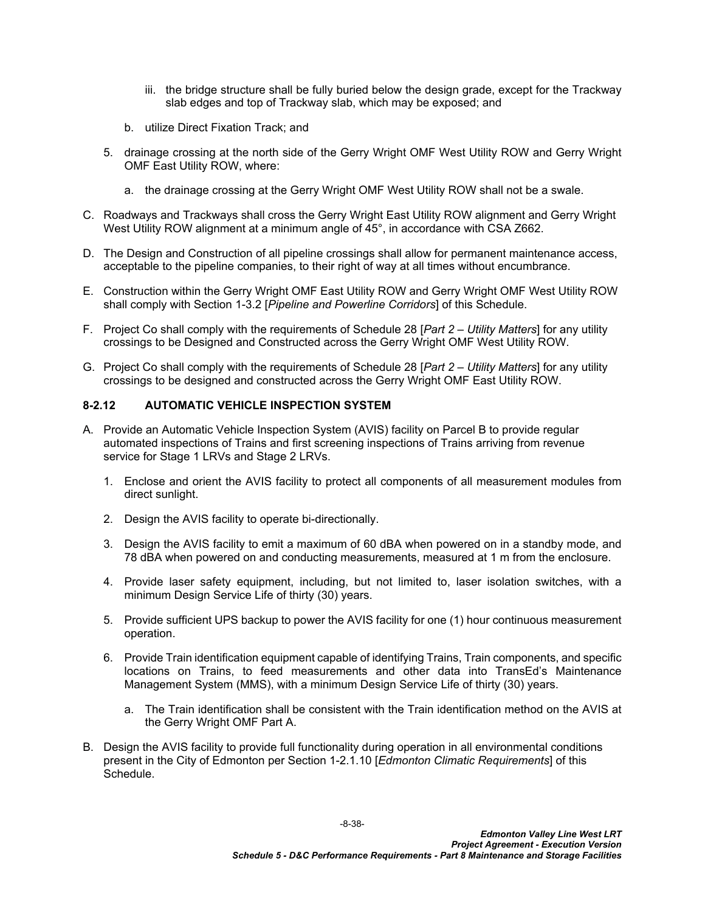iii. the bridge structure shall be fully buried below the design grade, except for the Trackway slab edges and top of Trackway slab, which may be exposed; and

b. utilize Direct Fixation Track; and

5. drainage crossing at the north side of the Gerry Wright OMF West Utility ROW and Gerry Wright OMF East Utility ROW, where:

   a. the drainage crossing at the Gerry Wright OMF West Utility ROW shall not be a swale.

C. Roadways and Trackways shall cross the Gerry Wright East Utility ROW alignment and Gerry Wright West Utility ROW alignment at a minimum angle of 45°, in accordance with CSA Z662.

D. The Design and Construction of all pipeline crossings shall allow for permanent maintenance access, acceptable to the pipeline companies, to their right of way at all times without encumbrance.

E. Construction within the Gerry Wright OMF East Utility ROW and Gerry Wright OMF West Utility ROW shall comply with Section 1-3.2 [*Pipeline and Powerline Corridors*] of this Schedule.

F. Project Co shall comply with the requirements of Schedule 28 [*Part 2 – Utility Matters*] for any utility crossings to be Designed and Constructed across the Gerry Wright OMF West Utility ROW.

G. Project Co shall comply with the requirements of Schedule 28 [*Part 2 – Utility Matters*] for any utility crossings to be designed and constructed across the Gerry Wright OMF East Utility ROW.

### 8-2.12 AUTOMATIC VEHICLE INSPECTION SYSTEM

A. Provide an Automatic Vehicle Inspection System (AVIS) facility on Parcel B to provide regular automated inspections of Trains and first screening inspections of Trains arriving from revenue service for Stage 1 LRVs and Stage 2 LRVs.

1. Enclose and orient the AVIS facility to protect all components of all measurement modules from direct sunlight.

2. Design the AVIS facility to operate bi-directionally.

3. Design the AVIS facility to emit a maximum of 60 dBA when powered on in a standby mode, and 78 dBA when powered on and conducting measurements, measured at 1 m from the enclosure.

4. Provide laser safety equipment, including, but not limited to, laser isolation switches, with a minimum Design Service Life of thirty (30) years.

5. Provide sufficient UPS backup to power the AVIS facility for one (1) hour continuous measurement operation.

6. Provide Train identification equipment capable of identifying Trains, Train components, and specific locations on Trains, to feed measurements and other data into TransEd's Maintenance Management System (MMS), with a minimum Design Service Life of thirty (30) years.

   a. The Train identification shall be consistent with the Train identification method on the AVIS at the Gerry Wright OMF Part A.

B. Design the AVIS facility to provide full functionality during operation in all environmental conditions present in the City of Edmonton per Section 1-2.1.10 [*Edmonton Climatic Requirements*] of this Schedule.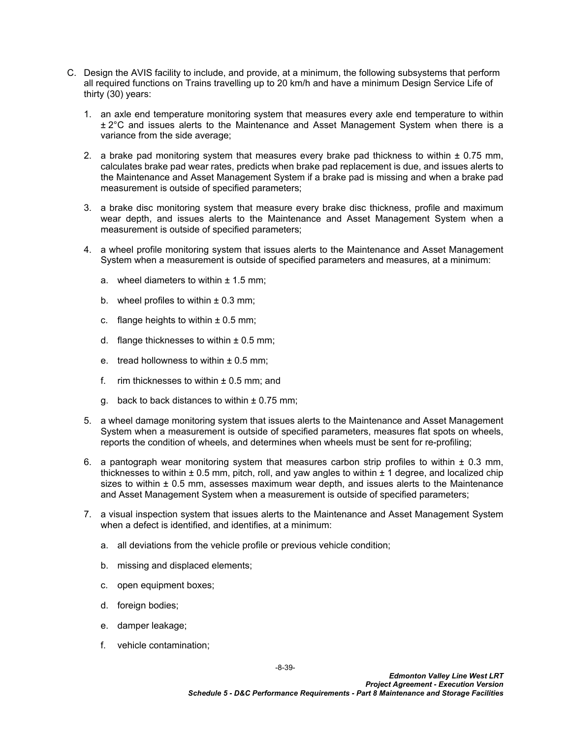C. Design the AVIS facility to include, and provide, at a minimum, the following subsystems that perform all required functions on Trains travelling up to 20 km/h and have a minimum Design Service Life of thirty (30) years:

   1. an axle end temperature monitoring system that measures every axle end temperature to within ± 2°C and issues alerts to the Maintenance and Asset Management System when there is a variance from the side average;

   2. a brake pad monitoring system that measures every brake pad thickness to within ± 0.75 mm, calculates brake pad wear rates, predicts when brake pad replacement is due, and issues alerts to the Maintenance and Asset Management System if a brake pad is missing and when a brake pad measurement is outside of specified parameters;

   3. a brake disc monitoring system that measure every brake disc thickness, profile and maximum wear depth, and issues alerts to the Maintenance and Asset Management System when a measurement is outside of specified parameters;

   4. a wheel profile monitoring system that issues alerts to the Maintenance and Asset Management System when a measurement is outside of specified parameters and measures, at a minimum:

      a. wheel diameters to within ± 1.5 mm;

      b. wheel profiles to within ± 0.3 mm;

      c. flange heights to within ± 0.5 mm;

      d. flange thicknesses to within ± 0.5 mm;

      e. tread hollowness to within ± 0.5 mm;

      f. rim thicknesses to within ± 0.5 mm; and

      g. back to back distances to within ± 0.75 mm;

   5. a wheel damage monitoring system that issues alerts to the Maintenance and Asset Management System when a measurement is outside of specified parameters, measures flat spots on wheels, reports the condition of wheels, and determines when wheels must be sent for re-profiling;

   6. a pantograph wear monitoring system that measures carbon strip profiles to within ± 0.3 mm, thicknesses to within ± 0.5 mm, pitch, roll, and yaw angles to within ± 1 degree, and localized chip sizes to within ± 0.5 mm, assesses maximum wear depth, and issues alerts to the Maintenance and Asset Management System when a measurement is outside of specified parameters;

   7. a visual inspection system that issues alerts to the Maintenance and Asset Management System when a defect is identified, and identifies, at a minimum:

      a. all deviations from the vehicle profile or previous vehicle condition;

      b. missing and displaced elements;

      c. open equipment boxes;

      d. foreign bodies;

      e. damper leakage;

      f. vehicle contamination;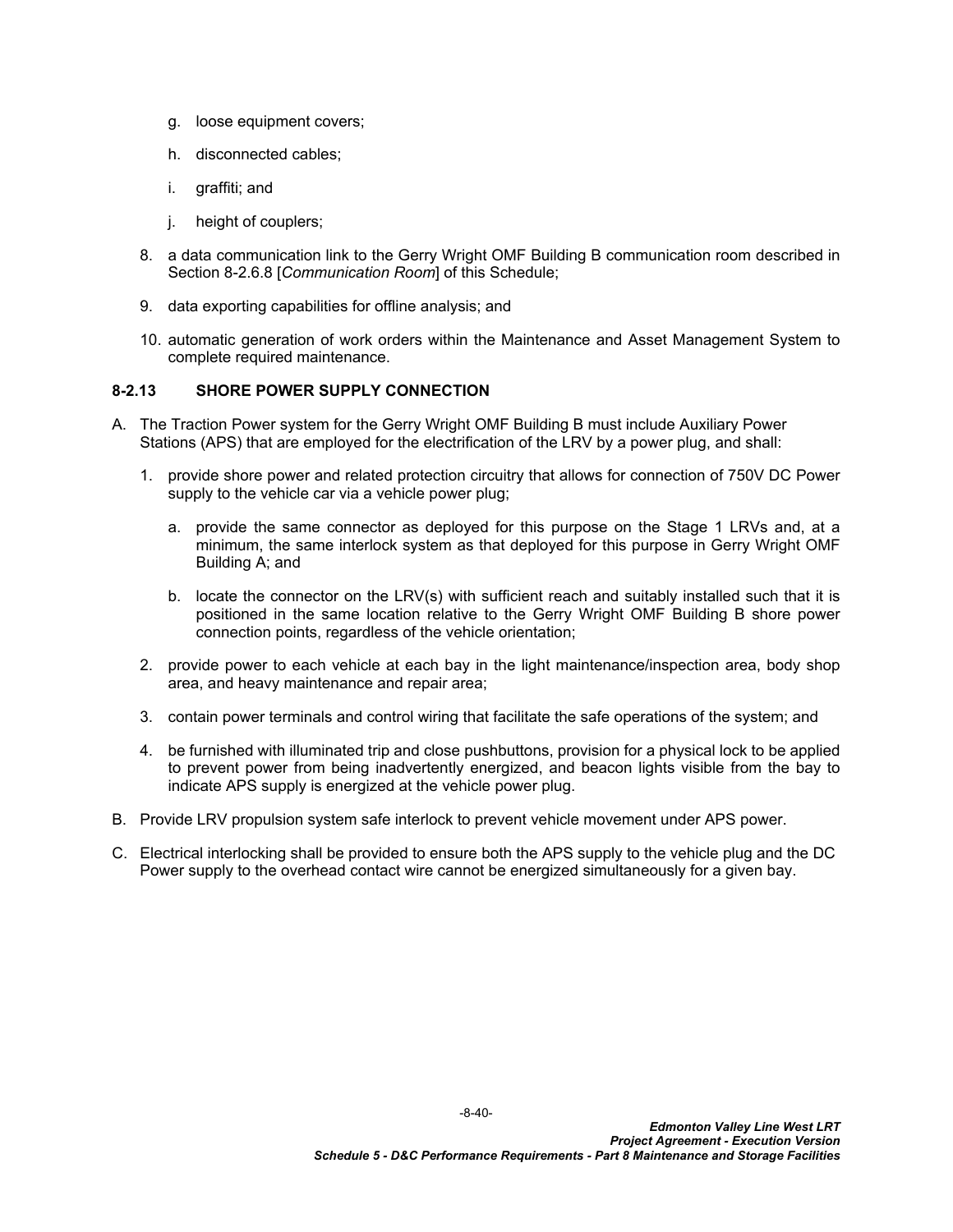g. loose equipment covers;

h. disconnected cables;

i. graffiti; and

j. height of couplers;

8. a data communication link to the Gerry Wright OMF Building B communication room described in Section 8-2.6.8 [*Communication Room*] of this Schedule;

9. data exporting capabilities for offline analysis; and

10. automatic generation of work orders within the Maintenance and Asset Management System to complete required maintenance.

### 8-2.13 SHORE POWER SUPPLY CONNECTION

A. The Traction Power system for the Gerry Wright OMF Building B must include Auxiliary Power Stations (APS) that are employed for the electrification of the LRV by a power plug, and shall:

1. provide shore power and related protection circuitry that allows for connection of 750V DC Power supply to the vehicle car via a vehicle power plug;

   a. provide the same connector as deployed for this purpose on the Stage 1 LRVs and, at a minimum, the same interlock system as that deployed for this purpose in Gerry Wright OMF Building A; and

   b. locate the connector on the LRV(s) with sufficient reach and suitably installed such that it is positioned in the same location relative to the Gerry Wright OMF Building B shore power connection points, regardless of the vehicle orientation;

2. provide power to each vehicle at each bay in the light maintenance/inspection area, body shop area, and heavy maintenance and repair area;

3. contain power terminals and control wiring that facilitate the safe operations of the system; and

4. be furnished with illuminated trip and close pushbuttons, provision for a physical lock to be applied to prevent power from being inadvertently energized, and beacon lights visible from the bay to indicate APS supply is energized at the vehicle power plug.

B. Provide LRV propulsion system safe interlock to prevent vehicle movement under APS power.

C. Electrical interlocking shall be provided to ensure both the APS supply to the vehicle plug and the DC Power supply to the overhead contact wire cannot be energized simultaneously for a given bay.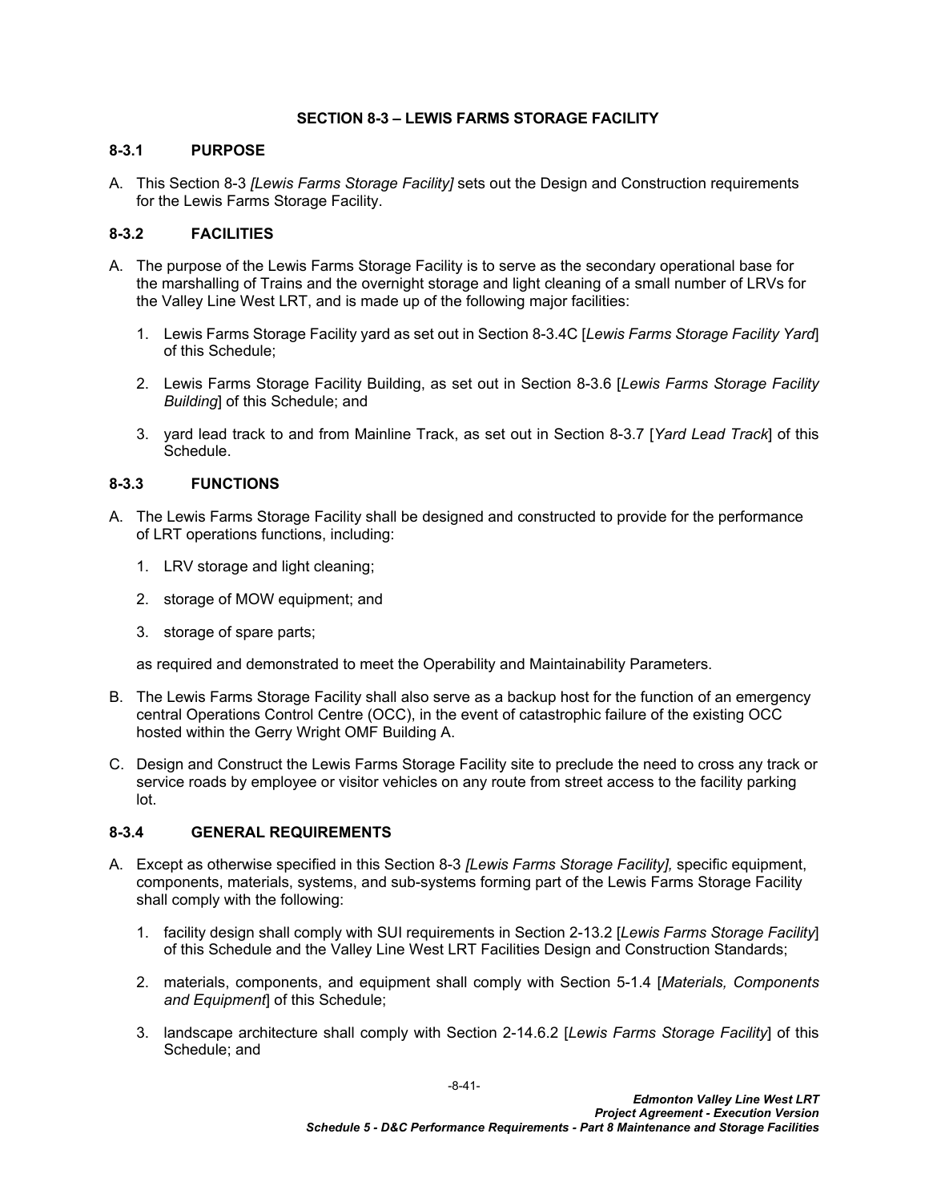## SECTION 8-3 – LEWIS FARMS STORAGE FACILITY

### 8-3.1 PURPOSE

A. This Section 8-3 *[Lewis Farms Storage Facility]* sets out the Design and Construction requirements for the Lewis Farms Storage Facility.

### 8-3.2 FACILITIES

A. The purpose of the Lewis Farms Storage Facility is to serve as the secondary operational base for the marshalling of Trains and the overnight storage and light cleaning of a small number of LRVs for the Valley Line West LRT, and is made up of the following major facilities:

   1. Lewis Farms Storage Facility yard as set out in Section 8-3.4C [*Lewis Farms Storage Facility Yard*] of this Schedule;

   2. Lewis Farms Storage Facility Building, as set out in Section 8-3.6 [*Lewis Farms Storage Facility Building*] of this Schedule; and

   3. yard lead track to and from Mainline Track, as set out in Section 8-3.7 [*Yard Lead Track*] of this Schedule.

### 8-3.3 FUNCTIONS

A. The Lewis Farms Storage Facility shall be designed and constructed to provide for the performance of LRT operations functions, including:

   1. LRV storage and light cleaning;

   2. storage of MOW equipment; and

   3. storage of spare parts;

   as required and demonstrated to meet the Operability and Maintainability Parameters.

B. The Lewis Farms Storage Facility shall also serve as a backup host for the function of an emergency central Operations Control Centre (OCC), in the event of catastrophic failure of the existing OCC hosted within the Gerry Wright OMF Building A.

C. Design and Construct the Lewis Farms Storage Facility site to preclude the need to cross any track or service roads by employee or visitor vehicles on any route from street access to the facility parking lot.

### 8-3.4 GENERAL REQUIREMENTS

A. Except as otherwise specified in this Section 8-3 *[Lewis Farms Storage Facility],* specific equipment, components, materials, systems, and sub-systems forming part of the Lewis Farms Storage Facility shall comply with the following:

   1. facility design shall comply with SUI requirements in Section 2-13.2 [*Lewis Farms Storage Facility*] of this Schedule and the Valley Line West LRT Facilities Design and Construction Standards;

   2. materials, components, and equipment shall comply with Section 5-1.4 [*Materials, Components and Equipment*] of this Schedule;

   3. landscape architecture shall comply with Section 2-14.6.2 [*Lewis Farms Storage Facility*] of this Schedule; and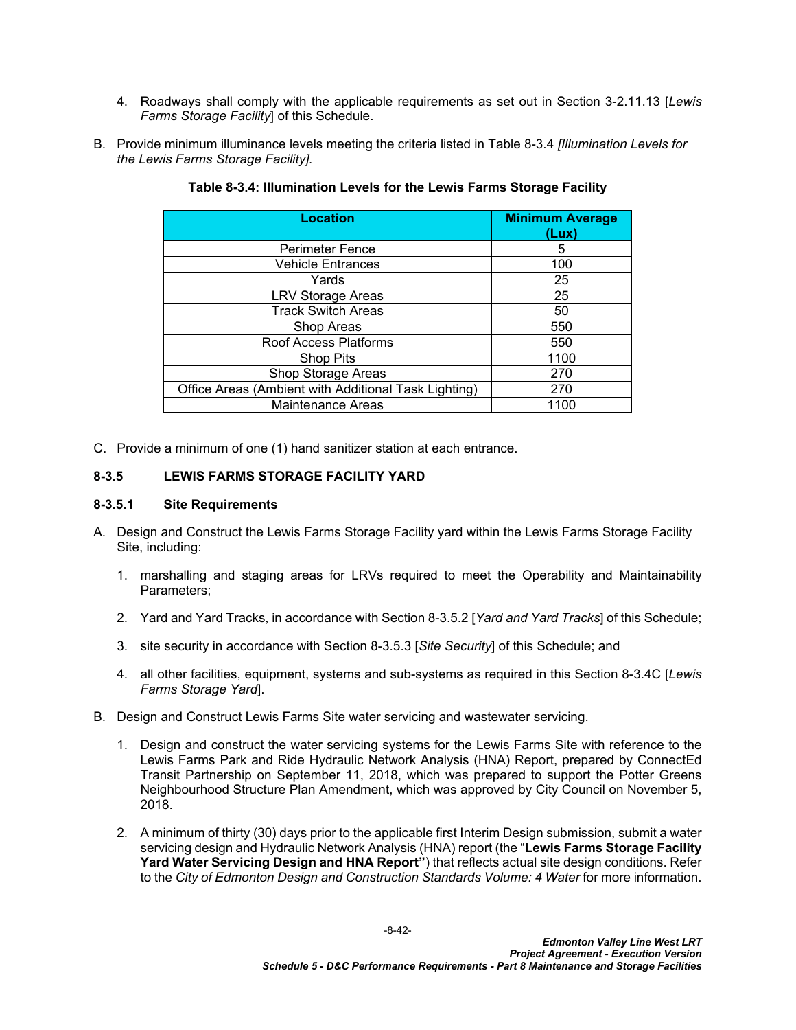4. Roadways shall comply with the applicable requirements as set out in Section 3-2.11.13 [*Lewis Farms Storage Facility*] of this Schedule.

B. Provide minimum illuminance levels meeting the criteria listed in Table 8-3.4 *[Illumination Levels for the Lewis Farms Storage Facility]*.

**Table 8-3.4: Illumination Levels for the Lewis Farms Storage Facility**

| Location | Minimum Average (Lux) |
|---|---|
| Perimeter Fence | 5 |
| Vehicle Entrances | 100 |
| Yards | 25 |
| LRV Storage Areas | 25 |
| Track Switch Areas | 50 |
| Shop Areas | 550 |
| Roof Access Platforms | 550 |
| Shop Pits | 1100 |
| Shop Storage Areas | 270 |
| Office Areas (Ambient with Additional Task Lighting) | 270 |
| Maintenance Areas | 1100 |

C. Provide a minimum of one (1) hand sanitizer station at each entrance.

### 8-3.5 LEWIS FARMS STORAGE FACILITY YARD

#### 8-3.5.1 Site Requirements

A. Design and Construct the Lewis Farms Storage Facility yard within the Lewis Farms Storage Facility Site, including:

1. marshalling and staging areas for LRVs required to meet the Operability and Maintainability Parameters;

2. Yard and Yard Tracks, in accordance with Section 8-3.5.2 [*Yard and Yard Tracks*] of this Schedule;

3. site security in accordance with Section 8-3.5.3 [*Site Security*] of this Schedule; and

4. all other facilities, equipment, systems and sub-systems as required in this Section 8-3.4C [*Lewis Farms Storage Yard*].

B. Design and Construct Lewis Farms Site water servicing and wastewater servicing.

1. Design and construct the water servicing systems for the Lewis Farms Site with reference to the Lewis Farms Park and Ride Hydraulic Network Analysis (HNA) Report, prepared by ConnectEd Transit Partnership on September 11, 2018, which was prepared to support the Potter Greens Neighbourhood Structure Plan Amendment, which was approved by City Council on November 5, 2018.

2. A minimum of thirty (30) days prior to the applicable first Interim Design submission, submit a water servicing design and Hydraulic Network Analysis (HNA) report (the "**Lewis Farms Storage Facility Yard Water Servicing Design and HNA Report"**) that reflects actual site design conditions. Refer to the *City of Edmonton Design and Construction Standards Volume: 4 Water* for more information.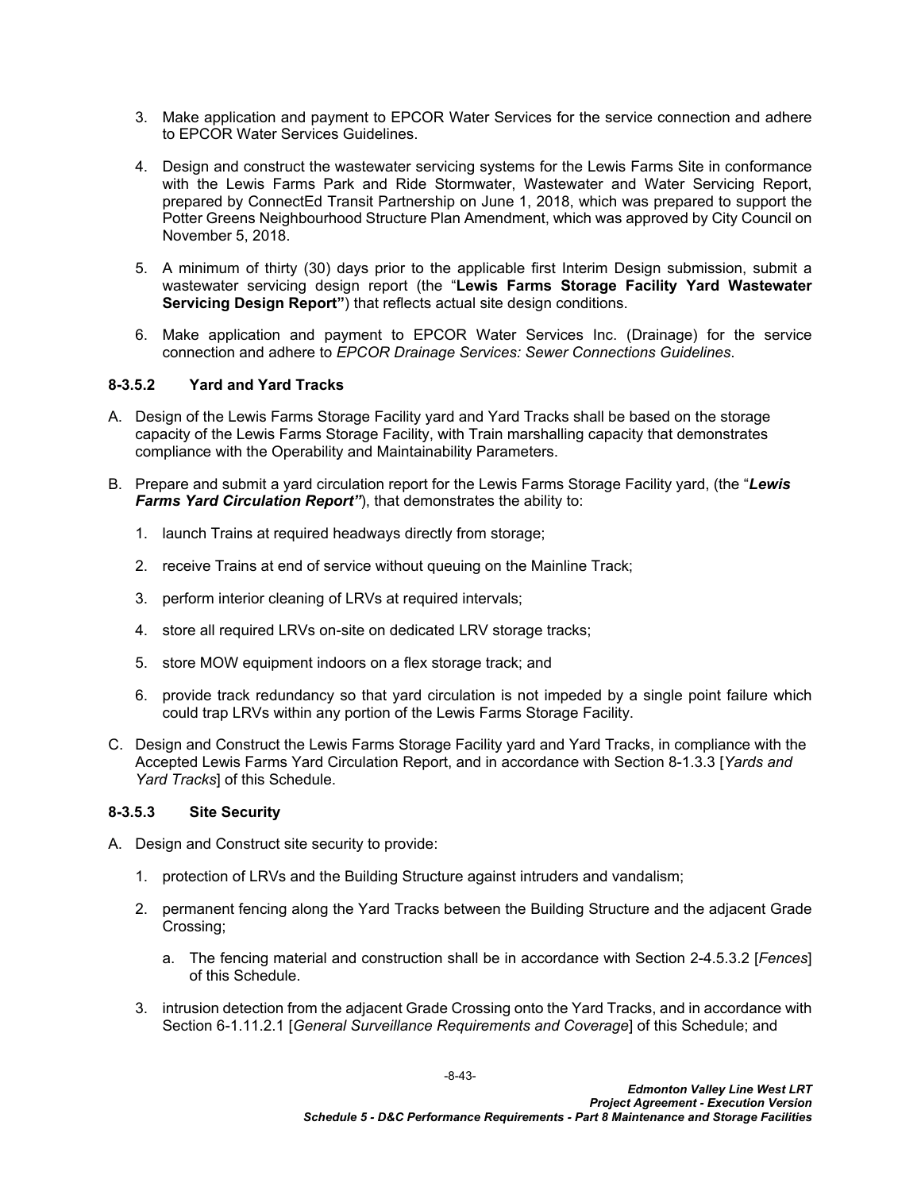3. Make application and payment to EPCOR Water Services for the service connection and adhere to EPCOR Water Services Guidelines.

4. Design and construct the wastewater servicing systems for the Lewis Farms Site in conformance with the Lewis Farms Park and Ride Stormwater, Wastewater and Water Servicing Report, prepared by ConnectEd Transit Partnership on June 1, 2018, which was prepared to support the Potter Greens Neighbourhood Structure Plan Amendment, which was approved by City Council on November 5, 2018.

5. A minimum of thirty (30) days prior to the applicable first Interim Design submission, submit a wastewater servicing design report (the "**Lewis Farms Storage Facility Yard Wastewater Servicing Design Report"**) that reflects actual site design conditions.

6. Make application and payment to EPCOR Water Services Inc. (Drainage) for the service connection and adhere to *EPCOR Drainage Services: Sewer Connections Guidelines*.

### 8-3.5.2 Yard and Yard Tracks

A. Design of the Lewis Farms Storage Facility yard and Yard Tracks shall be based on the storage capacity of the Lewis Farms Storage Facility, with Train marshalling capacity that demonstrates compliance with the Operability and Maintainability Parameters.

B. Prepare and submit a yard circulation report for the Lewis Farms Storage Facility yard, (the "***Lewis Farms Yard Circulation Report"***), that demonstrates the ability to:

   1. launch Trains at required headways directly from storage;

   2. receive Trains at end of service without queuing on the Mainline Track;

   3. perform interior cleaning of LRVs at required intervals;

   4. store all required LRVs on-site on dedicated LRV storage tracks;

   5. store MOW equipment indoors on a flex storage track; and

   6. provide track redundancy so that yard circulation is not impeded by a single point failure which could trap LRVs within any portion of the Lewis Farms Storage Facility.

C. Design and Construct the Lewis Farms Storage Facility yard and Yard Tracks, in compliance with the Accepted Lewis Farms Yard Circulation Report, and in accordance with Section 8-1.3.3 [*Yards and Yard Tracks*] of this Schedule.

### 8-3.5.3 Site Security

A. Design and Construct site security to provide:

   1. protection of LRVs and the Building Structure against intruders and vandalism;

   2. permanent fencing along the Yard Tracks between the Building Structure and the adjacent Grade Crossing;

      a. The fencing material and construction shall be in accordance with Section 2-4.5.3.2 [*Fences*] of this Schedule.

   3. intrusion detection from the adjacent Grade Crossing onto the Yard Tracks, and in accordance with Section 6-1.11.2.1 [*General Surveillance Requirements and Coverage*] of this Schedule; and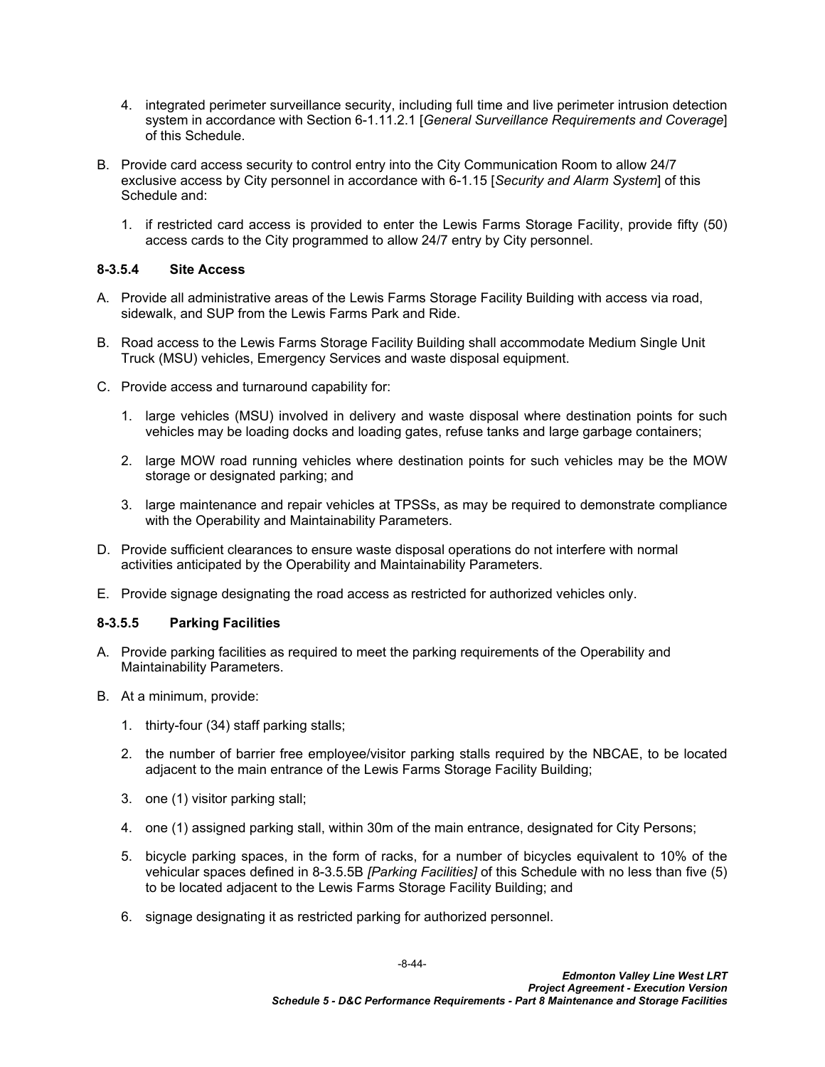4. integrated perimeter surveillance security, including full time and live perimeter intrusion detection system in accordance with Section 6-1.11.2.1 [*General Surveillance Requirements and Coverage*] of this Schedule.

B. Provide card access security to control entry into the City Communication Room to allow 24/7 exclusive access by City personnel in accordance with 6-1.15 [*Security and Alarm System*] of this Schedule and:

   1. if restricted card access is provided to enter the Lewis Farms Storage Facility, provide fifty (50) access cards to the City programmed to allow 24/7 entry by City personnel.

#### 8-3.5.4 Site Access

A. Provide all administrative areas of the Lewis Farms Storage Facility Building with access via road, sidewalk, and SUP from the Lewis Farms Park and Ride.

B. Road access to the Lewis Farms Storage Facility Building shall accommodate Medium Single Unit Truck (MSU) vehicles, Emergency Services and waste disposal equipment.

C. Provide access and turnaround capability for:

   1. large vehicles (MSU) involved in delivery and waste disposal where destination points for such vehicles may be loading docks and loading gates, refuse tanks and large garbage containers;

   2. large MOW road running vehicles where destination points for such vehicles may be the MOW storage or designated parking; and

   3. large maintenance and repair vehicles at TPSSs, as may be required to demonstrate compliance with the Operability and Maintainability Parameters.

D. Provide sufficient clearances to ensure waste disposal operations do not interfere with normal activities anticipated by the Operability and Maintainability Parameters.

E. Provide signage designating the road access as restricted for authorized vehicles only.

#### 8-3.5.5 Parking Facilities

A. Provide parking facilities as required to meet the parking requirements of the Operability and Maintainability Parameters.

B. At a minimum, provide:

   1. thirty-four (34) staff parking stalls;

   2. the number of barrier free employee/visitor parking stalls required by the NBCAE, to be located adjacent to the main entrance of the Lewis Farms Storage Facility Building;

   3. one (1) visitor parking stall;

   4. one (1) assigned parking stall, within 30m of the main entrance, designated for City Persons;

   5. bicycle parking spaces, in the form of racks, for a number of bicycles equivalent to 10% of the vehicular spaces defined in 8-3.5.5B *[Parking Facilities]* of this Schedule with no less than five (5) to be located adjacent to the Lewis Farms Storage Facility Building; and

   6. signage designating it as restricted parking for authorized personnel.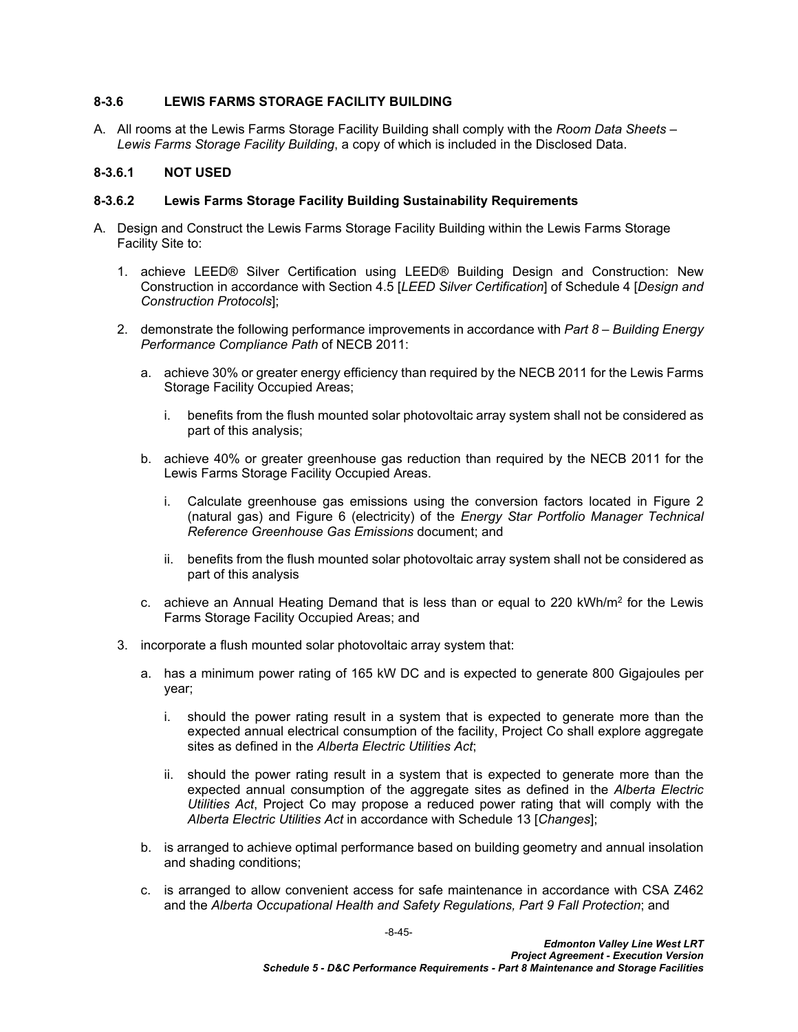### 8-3.6 LEWIS FARMS STORAGE FACILITY BUILDING

A. All rooms at the Lewis Farms Storage Facility Building shall comply with the *Room Data Sheets – Lewis Farms Storage Facility Building*, a copy of which is included in the Disclosed Data.

#### 8-3.6.1 NOT USED

#### 8-3.6.2 Lewis Farms Storage Facility Building Sustainability Requirements

A. Design and Construct the Lewis Farms Storage Facility Building within the Lewis Farms Storage Facility Site to:

1. achieve LEED® Silver Certification using LEED® Building Design and Construction: New Construction in accordance with Section 4.5 [*LEED Silver Certification*] of Schedule 4 [*Design and Construction Protocols*];

2. demonstrate the following performance improvements in accordance with *Part 8 – Building Energy Performance Compliance Path* of NECB 2011:

   a. achieve 30% or greater energy efficiency than required by the NECB 2011 for the Lewis Farms Storage Facility Occupied Areas;

      i. benefits from the flush mounted solar photovoltaic array system shall not be considered as part of this analysis;

   b. achieve 40% or greater greenhouse gas reduction than required by the NECB 2011 for the Lewis Farms Storage Facility Occupied Areas.

      i. Calculate greenhouse gas emissions using the conversion factors located in Figure 2 (natural gas) and Figure 6 (electricity) of the *Energy Star Portfolio Manager Technical Reference Greenhouse Gas Emissions* document; and

      ii. benefits from the flush mounted solar photovoltaic array system shall not be considered as part of this analysis

   c. achieve an Annual Heating Demand that is less than or equal to 220 kWh/m$^2$ for the Lewis Farms Storage Facility Occupied Areas; and

3. incorporate a flush mounted solar photovoltaic array system that:

   a. has a minimum power rating of 165 kW DC and is expected to generate 800 Gigajoules per year;

      i. should the power rating result in a system that is expected to generate more than the expected annual electrical consumption of the facility, Project Co shall explore aggregate sites as defined in the *Alberta Electric Utilities Act*;

      ii. should the power rating result in a system that is expected to generate more than the expected annual consumption of the aggregate sites as defined in the *Alberta Electric Utilities Act*, Project Co may propose a reduced power rating that will comply with the *Alberta Electric Utilities Act* in accordance with Schedule 13 [*Changes*];

   b. is arranged to achieve optimal performance based on building geometry and annual insolation and shading conditions;

   c. is arranged to allow convenient access for safe maintenance in accordance with CSA Z462 and the *Alberta Occupational Health and Safety Regulations, Part 9 Fall Protection*; and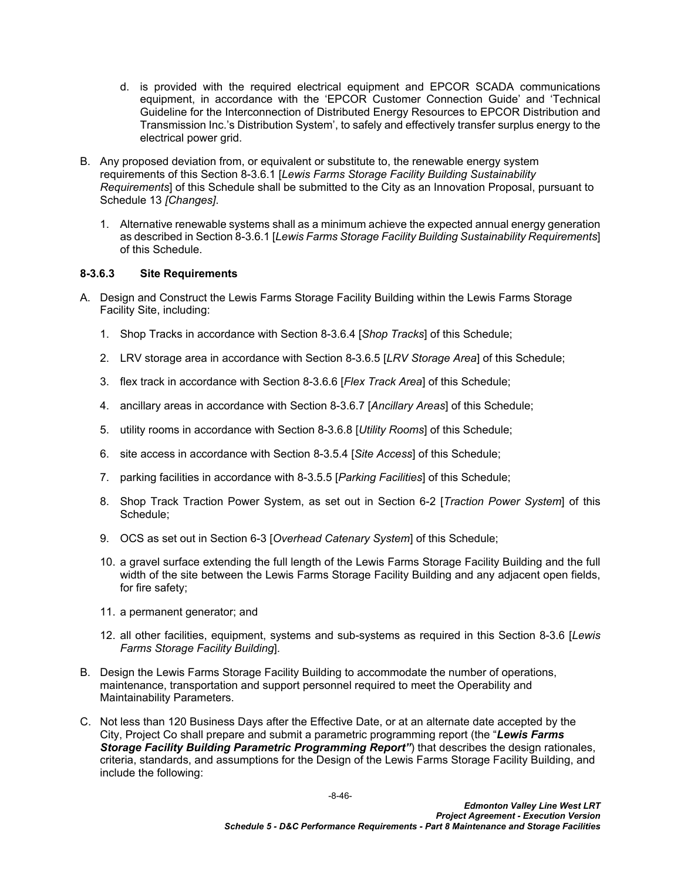d. is provided with the required electrical equipment and EPCOR SCADA communications equipment, in accordance with the 'EPCOR Customer Connection Guide' and 'Technical Guideline for the Interconnection of Distributed Energy Resources to EPCOR Distribution and Transmission Inc.'s Distribution System', to safely and effectively transfer surplus energy to the electrical power grid.

B. Any proposed deviation from, or equivalent or substitute to, the renewable energy system requirements of this Section 8-3.6.1 [*Lewis Farms Storage Facility Building Sustainability Requirements*] of this Schedule shall be submitted to the City as an Innovation Proposal, pursuant to Schedule 13 *[Changes]*.

1. Alternative renewable systems shall as a minimum achieve the expected annual energy generation as described in Section 8-3.6.1 [*Lewis Farms Storage Facility Building Sustainability Requirements*] of this Schedule.

### 8-3.6.3 Site Requirements

A. Design and Construct the Lewis Farms Storage Facility Building within the Lewis Farms Storage Facility Site, including:

1. Shop Tracks in accordance with Section 8-3.6.4 [*Shop Tracks*] of this Schedule;
2. LRV storage area in accordance with Section 8-3.6.5 [*LRV Storage Area*] of this Schedule;
3. flex track in accordance with Section 8-3.6.6 [*Flex Track Area*] of this Schedule;
4. ancillary areas in accordance with Section 8-3.6.7 [*Ancillary Areas*] of this Schedule;
5. utility rooms in accordance with Section 8-3.6.8 [*Utility Rooms*] of this Schedule;
6. site access in accordance with Section 8-3.5.4 [*Site Access*] of this Schedule;
7. parking facilities in accordance with 8-3.5.5 [*Parking Facilities*] of this Schedule;
8. Shop Track Traction Power System, as set out in Section 6-2 [*Traction Power System*] of this Schedule;
9. OCS as set out in Section 6-3 [*Overhead Catenary System*] of this Schedule;
10. a gravel surface extending the full length of the Lewis Farms Storage Facility Building and the full width of the site between the Lewis Farms Storage Facility Building and any adjacent open fields, for fire safety;
11. a permanent generator; and
12. all other facilities, equipment, systems and sub-systems as required in this Section 8-3.6 [*Lewis Farms Storage Facility Building*].

B. Design the Lewis Farms Storage Facility Building to accommodate the number of operations, maintenance, transportation and support personnel required to meet the Operability and Maintainability Parameters.

C. Not less than 120 Business Days after the Effective Date, or at an alternate date accepted by the City, Project Co shall prepare and submit a parametric programming report (the "***Lewis Farms Storage Facility Building Parametric Programming Report"***) that describes the design rationales, criteria, standards, and assumptions for the Design of the Lewis Farms Storage Facility Building, and include the following: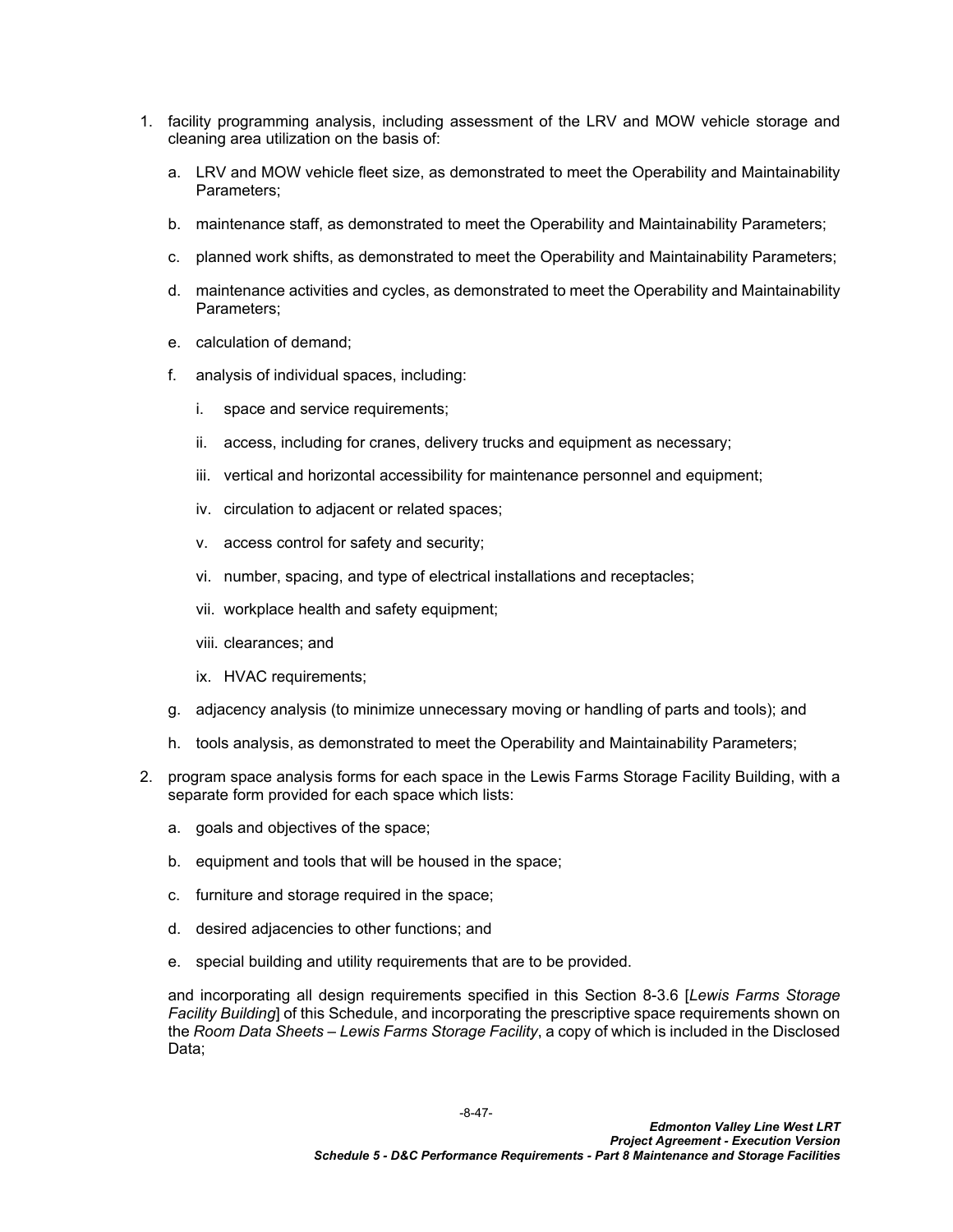1. facility programming analysis, including assessment of the LRV and MOW vehicle storage and cleaning area utilization on the basis of:

   a. LRV and MOW vehicle fleet size, as demonstrated to meet the Operability and Maintainability Parameters;

   b. maintenance staff, as demonstrated to meet the Operability and Maintainability Parameters;

   c. planned work shifts, as demonstrated to meet the Operability and Maintainability Parameters;

   d. maintenance activities and cycles, as demonstrated to meet the Operability and Maintainability Parameters;

   e. calculation of demand;

   f. analysis of individual spaces, including:

      i. space and service requirements;

      ii. access, including for cranes, delivery trucks and equipment as necessary;

      iii. vertical and horizontal accessibility for maintenance personnel and equipment;

      iv. circulation to adjacent or related spaces;

      v. access control for safety and security;

      vi. number, spacing, and type of electrical installations and receptacles;

      vii. workplace health and safety equipment;

      viii. clearances; and

      ix. HVAC requirements;

   g. adjacency analysis (to minimize unnecessary moving or handling of parts and tools); and

   h. tools analysis, as demonstrated to meet the Operability and Maintainability Parameters;

2. program space analysis forms for each space in the Lewis Farms Storage Facility Building, with a separate form provided for each space which lists:

   a. goals and objectives of the space;

   b. equipment and tools that will be housed in the space;

   c. furniture and storage required in the space;

   d. desired adjacencies to other functions; and

   e. special building and utility requirements that are to be provided.

   and incorporating all design requirements specified in this Section 8-3.6 [*Lewis Farms Storage Facility Building*] of this Schedule, and incorporating the prescriptive space requirements shown on the *Room Data Sheets – Lewis Farms Storage Facility*, a copy of which is included in the Disclosed Data;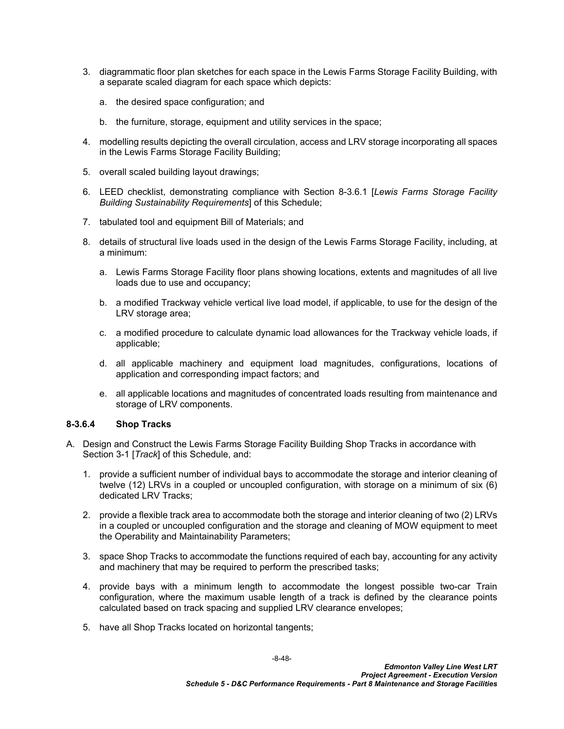3. diagrammatic floor plan sketches for each space in the Lewis Farms Storage Facility Building, with a separate scaled diagram for each space which depicts:

   a. the desired space configuration; and

   b. the furniture, storage, equipment and utility services in the space;

4. modelling results depicting the overall circulation, access and LRV storage incorporating all spaces in the Lewis Farms Storage Facility Building;

5. overall scaled building layout drawings;

6. LEED checklist, demonstrating compliance with Section 8-3.6.1 [*Lewis Farms Storage Facility Building Sustainability Requirements*] of this Schedule;

7. tabulated tool and equipment Bill of Materials; and

8. details of structural live loads used in the design of the Lewis Farms Storage Facility, including, at a minimum:

   a. Lewis Farms Storage Facility floor plans showing locations, extents and magnitudes of all live loads due to use and occupancy;

   b. a modified Trackway vehicle vertical live load model, if applicable, to use for the design of the LRV storage area;

   c. a modified procedure to calculate dynamic load allowances for the Trackway vehicle loads, if applicable;

   d. all applicable machinery and equipment load magnitudes, configurations, locations of application and corresponding impact factors; and

   e. all applicable locations and magnitudes of concentrated loads resulting from maintenance and storage of LRV components.

#### 8-3.6.4 Shop Tracks

A. Design and Construct the Lewis Farms Storage Facility Building Shop Tracks in accordance with Section 3-1 [*Track*] of this Schedule, and:

   1. provide a sufficient number of individual bays to accommodate the storage and interior cleaning of twelve (12) LRVs in a coupled or uncoupled configuration, with storage on a minimum of six (6) dedicated LRV Tracks;

   2. provide a flexible track area to accommodate both the storage and interior cleaning of two (2) LRVs in a coupled or uncoupled configuration and the storage and cleaning of MOW equipment to meet the Operability and Maintainability Parameters;

   3. space Shop Tracks to accommodate the functions required of each bay, accounting for any activity and machinery that may be required to perform the prescribed tasks;

   4. provide bays with a minimum length to accommodate the longest possible two-car Train configuration, where the maximum usable length of a track is defined by the clearance points calculated based on track spacing and supplied LRV clearance envelopes;

   5. have all Shop Tracks located on horizontal tangents;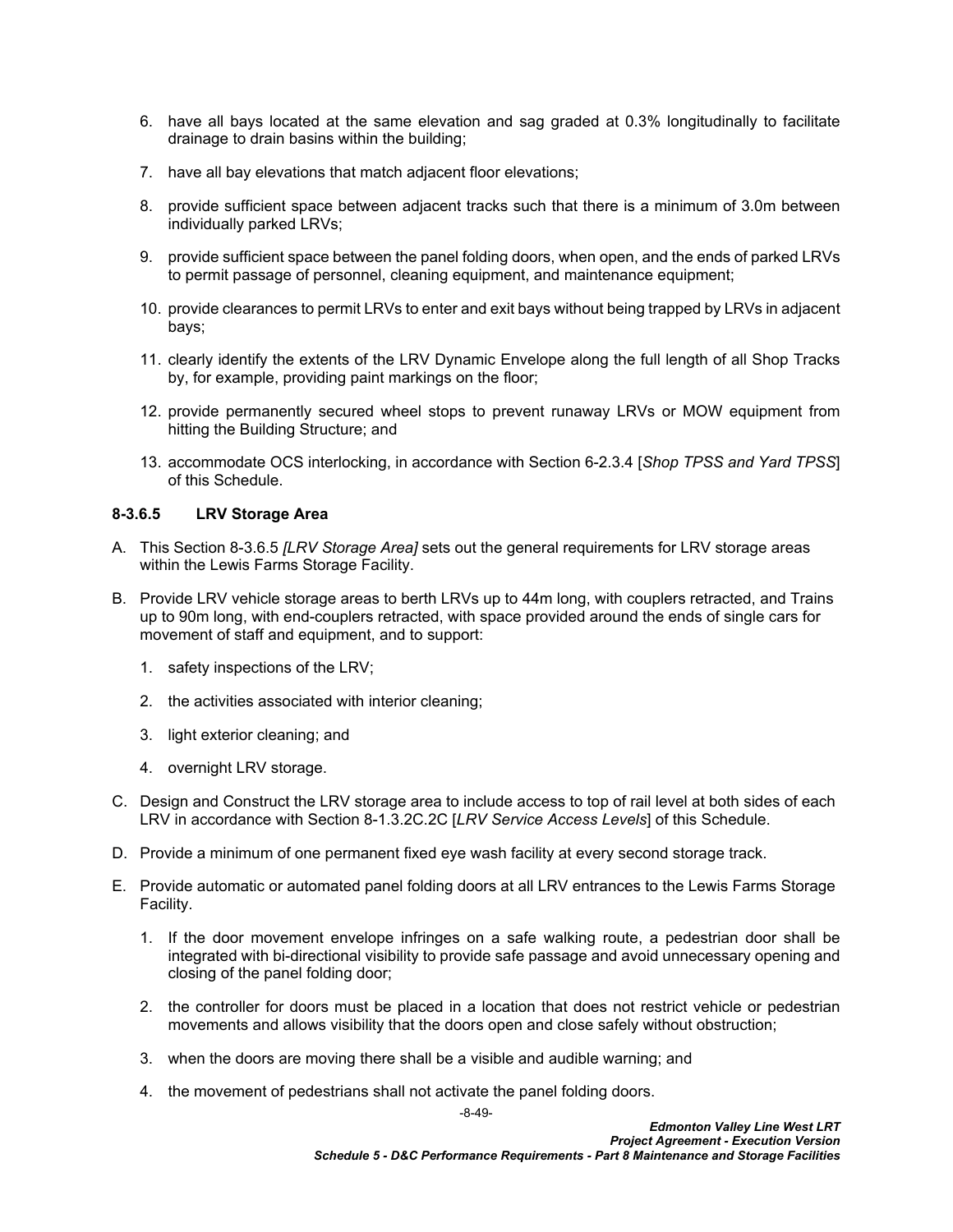6. have all bays located at the same elevation and sag graded at 0.3% longitudinally to facilitate drainage to drain basins within the building;

7. have all bay elevations that match adjacent floor elevations;

8. provide sufficient space between adjacent tracks such that there is a minimum of 3.0m between individually parked LRVs;

9. provide sufficient space between the panel folding doors, when open, and the ends of parked LRVs to permit passage of personnel, cleaning equipment, and maintenance equipment;

10. provide clearances to permit LRVs to enter and exit bays without being trapped by LRVs in adjacent bays;

11. clearly identify the extents of the LRV Dynamic Envelope along the full length of all Shop Tracks by, for example, providing paint markings on the floor;

12. provide permanently secured wheel stops to prevent runaway LRVs or MOW equipment from hitting the Building Structure; and

13. accommodate OCS interlocking, in accordance with Section 6-2.3.4 [*Shop TPSS and Yard TPSS*] of this Schedule.

#### 8-3.6.5 LRV Storage Area

A. This Section 8-3.6.5 *[LRV Storage Area]* sets out the general requirements for LRV storage areas within the Lewis Farms Storage Facility.

B. Provide LRV vehicle storage areas to berth LRVs up to 44m long, with couplers retracted, and Trains up to 90m long, with end-couplers retracted, with space provided around the ends of single cars for movement of staff and equipment, and to support:

   1. safety inspections of the LRV;

   2. the activities associated with interior cleaning;

   3. light exterior cleaning; and

   4. overnight LRV storage.

C. Design and Construct the LRV storage area to include access to top of rail level at both sides of each LRV in accordance with Section 8-1.3.2C.2C [*LRV Service Access Levels*] of this Schedule.

D. Provide a minimum of one permanent fixed eye wash facility at every second storage track.

E. Provide automatic or automated panel folding doors at all LRV entrances to the Lewis Farms Storage Facility.

   1. If the door movement envelope infringes on a safe walking route, a pedestrian door shall be integrated with bi-directional visibility to provide safe passage and avoid unnecessary opening and closing of the panel folding door;

   2. the controller for doors must be placed in a location that does not restrict vehicle or pedestrian movements and allows visibility that the doors open and close safely without obstruction;

   3. when the doors are moving there shall be a visible and audible warning; and

   4. the movement of pedestrians shall not activate the panel folding doors.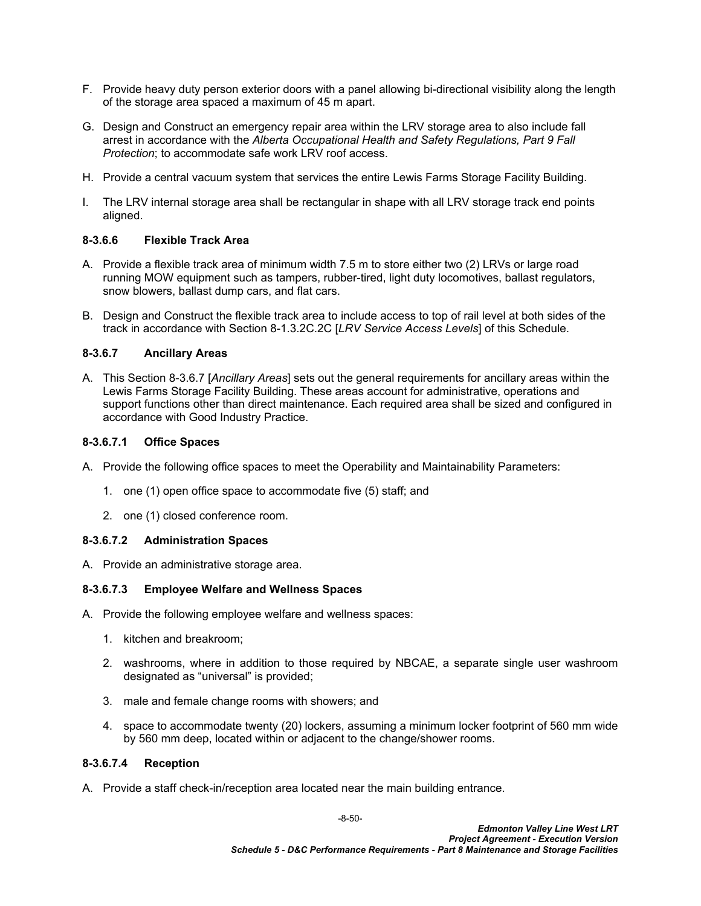F. Provide heavy duty person exterior doors with a panel allowing bi-directional visibility along the length of the storage area spaced a maximum of 45 m apart.

G. Design and Construct an emergency repair area within the LRV storage area to also include fall arrest in accordance with the *Alberta Occupational Health and Safety Regulations, Part 9 Fall Protection*; to accommodate safe work LRV roof access.

H. Provide a central vacuum system that services the entire Lewis Farms Storage Facility Building.

I. The LRV internal storage area shall be rectangular in shape with all LRV storage track end points aligned.

#### 8-3.6.6 Flexible Track Area

A. Provide a flexible track area of minimum width 7.5 m to store either two (2) LRVs or large road running MOW equipment such as tampers, rubber-tired, light duty locomotives, ballast regulators, snow blowers, ballast dump cars, and flat cars.

B. Design and Construct the flexible track area to include access to top of rail level at both sides of the track in accordance with Section 8-1.3.2C.2C [*LRV Service Access Levels*] of this Schedule.

#### 8-3.6.7 Ancillary Areas

A. This Section 8-3.6.7 [*Ancillary Areas*] sets out the general requirements for ancillary areas within the Lewis Farms Storage Facility Building. These areas account for administrative, operations and support functions other than direct maintenance. Each required area shall be sized and configured in accordance with Good Industry Practice.

#### 8-3.6.7.1 Office Spaces

A. Provide the following office spaces to meet the Operability and Maintainability Parameters:

1. one (1) open office space to accommodate five (5) staff; and
2. one (1) closed conference room.

#### 8-3.6.7.2 Administration Spaces

A. Provide an administrative storage area.

#### 8-3.6.7.3 Employee Welfare and Wellness Spaces

A. Provide the following employee welfare and wellness spaces:

1. kitchen and breakroom;
2. washrooms, where in addition to those required by NBCAE, a separate single user washroom designated as "universal" is provided;
3. male and female change rooms with showers; and
4. space to accommodate twenty (20) lockers, assuming a minimum locker footprint of 560 mm wide by 560 mm deep, located within or adjacent to the change/shower rooms.

#### 8-3.6.7.4 Reception

A. Provide a staff check-in/reception area located near the main building entrance.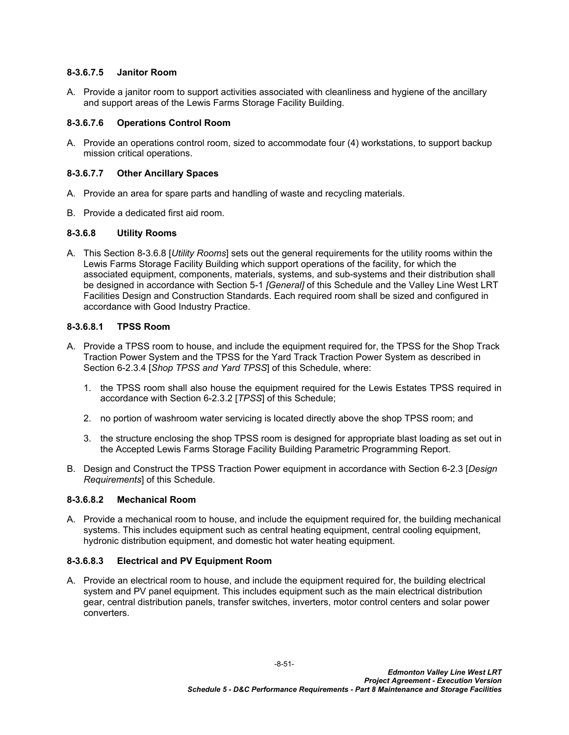#### 8-3.6.7.5 Janitor Room

A. Provide a janitor room to support activities associated with cleanliness and hygiene of the ancillary and support areas of the Lewis Farms Storage Facility Building.

#### 8-3.6.7.6 Operations Control Room

A. Provide an operations control room, sized to accommodate four (4) workstations, to support backup mission critical operations.

#### 8-3.6.7.7 Other Ancillary Spaces

A. Provide an area for spare parts and handling of waste and recycling materials.

B. Provide a dedicated first aid room.

### 8-3.6.8 Utility Rooms

A. This Section 8-3.6.8 [*Utility Rooms*] sets out the general requirements for the utility rooms within the Lewis Farms Storage Facility Building which support operations of the facility, for which the associated equipment, components, materials, systems, and sub-systems and their distribution shall be designed in accordance with Section 5-1 *[General]* of this Schedule and the Valley Line West LRT Facilities Design and Construction Standards. Each required room shall be sized and configured in accordance with Good Industry Practice.

#### 8-3.6.8.1 TPSS Room

A. Provide a TPSS room to house, and include the equipment required for, the TPSS for the Shop Track Traction Power System and the TPSS for the Yard Track Traction Power System as described in Section 6-2.3.4 [*Shop TPSS and Yard TPSS*] of this Schedule, where:

   1. the TPSS room shall also house the equipment required for the Lewis Estates TPSS required in accordance with Section 6-2.3.2 [*TPSS*] of this Schedule;

   2. no portion of washroom water servicing is located directly above the shop TPSS room; and

   3. the structure enclosing the shop TPSS room is designed for appropriate blast loading as set out in the Accepted Lewis Farms Storage Facility Building Parametric Programming Report.

B. Design and Construct the TPSS Traction Power equipment in accordance with Section 6-2.3 [*Design Requirements*] of this Schedule.

#### 8-3.6.8.2 Mechanical Room

A. Provide a mechanical room to house, and include the equipment required for, the building mechanical systems. This includes equipment such as central heating equipment, central cooling equipment, hydronic distribution equipment, and domestic hot water heating equipment.

#### 8-3.6.8.3 Electrical and PV Equipment Room

A. Provide an electrical room to house, and include the equipment required for, the building electrical system and PV panel equipment. This includes equipment such as the main electrical distribution gear, central distribution panels, transfer switches, inverters, motor control centers and solar power converters.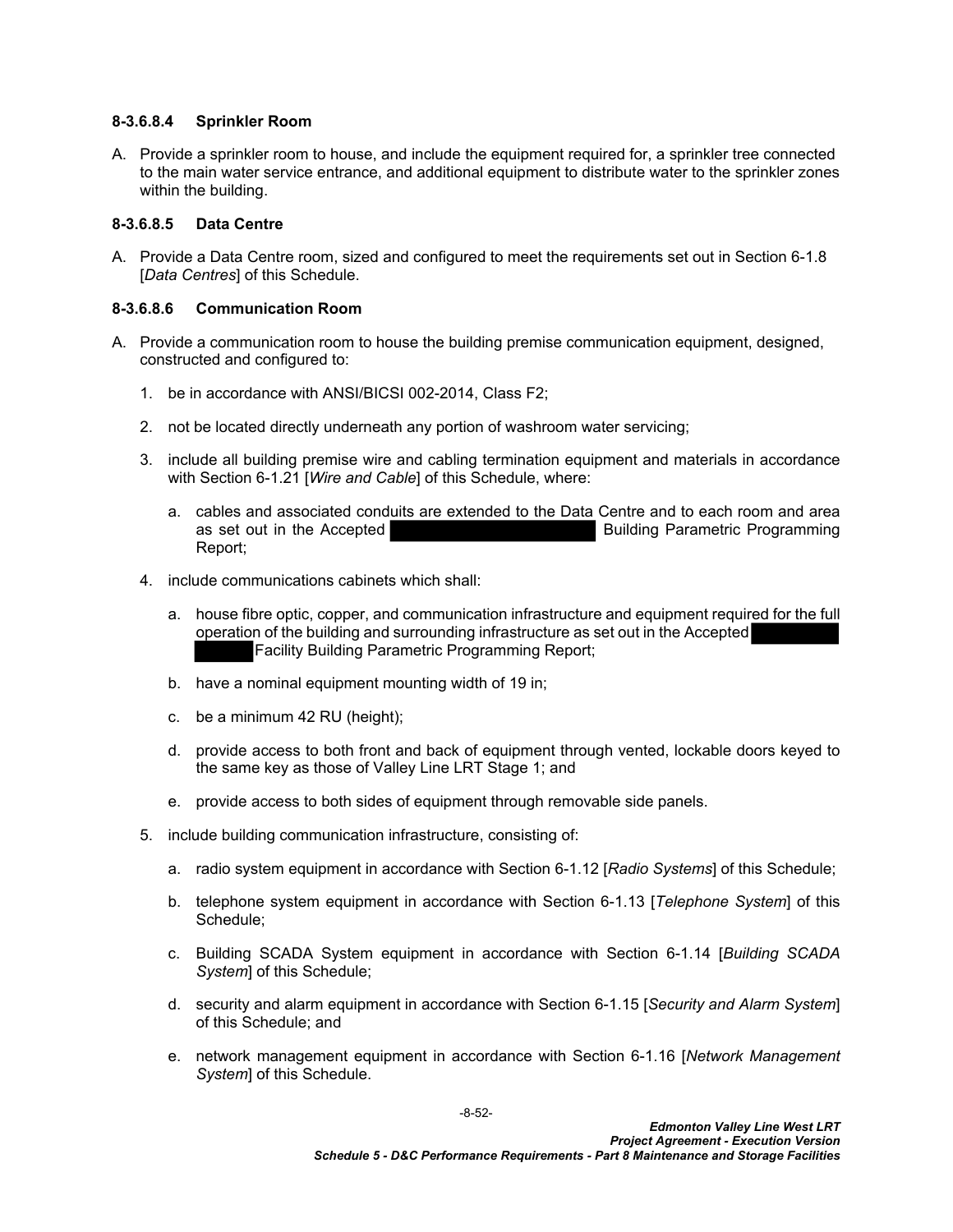#### 8-3.6.8.4 Sprinkler Room

A. Provide a sprinkler room to house, and include the equipment required for, a sprinkler tree connected to the main water service entrance, and additional equipment to distribute water to the sprinkler zones within the building.

#### 8-3.6.8.5 Data Centre

A. Provide a Data Centre room, sized and configured to meet the requirements set out in Section 6-1.8 [*Data Centres*] of this Schedule.

#### 8-3.6.8.6 Communication Room

A. Provide a communication room to house the building premise communication equipment, designed, constructed and configured to:

   1. be in accordance with ANSI/BICSI 002-2014, Class F2;

   2. not be located directly underneath any portion of washroom water servicing;

   3. include all building premise wire and cabling termination equipment and materials in accordance with Section 6-1.21 [*Wire and Cable*] of this Schedule, where:

      a. cables and associated conduits are extended to the Data Centre and to each room and area as set out in the Accepted ██████████ Building Parametric Programming Report;

   4. include communications cabinets which shall:

      a. house fibre optic, copper, and communication infrastructure and equipment required for the full operation of the building and surrounding infrastructure as set out in the Accepted ██████████ Facility Building Parametric Programming Report;

      b. have a nominal equipment mounting width of 19 in;

      c. be a minimum 42 RU (height);

      d. provide access to both front and back of equipment through vented, lockable doors keyed to the same key as those of Valley Line LRT Stage 1; and

      e. provide access to both sides of equipment through removable side panels.

   5. include building communication infrastructure, consisting of:

      a. radio system equipment in accordance with Section 6-1.12 [*Radio Systems*] of this Schedule;

      b. telephone system equipment in accordance with Section 6-1.13 [*Telephone System*] of this Schedule;

      c. Building SCADA System equipment in accordance with Section 6-1.14 [*Building SCADA System*] of this Schedule;

      d. security and alarm equipment in accordance with Section 6-1.15 [*Security and Alarm System*] of this Schedule; and

      e. network management equipment in accordance with Section 6-1.16 [*Network Management System*] of this Schedule.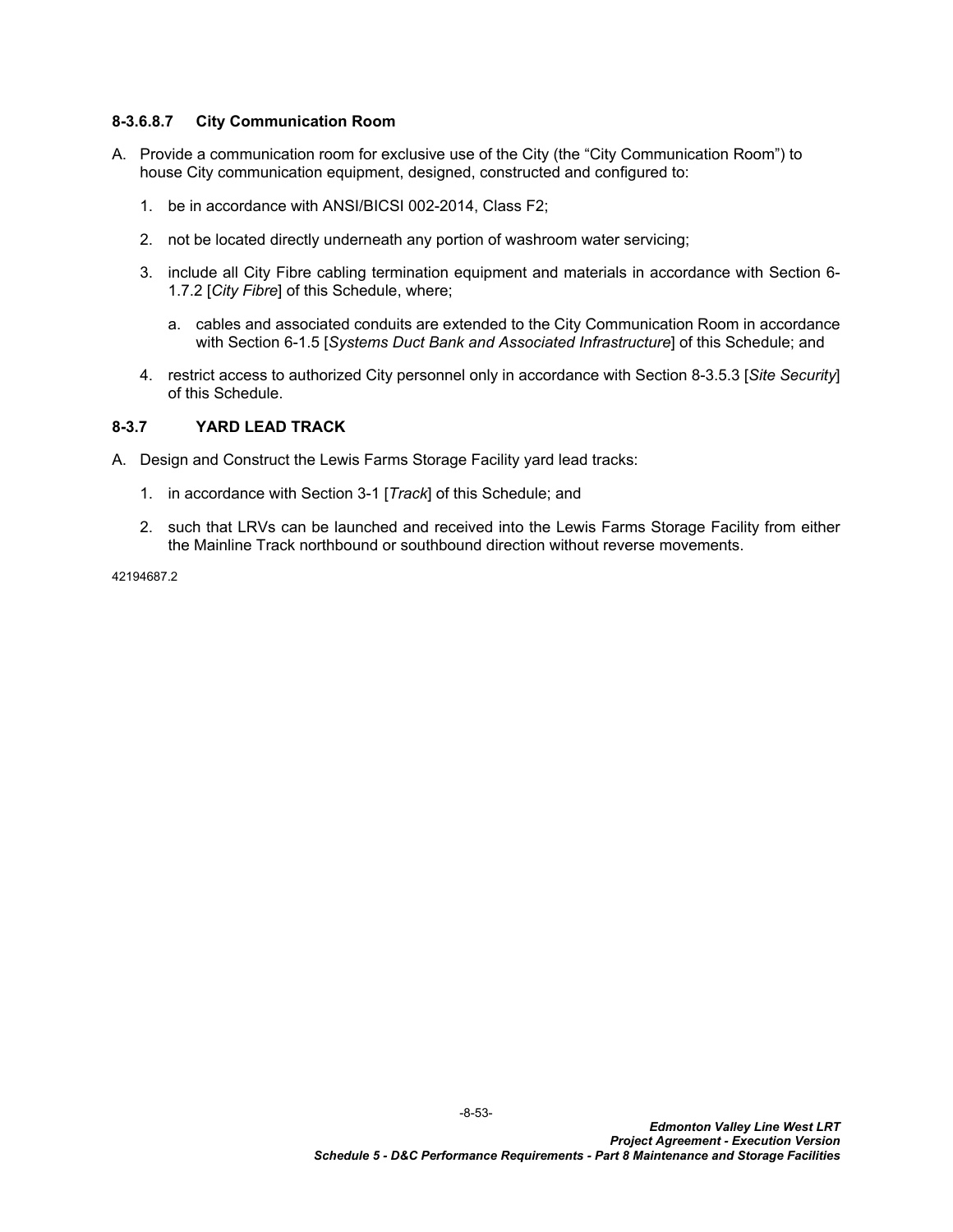#### 8-3.6.8.7 City Communication Room

A. Provide a communication room for exclusive use of the City (the "City Communication Room") to house City communication equipment, designed, constructed and configured to:

   1. be in accordance with ANSI/BICSI 002-2014, Class F2;

   2. not be located directly underneath any portion of washroom water servicing;

   3. include all City Fibre cabling termination equipment and materials in accordance with Section 6-1.7.2 [*City Fibre*] of this Schedule, where;

      a. cables and associated conduits are extended to the City Communication Room in accordance with Section 6-1.5 [*Systems Duct Bank and Associated Infrastructure*] of this Schedule; and

   4. restrict access to authorized City personnel only in accordance with Section 8-3.5.3 [*Site Security*] of this Schedule.

### 8-3.7 YARD LEAD TRACK

A. Design and Construct the Lewis Farms Storage Facility yard lead tracks:

   1. in accordance with Section 3-1 [*Track*] of this Schedule; and

   2. such that LRVs can be launched and received into the Lewis Farms Storage Facility from either the Mainline Track northbound or southbound direction without reverse movements.

42194687.2